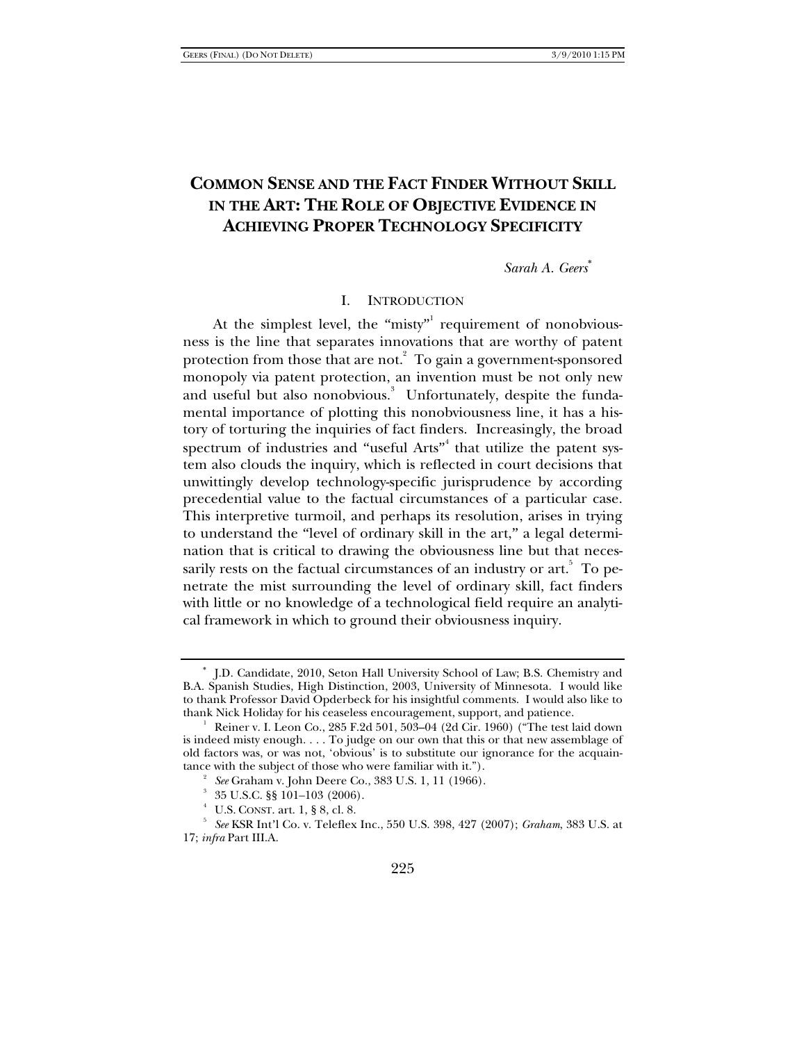# COMMON SENSE AND THE FACT FINDER WITHOUT SKILL IN THE ART: THE ROLE OF OBJECTIVE EVIDENCE IN ACHIEVING PROPER TECHNOLOGY SPECIFICITY

*Sarah A. Geers*[*]

## I. INTRODUCTION

At the simplest level, the "misty"[1] requirement of nonobviousness is the line that separates innovations that are worthy of patent protection from those that are not.[2] To gain a government-sponsored monopoly via patent protection, an invention must be not only new and useful but also nonobvious.[3] Unfortunately, despite the fundamental importance of plotting this nonobviousness line, it has a history of torturing the inquiries of fact finders. Increasingly, the broad spectrum of industries and "useful Arts"[4] that utilize the patent system also clouds the inquiry, which is reflected in court decisions that unwittingly develop technology-specific jurisprudence by according precedential value to the factual circumstances of a particular case. This interpretive turmoil, and perhaps its resolution, arises in trying to understand the "level of ordinary skill in the art," a legal determination that is critical to drawing the obviousness line but that necessarily rests on the factual circumstances of an industry or art.[5] To penetrate the mist surrounding the level of ordinary skill, fact finders with little or no knowledge of a technological field require an analytical framework in which to ground their obviousness inquiry.

---

[*] J.D. Candidate, 2010, Seton Hall University School of Law; B.S. Chemistry and B.A. Spanish Studies, High Distinction, 2003, University of Minnesota. I would like to thank Professor David Opderbeck for his insightful comments. I would also like to thank Nick Holiday for his ceaseless encouragement, support, and patience.

[1] Reiner v. I. Leon Co., 285 F.2d 501, 503–04 (2d Cir. 1960) ("The test laid down is indeed misty enough. . . . To judge on our own that this or that new assemblage of old factors was, or was not, 'obvious' is to substitute our ignorance for the acquaintance with the subject of those who were familiar with it.").

[2] *See* Graham v. John Deere Co., 383 U.S. 1, 11 (1966).

[3] 35 U.S.C. §§ 101–103 (2006).

[4] U.S. CONST. art. 1, § 8, cl. 8.

[5] *See* KSR Int'l Co. v. Teleflex Inc., 550 U.S. 398, 427 (2007); *Graham*, 383 U.S. at 17; *infra* Part III.A.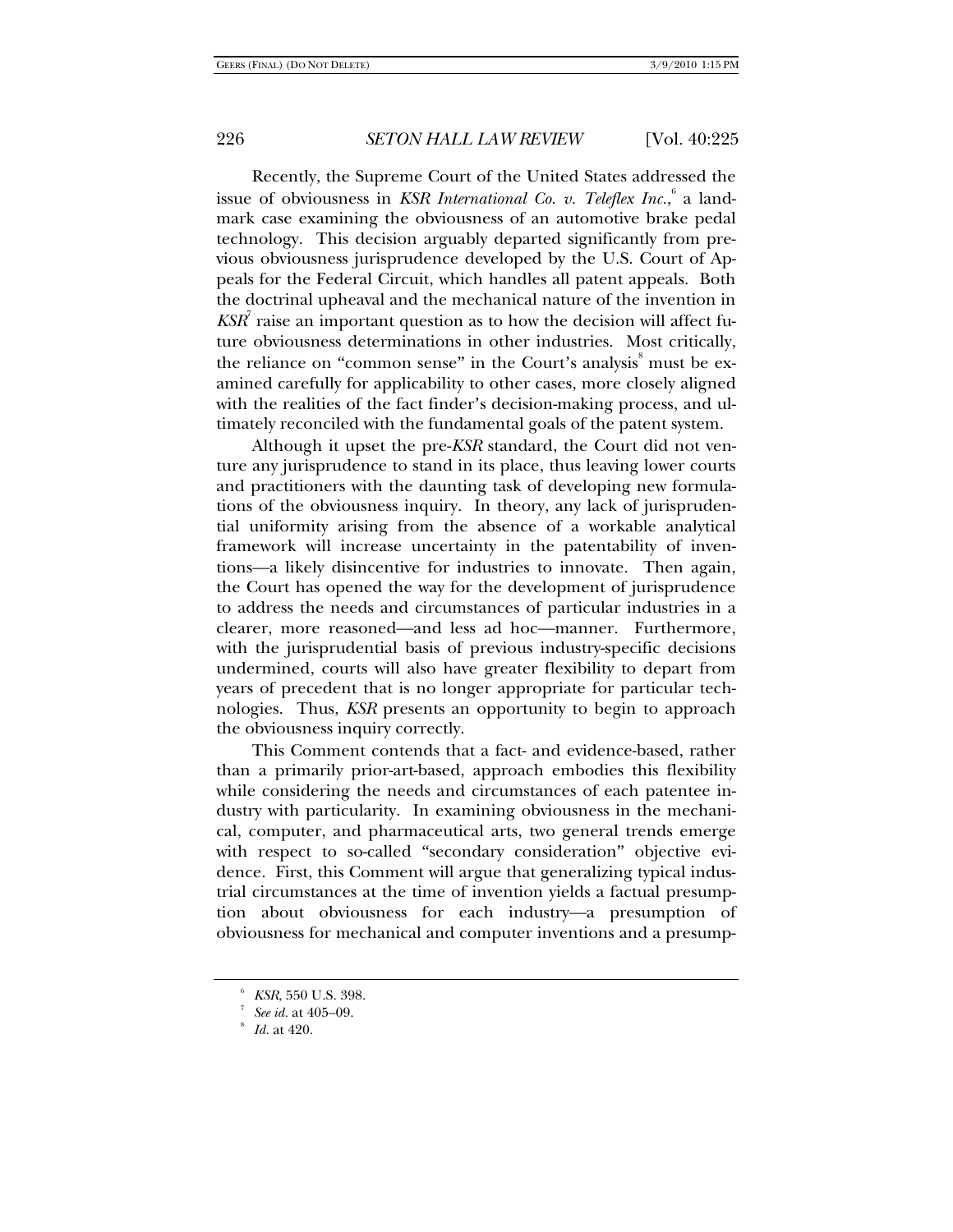Recently, the Supreme Court of the United States addressed the issue of obviousness in *KSR International Co. v. Teleflex Inc.*,[6] a landmark case examining the obviousness of an automotive brake pedal technology. This decision arguably departed significantly from previous obviousness jurisprudence developed by the U.S. Court of Appeals for the Federal Circuit, which handles all patent appeals. Both the doctrinal upheaval and the mechanical nature of the invention in *KSR*[7] raise an important question as to how the decision will affect future obviousness determinations in other industries. Most critically, the reliance on "common sense" in the Court's analysis[8] must be examined carefully for applicability to other cases, more closely aligned with the realities of the fact finder's decision-making process, and ultimately reconciled with the fundamental goals of the patent system.

Although it upset the pre-*KSR* standard, the Court did not venture any jurisprudence to stand in its place, thus leaving lower courts and practitioners with the daunting task of developing new formulations of the obviousness inquiry. In theory, any lack of jurisprudential uniformity arising from the absence of a workable analytical framework will increase uncertainty in the patentability of inventions—a likely disincentive for industries to innovate. Then again, the Court has opened the way for the development of jurisprudence to address the needs and circumstances of particular industries in a clearer, more reasoned—and less ad hoc—manner. Furthermore, with the jurisprudential basis of previous industry-specific decisions undermined, courts will also have greater flexibility to depart from years of precedent that is no longer appropriate for particular technologies. Thus, *KSR* presents an opportunity to begin to approach the obviousness inquiry correctly.

This Comment contends that a fact- and evidence-based, rather than a primarily prior-art-based, approach embodies this flexibility while considering the needs and circumstances of each patentee industry with particularity. In examining obviousness in the mechanical, computer, and pharmaceutical arts, two general trends emerge with respect to so-called "secondary consideration" objective evidence. First, this Comment will argue that generalizing typical industrial circumstances at the time of invention yields a factual presumption about obviousness for each industry—a presumption of obviousness for mechanical and computer inventions and a presump-

[6] *KSR*, 550 U.S. 398.

[7] *See id.* at 405–09.

[8] *Id.* at 420.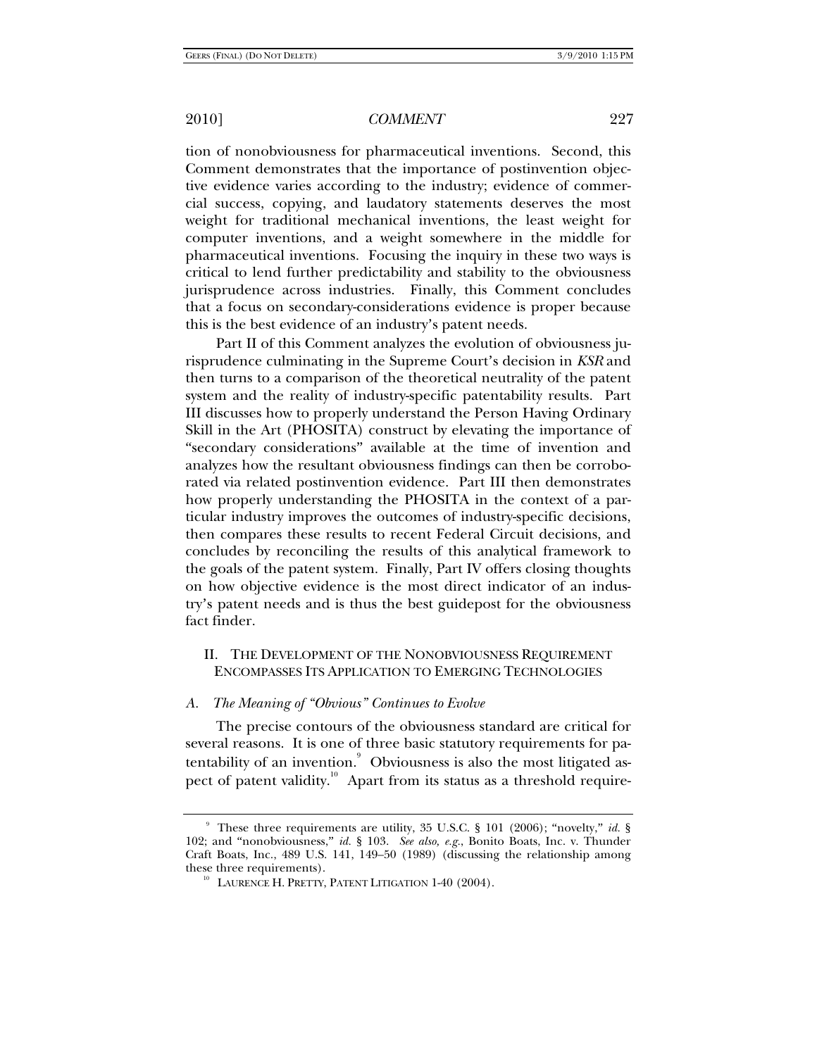tion of nonobviousness for pharmaceutical inventions. Second, this Comment demonstrates that the importance of postinvention objective evidence varies according to the industry; evidence of commercial success, copying, and laudatory statements deserves the most weight for traditional mechanical inventions, the least weight for computer inventions, and a weight somewhere in the middle for pharmaceutical inventions. Focusing the inquiry in these two ways is critical to lend further predictability and stability to the obviousness jurisprudence across industries. Finally, this Comment concludes that a focus on secondary-considerations evidence is proper because this is the best evidence of an industry's patent needs.

Part II of this Comment analyzes the evolution of obviousness jurisprudence culminating in the Supreme Court's decision in *KSR* and then turns to a comparison of the theoretical neutrality of the patent system and the reality of industry-specific patentability results. Part III discusses how to properly understand the Person Having Ordinary Skill in the Art (PHOSITA) construct by elevating the importance of "secondary considerations" available at the time of invention and analyzes how the resultant obviousness findings can then be corroborated via related postinvention evidence. Part III then demonstrates how properly understanding the PHOSITA in the context of a particular industry improves the outcomes of industry-specific decisions, then compares these results to recent Federal Circuit decisions, and concludes by reconciling the results of this analytical framework to the goals of the patent system. Finally, Part IV offers closing thoughts on how objective evidence is the most direct indicator of an industry's patent needs and is thus the best guidepost for the obviousness fact finder.

## II. THE DEVELOPMENT OF THE NONOBVIOUSNESS REQUIREMENT ENCOMPASSES ITS APPLICATION TO EMERGING TECHNOLOGIES

### *A. The Meaning of "Obvious" Continues to Evolve*

The precise contours of the obviousness standard are critical for several reasons. It is one of three basic statutory requirements for patentability of an invention.[9] Obviousness is also the most litigated aspect of patent validity.[10] Apart from its status as a threshold require-

---

[9] These three requirements are utility, 35 U.S.C. § 101 (2006); "novelty," *id.* § 102; and "nonobviousness," *id.* § 103. *See also, e.g.*, Bonito Boats, Inc. v. Thunder Craft Boats, Inc., 489 U.S. 141, 149–50 (1989) (discussing the relationship among these three requirements).

[10] LAURENCE H. PRETTY, PATENT LITIGATION 1-40 (2004).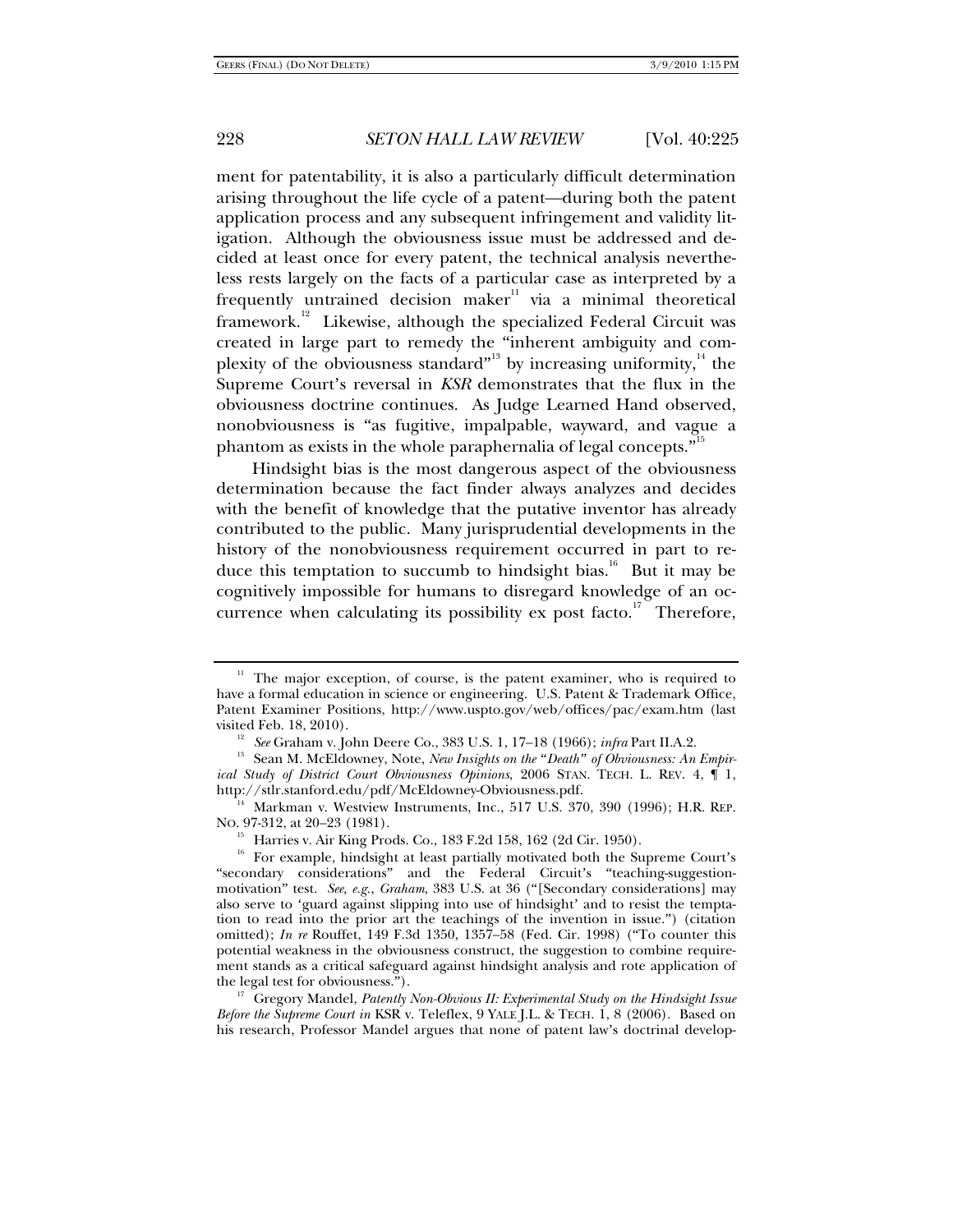ment for patentability, it is also a particularly difficult determination arising throughout the life cycle of a patent—during both the patent application process and any subsequent infringement and validity litigation. Although the obviousness issue must be addressed and decided at least once for every patent, the technical analysis nevertheless rests largely on the facts of a particular case as interpreted by a frequently untrained decision maker[11] via a minimal theoretical framework.[12] Likewise, although the specialized Federal Circuit was created in large part to remedy the "inherent ambiguity and complexity of the obviousness standard"[13] by increasing uniformity,[14] the Supreme Court's reversal in *KSR* demonstrates that the flux in the obviousness doctrine continues. As Judge Learned Hand observed, nonobviousness is "as fugitive, impalpable, wayward, and vague a phantom as exists in the whole paraphernalia of legal concepts."[15]

Hindsight bias is the most dangerous aspect of the obviousness determination because the fact finder always analyzes and decides with the benefit of knowledge that the putative inventor has already contributed to the public. Many jurisprudential developments in the history of the nonobviousness requirement occurred in part to reduce this temptation to succumb to hindsight bias.[16] But it may be cognitively impossible for humans to disregard knowledge of an occurrence when calculating its possibility ex post facto.[17] Therefore,

---

[11] The major exception, of course, is the patent examiner, who is required to have a formal education in science or engineering. U.S. Patent & Trademark Office, Patent Examiner Positions, http://www.uspto.gov/web/offices/pac/exam.htm (last visited Feb. 18, 2010).

[12] *See* Graham v. John Deere Co., 383 U.S. 1, 17–18 (1966); *infra* Part II.A.2.

[13] Sean M. McEldowney, Note, *New Insights on the "Death" of Obviousness: An Empirical Study of District Court Obviousness Opinions*, 2006 STAN. TECH. L. REV. 4, ¶ 1, http://stlr.stanford.edu/pdf/McEldowney-Obviousness.pdf.

[14] Markman v. Westview Instruments, Inc., 517 U.S. 370, 390 (1996); H.R. REP. NO. 97-312, at 20–23 (1981).

[15] Harries v. Air King Prods. Co., 183 F.2d 158, 162 (2d Cir. 1950).

[16] For example, hindsight at least partially motivated both the Supreme Court's "secondary considerations" and the Federal Circuit's "teaching-suggestion-motivation" test. *See, e.g.*, *Graham*, 383 U.S. at 36 ("[Secondary considerations] may also serve to 'guard against slipping into use of hindsight' and to resist the temptation to read into the prior art the teachings of the invention in issue.") (citation omitted); *In re* Rouffet, 149 F.3d 1350, 1357–58 (Fed. Cir. 1998) ("To counter this potential weakness in the obviousness construct, the suggestion to combine requirement stands as a critical safeguard against hindsight analysis and rote application of the legal test for obviousness.").

[17] Gregory Mandel, *Patently Non-Obvious II: Experimental Study on the Hindsight Issue Before the Supreme Court in* KSR v. Teleflex, 9 YALE J.L. & TECH. 1, 8 (2006). Based on his research, Professor Mandel argues that none of patent law's doctrinal develop-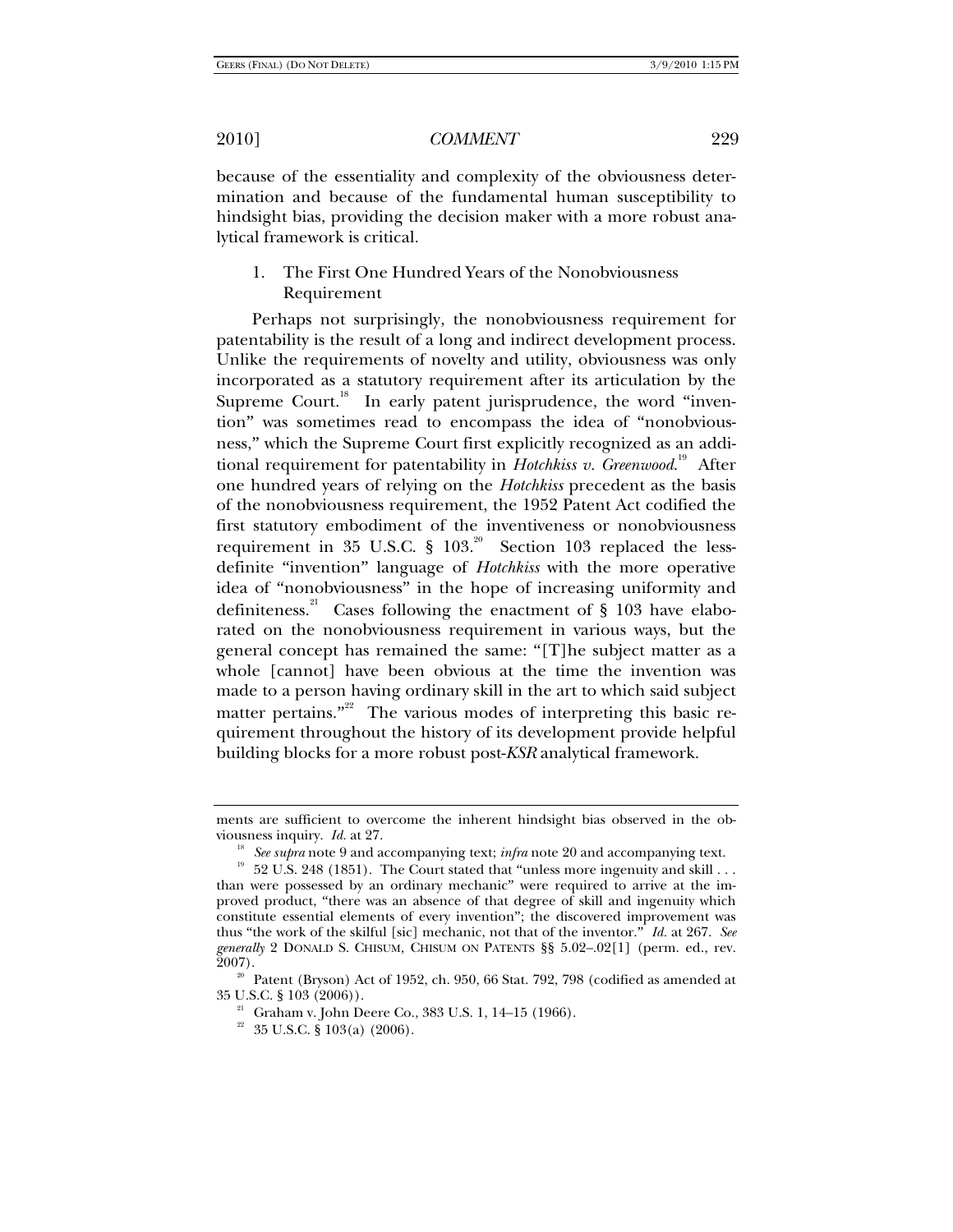because of the essentiality and complexity of the obviousness determination and because of the fundamental human susceptibility to hindsight bias, providing the decision maker with a more robust analytical framework is critical.

### 1. The First One Hundred Years of the Nonobviousness Requirement

Perhaps not surprisingly, the nonobviousness requirement for patentability is the result of a long and indirect development process. Unlike the requirements of novelty and utility, obviousness was only incorporated as a statutory requirement after its articulation by the Supreme Court.[18] In early patent jurisprudence, the word "invention" was sometimes read to encompass the idea of "nonobviousness," which the Supreme Court first explicitly recognized as an additional requirement for patentability in *Hotchkiss v. Greenwood*.[19] After one hundred years of relying on the *Hotchkiss* precedent as the basis of the nonobviousness requirement, the 1952 Patent Act codified the first statutory embodiment of the inventiveness or nonobviousness requirement in 35 U.S.C. § 103.[20] Section 103 replaced the less-definite "invention" language of *Hotchkiss* with the more operative idea of "nonobviousness" in the hope of increasing uniformity and definiteness.[21] Cases following the enactment of § 103 have elaborated on the nonobviousness requirement in various ways, but the general concept has remained the same: "[T]he subject matter as a whole [cannot] have been obvious at the time the invention was made to a person having ordinary skill in the art to which said subject matter pertains."[22] The various modes of interpreting this basic requirement throughout the history of its development provide helpful building blocks for a more robust post-*KSR* analytical framework.

---

ments are sufficient to overcome the inherent hindsight bias observed in the obviousness inquiry. *Id.* at 27.

[18] *See supra* note 9 and accompanying text; *infra* note 20 and accompanying text.

[19] 52 U.S. 248 (1851). The Court stated that "unless more ingenuity and skill . . . than were possessed by an ordinary mechanic" were required to arrive at the improved product, "there was an absence of that degree of skill and ingenuity which constitute essential elements of every invention"; the discovered improvement was thus "the work of the skilful [sic] mechanic, not that of the inventor." *Id.* at 267. *See generally* 2 DONALD S. CHISUM, CHISUM ON PATENTS §§ 5.02–.02[1] (perm. ed., rev. 2007).

[20] Patent (Bryson) Act of 1952, ch. 950, 66 Stat. 792, 798 (codified as amended at 35 U.S.C. § 103 (2006)).

[21] Graham v. John Deere Co., 383 U.S. 1, 14–15 (1966).

[22] 35 U.S.C. § 103(a) (2006).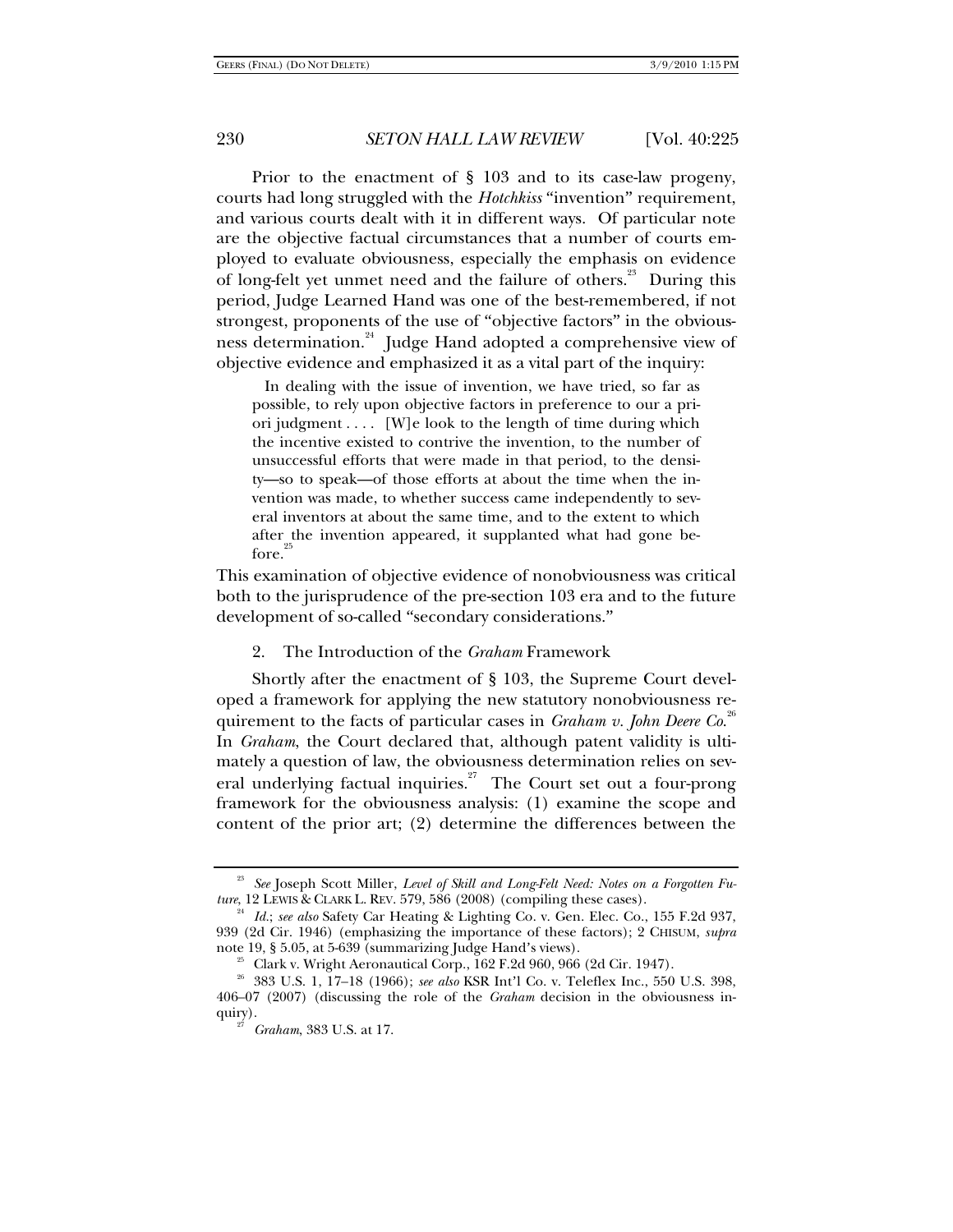Prior to the enactment of § 103 and to its case-law progeny, courts had long struggled with the *Hotchkiss* "invention" requirement, and various courts dealt with it in different ways. Of particular note are the objective factual circumstances that a number of courts employed to evaluate obviousness, especially the emphasis on evidence of long-felt yet unmet need and the failure of others.[23] During this period, Judge Learned Hand was one of the best-remembered, if not strongest, proponents of the use of "objective factors" in the obviousness determination.[24] Judge Hand adopted a comprehensive view of objective evidence and emphasized it as a vital part of the inquiry:

> In dealing with the issue of invention, we have tried, so far as possible, to rely upon objective factors in preference to our a priori judgment . . . . [W]e look to the length of time during which the incentive existed to contrive the invention, to the number of unsuccessful efforts that were made in that period, to the density—so to speak—of those efforts at about the time when the invention was made, to whether success came independently to several inventors at about the same time, and to the extent to which after the invention appeared, it supplanted what had gone before.[25]

This examination of objective evidence of nonobviousness was critical both to the jurisprudence of the pre-section 103 era and to the future development of so-called "secondary considerations."

### 2. The Introduction of the *Graham* Framework

Shortly after the enactment of § 103, the Supreme Court developed a framework for applying the new statutory nonobviousness requirement to the facts of particular cases in *Graham v. John Deere Co.*[26] In *Graham*, the Court declared that, although patent validity is ultimately a question of law, the obviousness determination relies on several underlying factual inquiries.[27] The Court set out a four-prong framework for the obviousness analysis: (1) examine the scope and content of the prior art; (2) determine the differences between the

---

[23] *See* Joseph Scott Miller, *Level of Skill and Long-Felt Need: Notes on a Forgotten Future*, 12 LEWIS & CLARK L. REV. 579, 586 (2008) (compiling these cases).

[24] *Id.*; *see also* Safety Car Heating & Lighting Co. v. Gen. Elec. Co., 155 F.2d 937, 939 (2d Cir. 1946) (emphasizing the importance of these factors); 2 CHISUM, *supra* note 19, § 5.05, at 5-639 (summarizing Judge Hand's views).

[25] Clark v. Wright Aeronautical Corp., 162 F.2d 960, 966 (2d Cir. 1947).

[26] 383 U.S. 1, 17–18 (1966); *see also* KSR Int'l Co. v. Teleflex Inc., 550 U.S. 398, 406–07 (2007) (discussing the role of the *Graham* decision in the obviousness inquiry).

[27] *Graham*, 383 U.S. at 17.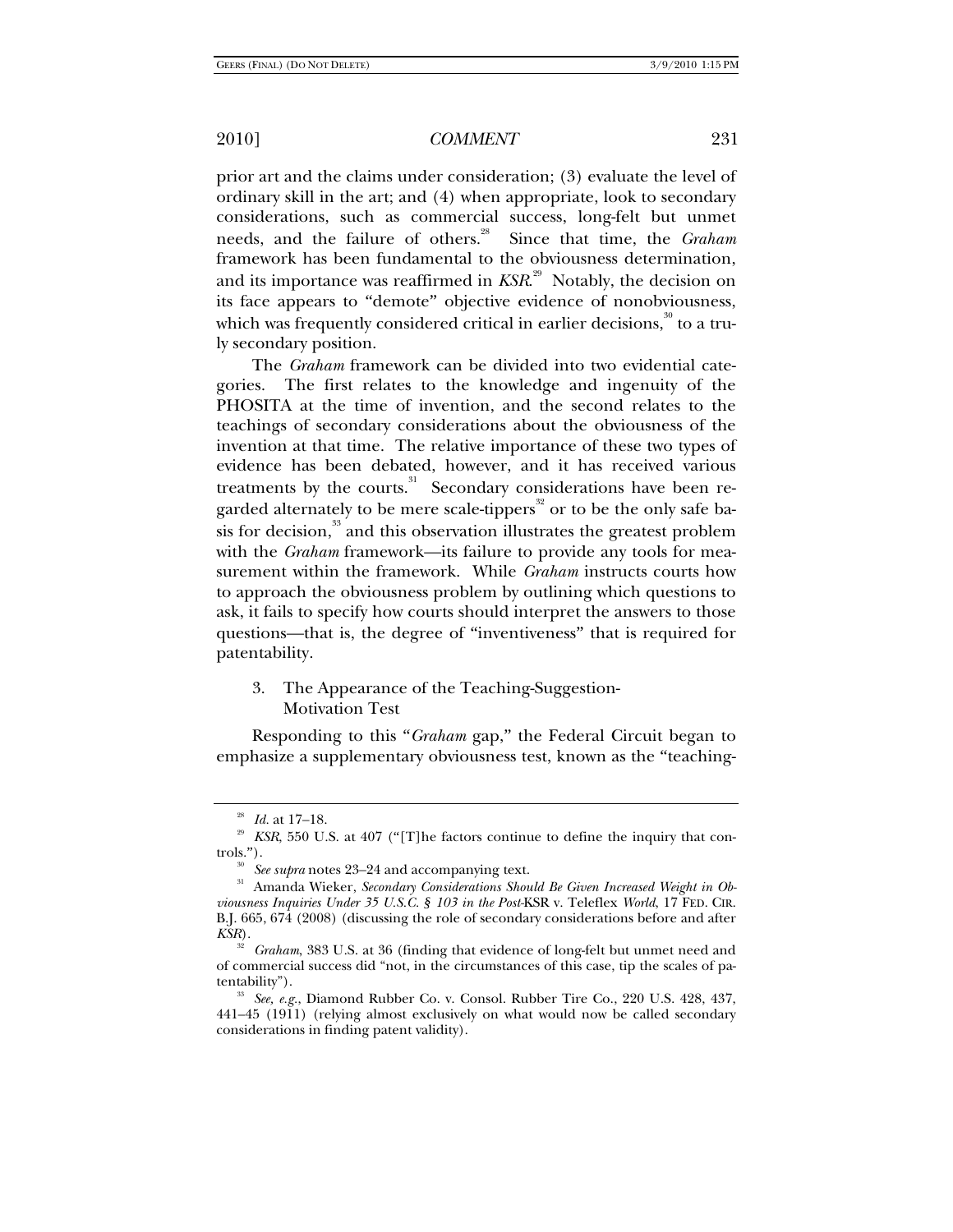prior art and the claims under consideration; (3) evaluate the level of ordinary skill in the art; and (4) when appropriate, look to secondary considerations, such as commercial success, long-felt but unmet needs, and the failure of others.[28] Since that time, the *Graham* framework has been fundamental to the obviousness determination, and its importance was reaffirmed in *KSR*.[29] Notably, the decision on its face appears to "demote" objective evidence of nonobviousness, which was frequently considered critical in earlier decisions,[30] to a truly secondary position.

The *Graham* framework can be divided into two evidential categories. The first relates to the knowledge and ingenuity of the PHOSITA at the time of invention, and the second relates to the teachings of secondary considerations about the obviousness of the invention at that time. The relative importance of these two types of evidence has been debated, however, and it has received various treatments by the courts.[31] Secondary considerations have been regarded alternately to be mere scale-tippers[32] or to be the only safe basis for decision,[33] and this observation illustrates the greatest problem with the *Graham* framework—its failure to provide any tools for measurement within the framework. While *Graham* instructs courts how to approach the obviousness problem by outlining which questions to ask, it fails to specify how courts should interpret the answers to those questions—that is, the degree of "inventiveness" that is required for patentability.

### 3. The Appearance of the Teaching-Suggestion-Motivation Test

Responding to this "*Graham* gap," the Federal Circuit began to emphasize a supplementary obviousness test, known as the "teaching-

---

[28] *Id.* at 17–18.

[29] *KSR*, 550 U.S. at 407 ("[T]he factors continue to define the inquiry that controls.").

[30] *See supra* notes 23–24 and accompanying text.

[31] Amanda Wieker, *Secondary Considerations Should Be Given Increased Weight in Obviousness Inquiries Under 35 U.S.C. § 103 in the Post-*KSR v. Teleflex *World*, 17 FED. CIR. B.J. 665, 674 (2008) (discussing the role of secondary considerations before and after *KSR*).

[32] *Graham*, 383 U.S. at 36 (finding that evidence of long-felt but unmet need and of commercial success did "not, in the circumstances of this case, tip the scales of patentability").

[33] *See, e.g.*, Diamond Rubber Co. v. Consol. Rubber Tire Co., 220 U.S. 428, 437, 441–45 (1911) (relying almost exclusively on what would now be called secondary considerations in finding patent validity).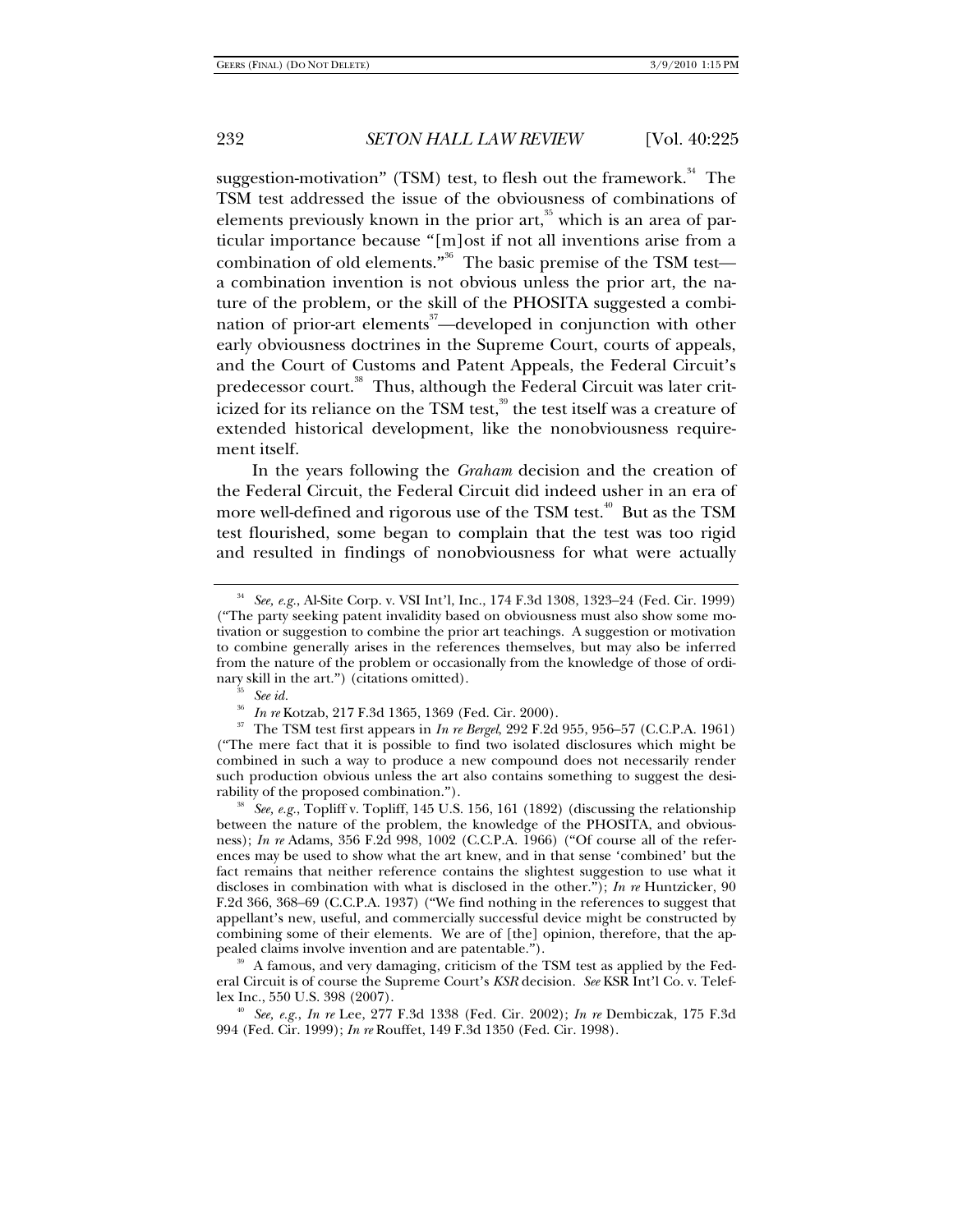suggestion-motivation" (TSM) test, to flesh out the framework.[34] The TSM test addressed the issue of the obviousness of combinations of elements previously known in the prior art,[35] which is an area of particular importance because "[m]ost if not all inventions arise from a combination of old elements."[36] The basic premise of the TSM test—a combination invention is not obvious unless the prior art, the nature of the problem, or the skill of the PHOSITA suggested a combination of prior-art elements[37]—developed in conjunction with other early obviousness doctrines in the Supreme Court, courts of appeals, and the Court of Customs and Patent Appeals, the Federal Circuit's predecessor court.[38] Thus, although the Federal Circuit was later criticized for its reliance on the TSM test,[39] the test itself was a creature of extended historical development, like the nonobviousness requirement itself.

In the years following the *Graham* decision and the creation of the Federal Circuit, the Federal Circuit did indeed usher in an era of more well-defined and rigorous use of the TSM test.[40] But as the TSM test flourished, some began to complain that the test was too rigid and resulted in findings of nonobviousness for what were actually

---

[34] *See, e.g.*, Al-Site Corp. v. VSI Int'l, Inc., 174 F.3d 1308, 1323–24 (Fed. Cir. 1999) ("The party seeking patent invalidity based on obviousness must also show some motivation or suggestion to combine the prior art teachings. A suggestion or motivation to combine generally arises in the references themselves, but may also be inferred from the nature of the problem or occasionally from the knowledge of those of ordinary skill in the art.") (citations omitted).

[35] *See id.*

[36] *In re* Kotzab, 217 F.3d 1365, 1369 (Fed. Cir. 2000).

[37] The TSM test first appears in *In re Bergel*, 292 F.2d 955, 956–57 (C.C.P.A. 1961) ("The mere fact that it is possible to find two isolated disclosures which might be combined in such a way to produce a new compound does not necessarily render such production obvious unless the art also contains something to suggest the desirability of the proposed combination.").

[38] *See, e.g.*, Topliff v. Topliff, 145 U.S. 156, 161 (1892) (discussing the relationship between the nature of the problem, the knowledge of the PHOSITA, and obviousness); *In re* Adams, 356 F.2d 998, 1002 (C.C.P.A. 1966) ("Of course all of the references may be used to show what the art knew, and in that sense 'combined' but the fact remains that neither reference contains the slightest suggestion to use what it discloses in combination with what is disclosed in the other."); *In re* Huntzicker, 90 F.2d 366, 368–69 (C.C.P.A. 1937) ("We find nothing in the references to suggest that appellant's new, useful, and commercially successful device might be constructed by combining some of their elements. We are of [the] opinion, therefore, that the appealed claims involve invention and are patentable.").

[39] A famous, and very damaging, criticism of the TSM test as applied by the Federal Circuit is of course the Supreme Court's *KSR* decision. *See* KSR Int'l Co. v. Teleflex Inc., 550 U.S. 398 (2007).

[40] *See, e.g.*, *In re* Lee, 277 F.3d 1338 (Fed. Cir. 2002); *In re* Dembiczak, 175 F.3d 994 (Fed. Cir. 1999); *In re* Rouffet, 149 F.3d 1350 (Fed. Cir. 1998).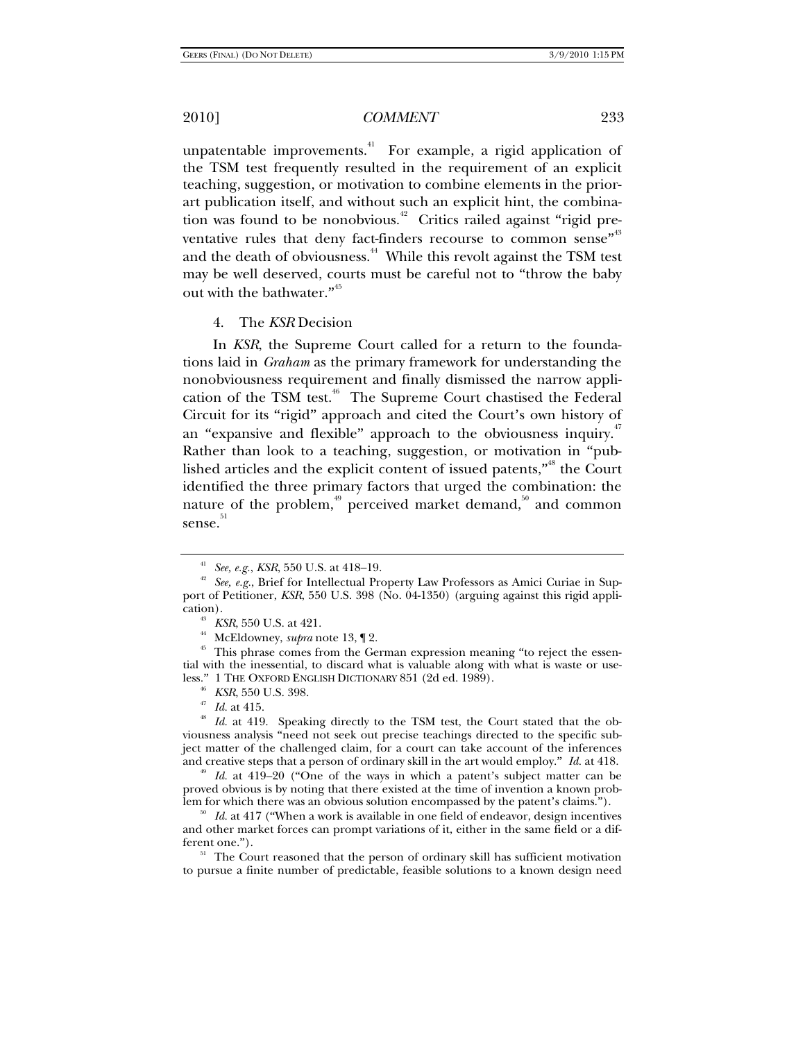unpatentable improvements.[41] For example, a rigid application of the TSM test frequently resulted in the requirement of an explicit teaching, suggestion, or motivation to combine elements in the prior-art publication itself, and without such an explicit hint, the combination was found to be nonobvious.[42] Critics railed against "rigid preventative rules that deny fact-finders recourse to common sense"[43] and the death of obviousness.[44] While this revolt against the TSM test may be well deserved, courts must be careful not to "throw the baby out with the bathwater."[45]

#### 4. The *KSR* Decision

In *KSR*, the Supreme Court called for a return to the foundations laid in *Graham* as the primary framework for understanding the nonobviousness requirement and finally dismissed the narrow application of the TSM test.[46] The Supreme Court chastised the Federal Circuit for its "rigid" approach and cited the Court's own history of an "expansive and flexible" approach to the obviousness inquiry.[47] Rather than look to a teaching, suggestion, or motivation in "published articles and the explicit content of issued patents,"[48] the Court identified the three primary factors that urged the combination: the nature of the problem,[49] perceived market demand,[50] and common sense.[51]

---

[41] *See, e.g.*, *KSR*, 550 U.S. at 418–19.

[42] *See, e.g.*, Brief for Intellectual Property Law Professors as Amici Curiae in Support of Petitioner, *KSR*, 550 U.S. 398 (No. 04-1350) (arguing against this rigid application).

[43] *KSR*, 550 U.S. at 421.

[44] McEldowney, *supra* note 13, ¶ 2.

[45] This phrase comes from the German expression meaning "to reject the essential with the inessential, to discard what is valuable along with what is waste or useless." 1 THE OXFORD ENGLISH DICTIONARY 851 (2d ed. 1989).

[46] *KSR*, 550 U.S. 398.

[47] *Id.* at 415.

[48] *Id.* at 419. Speaking directly to the TSM test, the Court stated that the obviousness analysis "need not seek out precise teachings directed to the specific subject matter of the challenged claim, for a court can take account of the inferences and creative steps that a person of ordinary skill in the art would employ." *Id.* at 418.

[49] *Id.* at 419–20 ("One of the ways in which a patent's subject matter can be proved obvious is by noting that there existed at the time of invention a known problem for which there was an obvious solution encompassed by the patent's claims.").

[50] *Id.* at 417 ("When a work is available in one field of endeavor, design incentives and other market forces can prompt variations of it, either in the same field or a different one.").

[51] The Court reasoned that the person of ordinary skill has sufficient motivation to pursue a finite number of predictable, feasible solutions to a known design need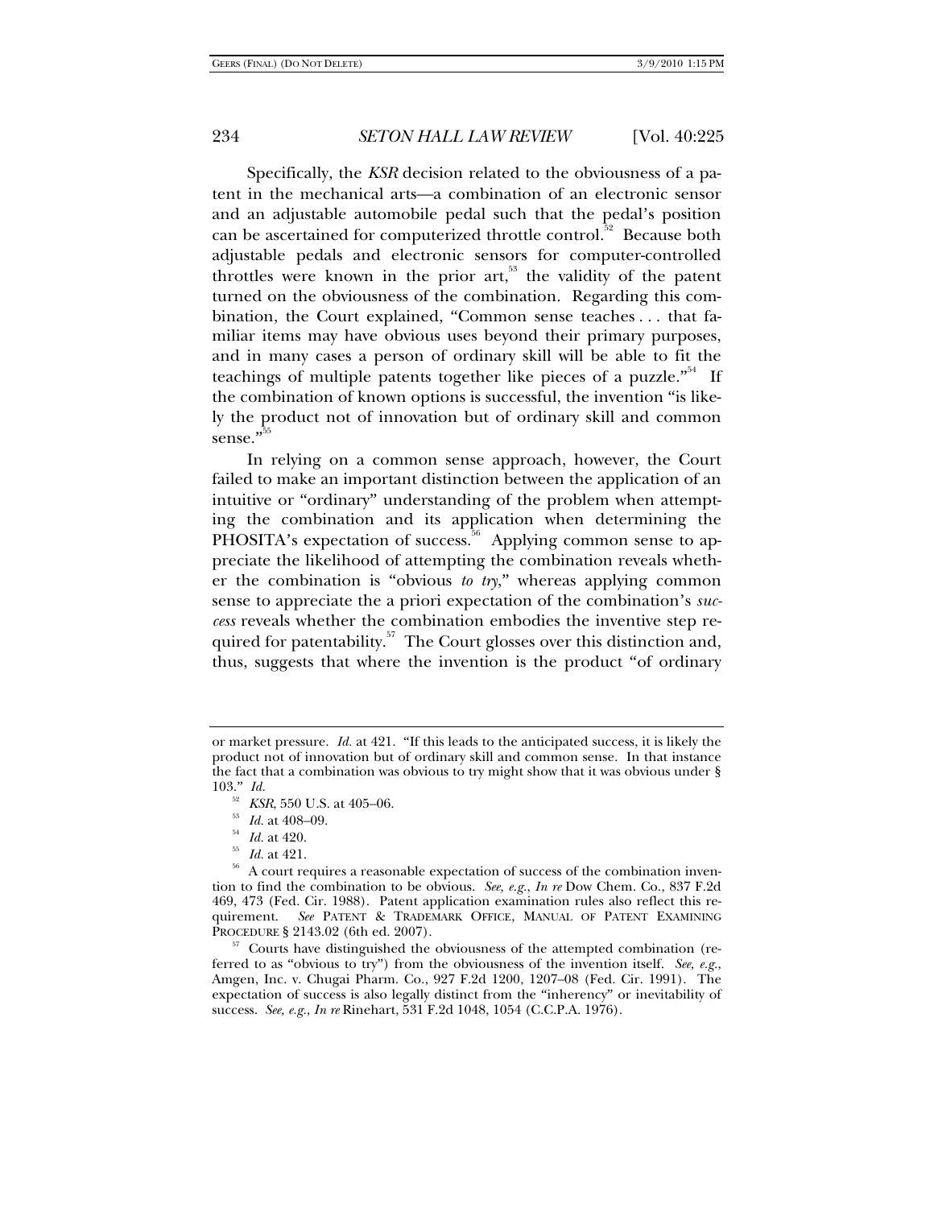Specifically, the *KSR* decision related to the obviousness of a patent in the mechanical arts—a combination of an electronic sensor and an adjustable automobile pedal such that the pedal's position can be ascertained for computerized throttle control.[52] Because both adjustable pedals and electronic sensors for computer-controlled throttles were known in the prior art,[53] the validity of the patent turned on the obviousness of the combination. Regarding this combination, the Court explained, "Common sense teaches . . . that familiar items may have obvious uses beyond their primary purposes, and in many cases a person of ordinary skill will be able to fit the teachings of multiple patents together like pieces of a puzzle."[54] If the combination of known options is successful, the invention "is likely the product not of innovation but of ordinary skill and common sense."[55]

In relying on a common sense approach, however, the Court failed to make an important distinction between the application of an intuitive or "ordinary" understanding of the problem when attempting the combination and its application when determining the PHOSITA's expectation of success.[56] Applying common sense to appreciate the likelihood of attempting the combination reveals whether the combination is "obvious *to try*," whereas applying common sense to appreciate the a priori expectation of the combination's *success* reveals whether the combination embodies the inventive step required for patentability.[57] The Court glosses over this distinction and, thus, suggests that where the invention is the product "of ordinary

---

or market pressure. *Id.* at 421. "If this leads to the anticipated success, it is likely the product not of innovation but of ordinary skill and common sense. In that instance the fact that a combination was obvious to try might show that it was obvious under § 103." *Id.*

[52] *KSR*, 550 U.S. at 405–06.

[53] *Id.* at 408–09.

[54] *Id.* at 420.

[55] *Id.* at 421.

[56] A court requires a reasonable expectation of success of the combination invention to find the combination to be obvious. *See, e.g.*, *In re* Dow Chem. Co., 837 F.2d 469, 473 (Fed. Cir. 1988). Patent application examination rules also reflect this requirement. *See* PATENT & TRADEMARK OFFICE, MANUAL OF PATENT EXAMINING PROCEDURE § 2143.02 (6th ed. 2007).

[57] Courts have distinguished the obviousness of the attempted combination (referred to as "obvious to try") from the obviousness of the invention itself. *See, e.g.*, Amgen, Inc. v. Chugai Pharm. Co., 927 F.2d 1200, 1207–08 (Fed. Cir. 1991). The expectation of success is also legally distinct from the "inherency" or inevitability of success. *See, e.g.*, *In re* Rinehart, 531 F.2d 1048, 1054 (C.C.P.A. 1976).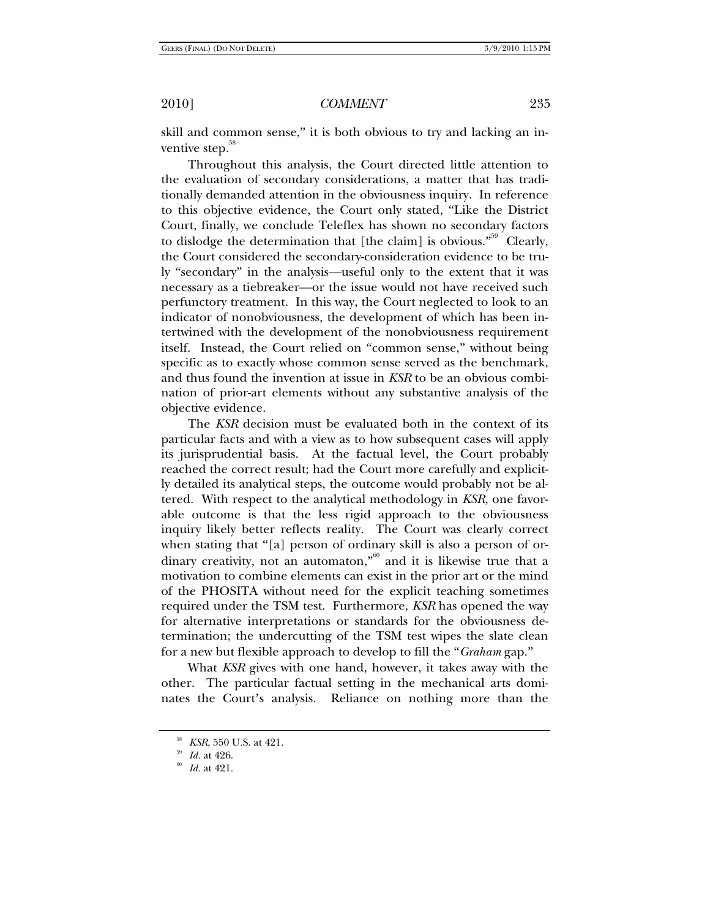skill and common sense," it is both obvious to try and lacking an inventive step.[58]

Throughout this analysis, the Court directed little attention to the evaluation of secondary considerations, a matter that has traditionally demanded attention in the obviousness inquiry. In reference to this objective evidence, the Court only stated, "Like the District Court, finally, we conclude Teleflex has shown no secondary factors to dislodge the determination that [the claim] is obvious."[59] Clearly, the Court considered the secondary-consideration evidence to be truly "secondary" in the analysis—useful only to the extent that it was necessary as a tiebreaker—or the issue would not have received such perfunctory treatment. In this way, the Court neglected to look to an indicator of nonobviousness, the development of which has been intertwined with the development of the nonobviousness requirement itself. Instead, the Court relied on "common sense," without being specific as to exactly whose common sense served as the benchmark, and thus found the invention at issue in *KSR* to be an obvious combination of prior-art elements without any substantive analysis of the objective evidence.

The *KSR* decision must be evaluated both in the context of its particular facts and with a view as to how subsequent cases will apply its jurisprudential basis. At the factual level, the Court probably reached the correct result; had the Court more carefully and explicitly detailed its analytical steps, the outcome would probably not be altered. With respect to the analytical methodology in *KSR*, one favorable outcome is that the less rigid approach to the obviousness inquiry likely better reflects reality. The Court was clearly correct when stating that "[a] person of ordinary skill is also a person of ordinary creativity, not an automaton,"[60] and it is likewise true that a motivation to combine elements can exist in the prior art or the mind of the PHOSITA without need for the explicit teaching sometimes required under the TSM test. Furthermore, *KSR* has opened the way for alternative interpretations or standards for the obviousness determination; the undercutting of the TSM test wipes the slate clean for a new but flexible approach to develop to fill the "*Graham* gap."

What *KSR* gives with one hand, however, it takes away with the other. The particular factual setting in the mechanical arts dominates the Court's analysis. Reliance on nothing more than the

[58] *KSR*, 550 U.S. at 421.

[59] *Id.* at 426.

[60] *Id.* at 421.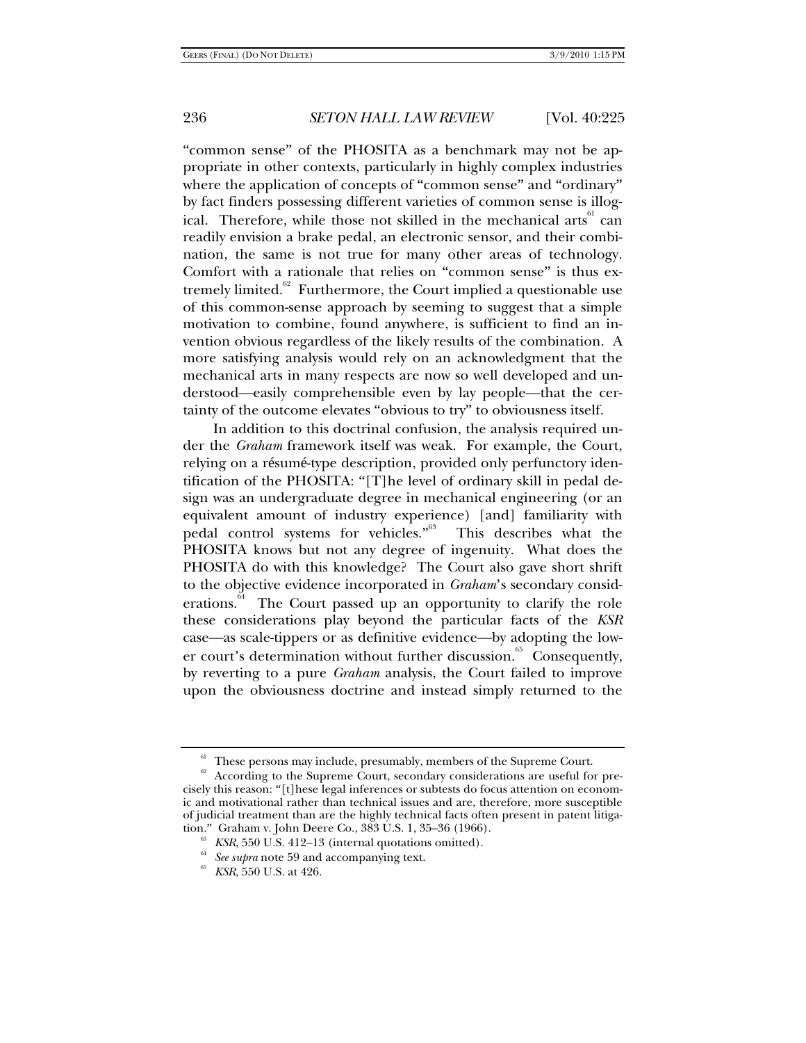"common sense" of the PHOSITA as a benchmark may not be appropriate in other contexts, particularly in highly complex industries where the application of concepts of "common sense" and "ordinary" by fact finders possessing different varieties of common sense is illogical. Therefore, while those not skilled in the mechanical arts[61] can readily envision a brake pedal, an electronic sensor, and their combination, the same is not true for many other areas of technology. Comfort with a rationale that relies on "common sense" is thus extremely limited.[62] Furthermore, the Court implied a questionable use of this common-sense approach by seeming to suggest that a simple motivation to combine, found anywhere, is sufficient to find an invention obvious regardless of the likely results of the combination. A more satisfying analysis would rely on an acknowledgment that the mechanical arts in many respects are now so well developed and understood—easily comprehensible even by lay people—that the certainty of the outcome elevates "obvious to try" to obviousness itself.

In addition to this doctrinal confusion, the analysis required under the *Graham* framework itself was weak. For example, the Court, relying on a résumé-type description, provided only perfunctory identification of the PHOSITA: "[T]he level of ordinary skill in pedal design was an undergraduate degree in mechanical engineering (or an equivalent amount of industry experience) [and] familiarity with pedal control systems for vehicles."[63] This describes what the PHOSITA knows but not any degree of ingenuity. What does the PHOSITA do with this knowledge? The Court also gave short shrift to the objective evidence incorporated in *Graham*'s secondary considerations.[64] The Court passed up an opportunity to clarify the role these considerations play beyond the particular facts of the *KSR* case—as scale-tippers or as definitive evidence—by adopting the lower court's determination without further discussion.[65] Consequently, by reverting to a pure *Graham* analysis, the Court failed to improve upon the obviousness doctrine and instead simply returned to the

---

[61] These persons may include, presumably, members of the Supreme Court.

[62] According to the Supreme Court, secondary considerations are useful for precisely this reason: "[t]hese legal inferences or subtests do focus attention on economic and motivational rather than technical issues and are, therefore, more susceptible of judicial treatment than are the highly technical facts often present in patent litigation." Graham v. John Deere Co., 383 U.S. 1, 35–36 (1966).

[63] *KSR*, 550 U.S. 412–13 (internal quotations omitted).

[64] *See supra* note 59 and accompanying text.

[65] *KSR*, 550 U.S. at 426.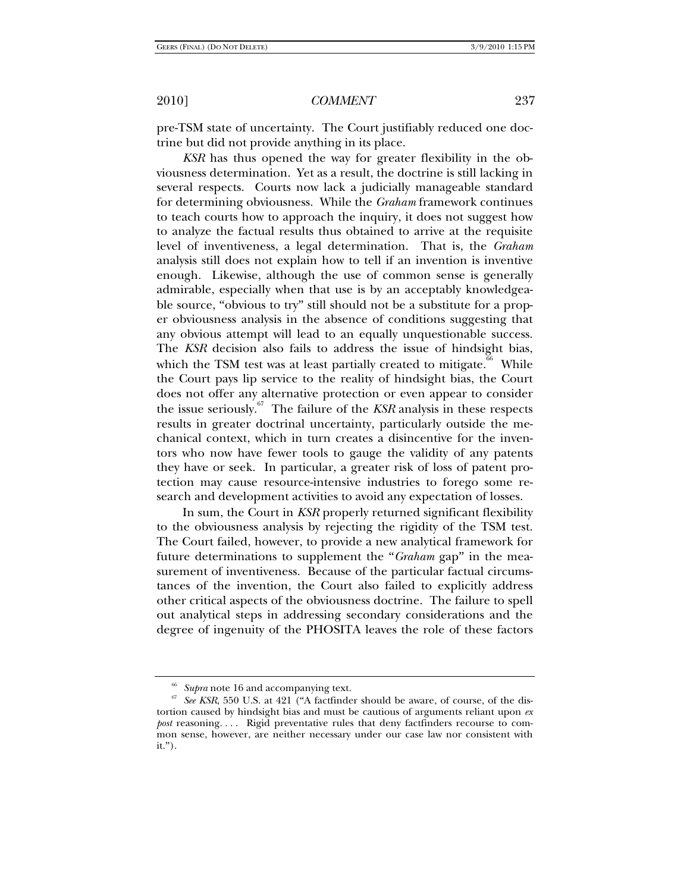pre-TSM state of uncertainty. The Court justifiably reduced one doctrine but did not provide anything in its place.

*KSR* has thus opened the way for greater flexibility in the obviousness determination. Yet as a result, the doctrine is still lacking in several respects. Courts now lack a judicially manageable standard for determining obviousness. While the *Graham* framework continues to teach courts how to approach the inquiry, it does not suggest how to analyze the factual results thus obtained to arrive at the requisite level of inventiveness, a legal determination. That is, the *Graham* analysis still does not explain how to tell if an invention is inventive enough. Likewise, although the use of common sense is generally admirable, especially when that use is by an acceptably knowledgeable source, "obvious to try" still should not be a substitute for a proper obviousness analysis in the absence of conditions suggesting that any obvious attempt will lead to an equally unquestionable success. The *KSR* decision also fails to address the issue of hindsight bias, which the TSM test was at least partially created to mitigate.[66] While the Court pays lip service to the reality of hindsight bias, the Court does not offer any alternative protection or even appear to consider the issue seriously.[67] The failure of the *KSR* analysis in these respects results in greater doctrinal uncertainty, particularly outside the mechanical context, which in turn creates a disincentive for the inventors who now have fewer tools to gauge the validity of any patents they have or seek. In particular, a greater risk of loss of patent protection may cause resource-intensive industries to forego some research and development activities to avoid any expectation of losses.

In sum, the Court in *KSR* properly returned significant flexibility to the obviousness analysis by rejecting the rigidity of the TSM test. The Court failed, however, to provide a new analytical framework for future determinations to supplement the "*Graham* gap" in the measurement of inventiveness. Because of the particular factual circumstances of the invention, the Court also failed to explicitly address other critical aspects of the obviousness doctrine. The failure to spell out analytical steps in addressing secondary considerations and the degree of ingenuity of the PHOSITA leaves the role of these factors

---

[66] *Supra* note 16 and accompanying text.

[67] *See KSR*, 550 U.S. at 421 ("A factfinder should be aware, of course, of the distortion caused by hindsight bias and must be cautious of arguments reliant upon *ex post* reasoning. . . . Rigid preventative rules that deny factfinders recourse to common sense, however, are neither necessary under our case law nor consistent with it.").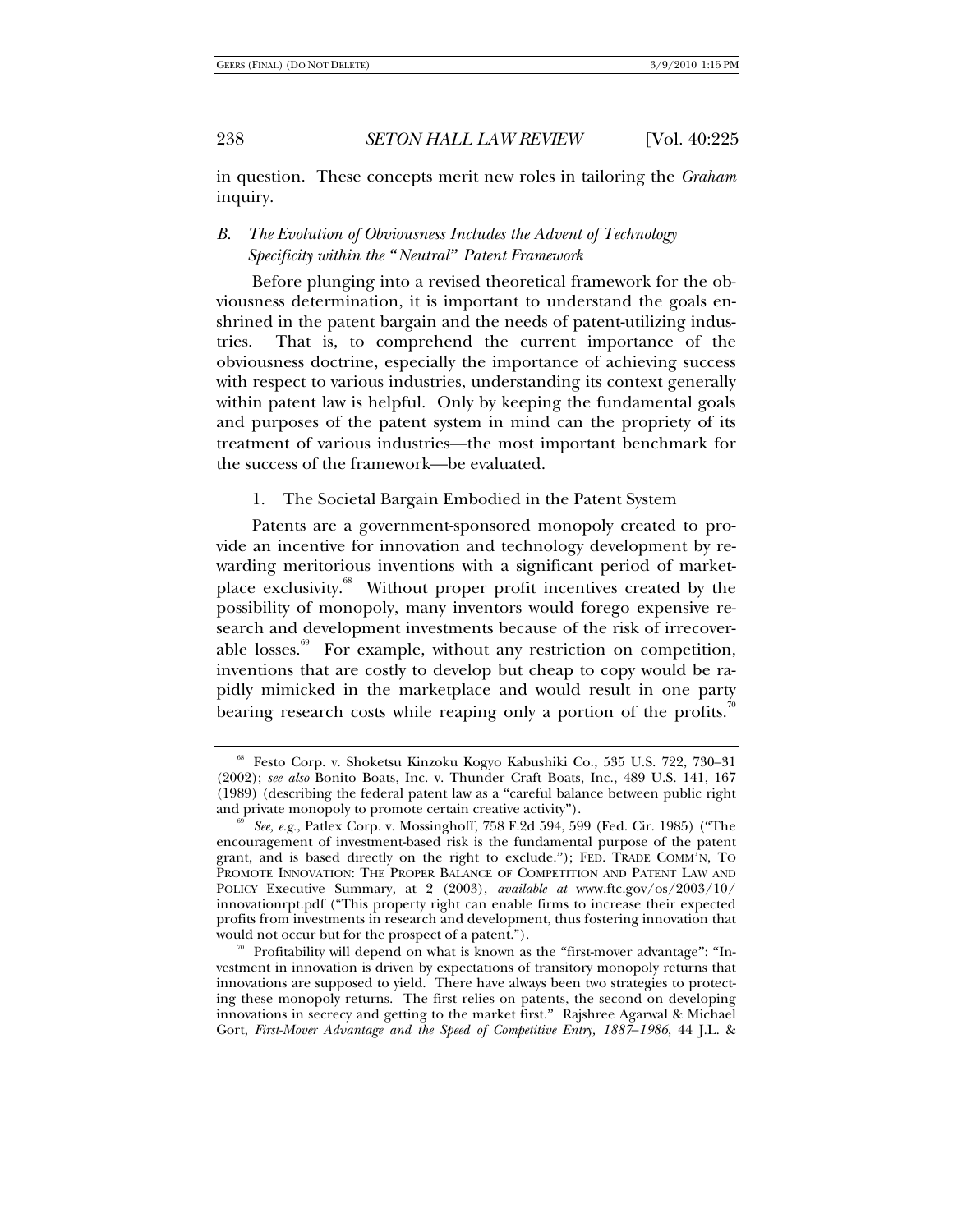in question. These concepts merit new roles in tailoring the *Graham* inquiry.

### *B. The Evolution of Obviousness Includes the Advent of Technology Specificity within the "Neutral" Patent Framework*

Before plunging into a revised theoretical framework for the obviousness determination, it is important to understand the goals enshrined in the patent bargain and the needs of patent-utilizing industries. That is, to comprehend the current importance of the obviousness doctrine, especially the importance of achieving success with respect to various industries, understanding its context generally within patent law is helpful. Only by keeping the fundamental goals and purposes of the patent system in mind can the propriety of its treatment of various industries—the most important benchmark for the success of the framework—be evaluated.

#### 1. The Societal Bargain Embodied in the Patent System

Patents are a government-sponsored monopoly created to provide an incentive for innovation and technology development by rewarding meritorious inventions with a significant period of marketplace exclusivity.[68] Without proper profit incentives created by the possibility of monopoly, many inventors would forego expensive research and development investments because of the risk of irrecoverable losses.[69] For example, without any restriction on competition, inventions that are costly to develop but cheap to copy would be rapidly mimicked in the marketplace and would result in one party bearing research costs while reaping only a portion of the profits.[70]

---

[68] Festo Corp. v. Shoketsu Kinzoku Kogyo Kabushiki Co., 535 U.S. 722, 730–31 (2002); *see also* Bonito Boats, Inc. v. Thunder Craft Boats, Inc., 489 U.S. 141, 167 (1989) (describing the federal patent law as a "careful balance between public right and private monopoly to promote certain creative activity").

[69] *See, e.g.*, Patlex Corp. v. Mossinghoff, 758 F.2d 594, 599 (Fed. Cir. 1985) ("The encouragement of investment-based risk is the fundamental purpose of the patent grant, and is based directly on the right to exclude."); FED. TRADE COMM'N, TO PROMOTE INNOVATION: THE PROPER BALANCE OF COMPETITION AND PATENT LAW AND POLICY Executive Summary, at 2 (2003), *available at* www.ftc.gov/os/2003/10/innovationrpt.pdf ("This property right can enable firms to increase their expected profits from investments in research and development, thus fostering innovation that would not occur but for the prospect of a patent.").

[70] Profitability will depend on what is known as the "first-mover advantage": "Investment in innovation is driven by expectations of transitory monopoly returns that innovations are supposed to yield. There have always been two strategies to protecting these monopoly returns. The first relies on patents, the second on developing innovations in secrecy and getting to the market first." Rajshree Agarwal & Michael Gort, *First-Mover Advantage and the Speed of Competitive Entry, 1887–1986*, 44 J.L. &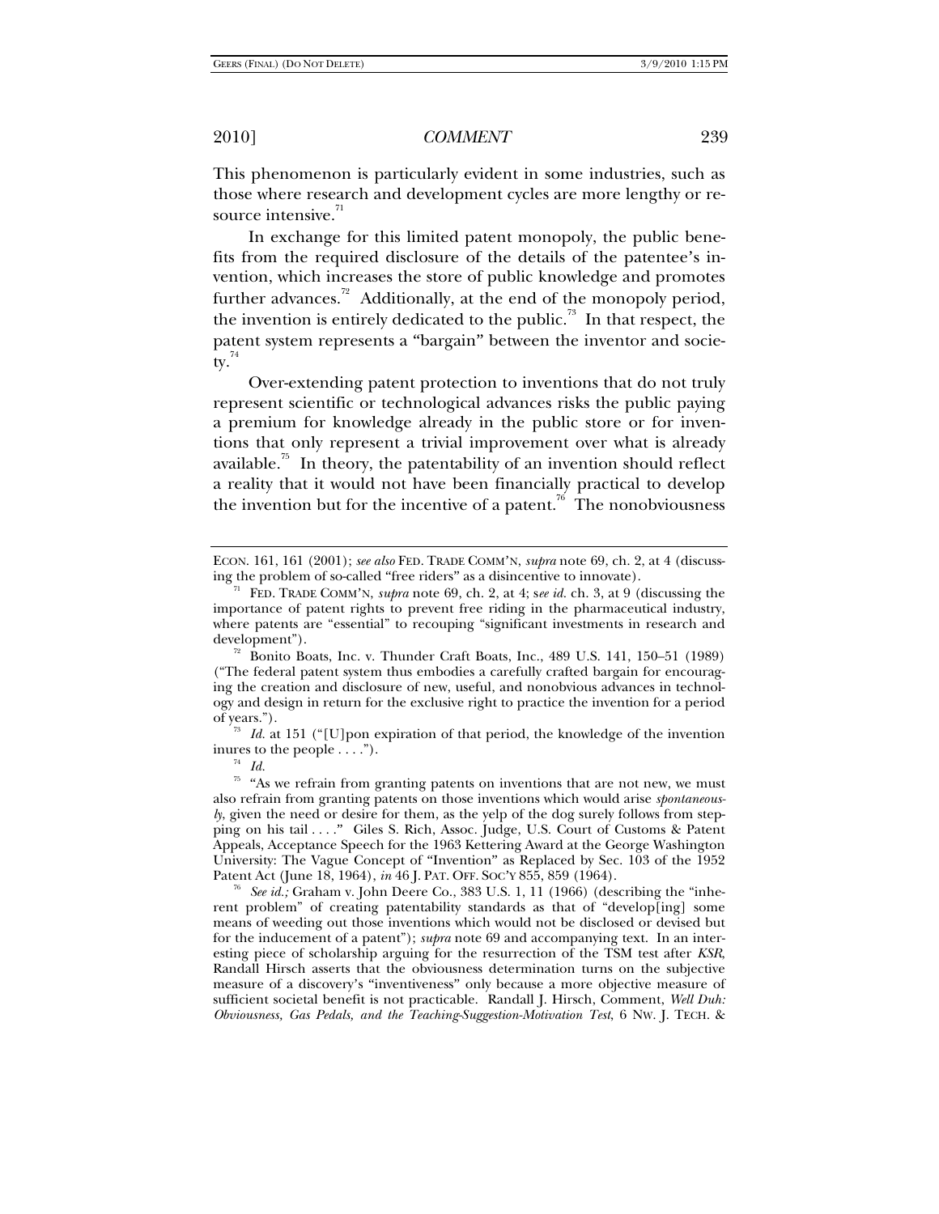This phenomenon is particularly evident in some industries, such as those where research and development cycles are more lengthy or resource intensive.[71]

In exchange for this limited patent monopoly, the public benefits from the required disclosure of the details of the patentee's invention, which increases the store of public knowledge and promotes further advances.[72] Additionally, at the end of the monopoly period, the invention is entirely dedicated to the public.[73] In that respect, the patent system represents a "bargain" between the inventor and society.[74]

Over-extending patent protection to inventions that do not truly represent scientific or technological advances risks the public paying a premium for knowledge already in the public store or for inventions that only represent a trivial improvement over what is already available.[75] In theory, the patentability of an invention should reflect a reality that it would not have been financially practical to develop the invention but for the incentive of a patent.[76] The nonobviousness

---

ECON. 161, 161 (2001); *see also* FED. TRADE COMM'N, *supra* note 69, ch. 2, at 4 (discussing the problem of so-called "free riders" as a disincentive to innovate).

[71] FED. TRADE COMM'N, *supra* note 69, ch. 2, at 4; s*ee id.* ch. 3, at 9 (discussing the importance of patent rights to prevent free riding in the pharmaceutical industry, where patents are "essential" to recouping "significant investments in research and development").

[72] Bonito Boats, Inc. v. Thunder Craft Boats, Inc., 489 U.S. 141, 150–51 (1989) ("The federal patent system thus embodies a carefully crafted bargain for encouraging the creation and disclosure of new, useful, and nonobvious advances in technology and design in return for the exclusive right to practice the invention for a period of years.").

[73] *Id.* at 151 ("[U]pon expiration of that period, the knowledge of the invention inures to the people . . . .").

[74] *Id.*

[75] "As we refrain from granting patents on inventions that are not new, we must also refrain from granting patents on those inventions which would arise *spontaneously*, given the need or desire for them, as the yelp of the dog surely follows from stepping on his tail . . . ." Giles S. Rich, Assoc. Judge, U.S. Court of Customs & Patent Appeals, Acceptance Speech for the 1963 Kettering Award at the George Washington University: The Vague Concept of "Invention" as Replaced by Sec. 103 of the 1952 Patent Act (June 18, 1964), *in* 46 J. PAT. OFF. SOC'Y 855, 859 (1964).

[76] *See id.;* Graham v. John Deere Co., 383 U.S. 1, 11 (1966) (describing the "inherent problem" of creating patentability standards as that of "develop[ing] some means of weeding out those inventions which would not be disclosed or devised but for the inducement of a patent"); *supra* note 69 and accompanying text. In an interesting piece of scholarship arguing for the resurrection of the TSM test after *KSR*, Randall Hirsch asserts that the obviousness determination turns on the subjective measure of a discovery's "inventiveness" only because a more objective measure of sufficient societal benefit is not practicable. Randall J. Hirsch, Comment, *Well Duh: Obviousness, Gas Pedals, and the Teaching-Suggestion-Motivation Test*, 6 NW. J. TECH. &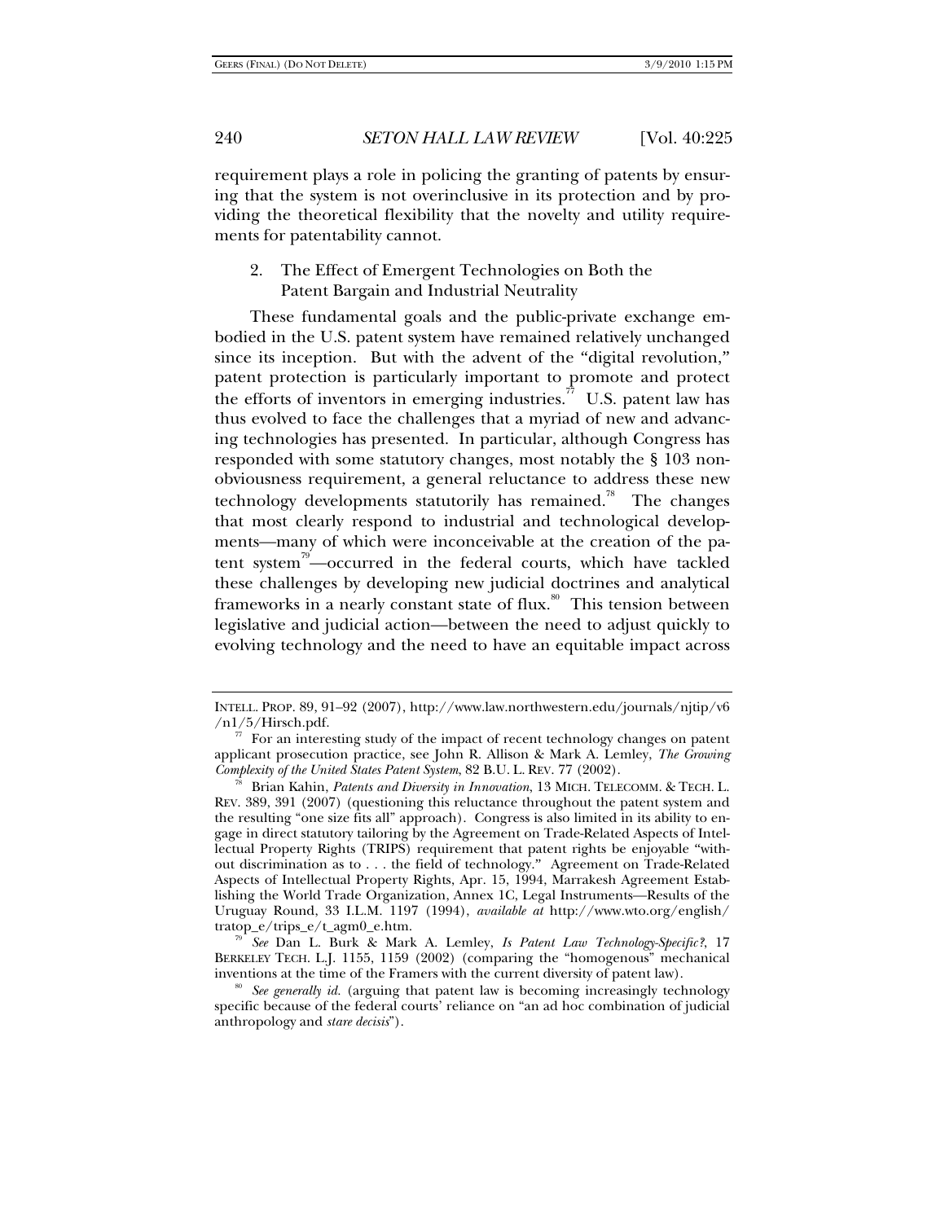requirement plays a role in policing the granting of patents by ensuring that the system is not overinclusive in its protection and by providing the theoretical flexibility that the novelty and utility requirements for patentability cannot.

### 2. The Effect of Emergent Technologies on Both the Patent Bargain and Industrial Neutrality

These fundamental goals and the public-private exchange embodied in the U.S. patent system have remained relatively unchanged since its inception. But with the advent of the "digital revolution," patent protection is particularly important to promote and protect the efforts of inventors in emerging industries.[77] U.S. patent law has thus evolved to face the challenges that a myriad of new and advancing technologies has presented. In particular, although Congress has responded with some statutory changes, most notably the § 103 nonobviousness requirement, a general reluctance to address these new technology developments statutorily has remained.[78] The changes that most clearly respond to industrial and technological developments—many of which were inconceivable at the creation of the patent system[79]—occurred in the federal courts, which have tackled these challenges by developing new judicial doctrines and analytical frameworks in a nearly constant state of flux.[80] This tension between legislative and judicial action—between the need to adjust quickly to evolving technology and the need to have an equitable impact across

---

INTELL. PROP. 89, 91–92 (2007), http://www.law.northwestern.edu/journals/njtip/v6/n1/5/Hirsch.pdf.

[77] For an interesting study of the impact of recent technology changes on patent applicant prosecution practice, see John R. Allison & Mark A. Lemley, *The Growing Complexity of the United States Patent System*, 82 B.U. L. REV. 77 (2002).

[78] Brian Kahin, *Patents and Diversity in Innovation*, 13 MICH. TELECOMM. & TECH. L. REV. 389, 391 (2007) (questioning this reluctance throughout the patent system and the resulting "one size fits all" approach). Congress is also limited in its ability to engage in direct statutory tailoring by the Agreement on Trade-Related Aspects of Intellectual Property Rights (TRIPS) requirement that patent rights be enjoyable "without discrimination as to . . . the field of technology." Agreement on Trade-Related Aspects of Intellectual Property Rights, Apr. 15, 1994, Marrakesh Agreement Establishing the World Trade Organization, Annex 1C, Legal Instruments—Results of the Uruguay Round, 33 I.L.M. 1197 (1994), *available at* http://www.wto.org/english/tratop_e/trips_e/t_agm0_e.htm.

[79] *See* Dan L. Burk & Mark A. Lemley, *Is Patent Law Technology-Specific?*, 17 BERKELEY TECH. L.J. 1155, 1159 (2002) (comparing the "homogenous" mechanical inventions at the time of the Framers with the current diversity of patent law).

[80] *See generally id.* (arguing that patent law is becoming increasingly technology specific because of the federal courts' reliance on "an ad hoc combination of judicial anthropology and *stare decisis*").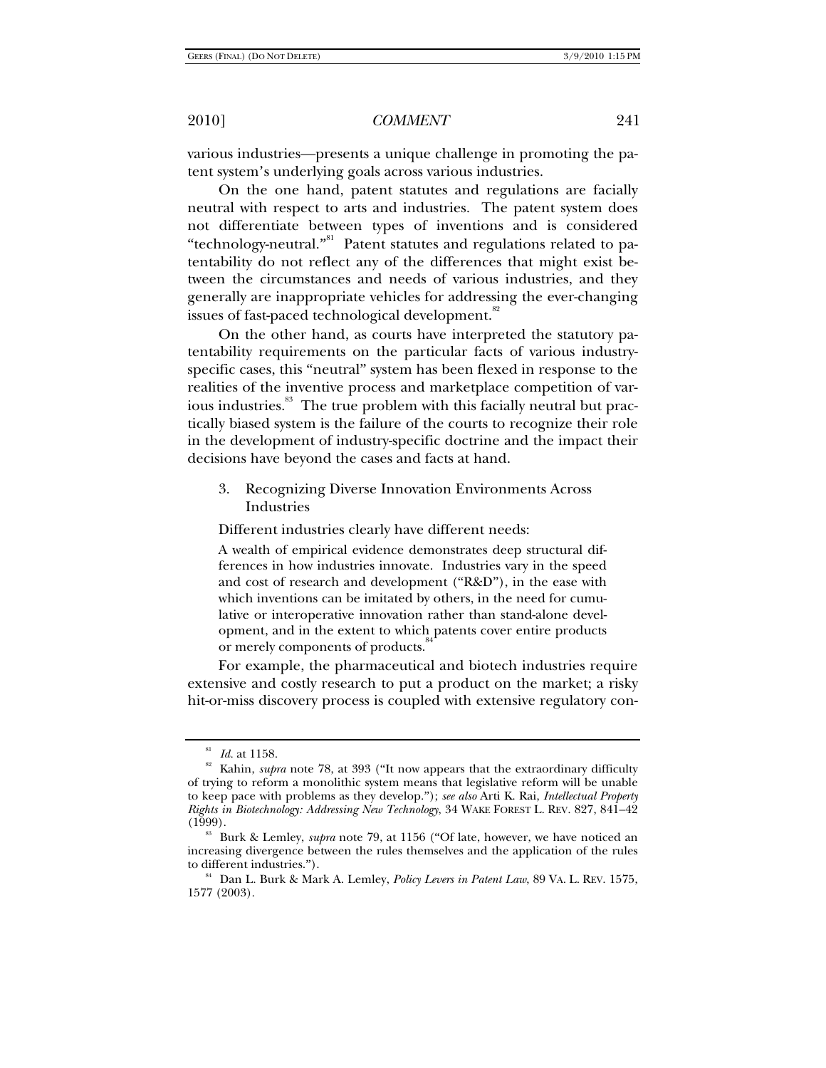various industries—presents a unique challenge in promoting the patent system's underlying goals across various industries.

On the one hand, patent statutes and regulations are facially neutral with respect to arts and industries. The patent system does not differentiate between types of inventions and is considered "technology-neutral."[81] Patent statutes and regulations related to patentability do not reflect any of the differences that might exist between the circumstances and needs of various industries, and they generally are inappropriate vehicles for addressing the ever-changing issues of fast-paced technological development.[82]

On the other hand, as courts have interpreted the statutory patentability requirements on the particular facts of various industry-specific cases, this "neutral" system has been flexed in response to the realities of the inventive process and marketplace competition of various industries.[83] The true problem with this facially neutral but practically biased system is the failure of the courts to recognize their role in the development of industry-specific doctrine and the impact their decisions have beyond the cases and facts at hand.

### 3. Recognizing Diverse Innovation Environments Across Industries

Different industries clearly have different needs:

> A wealth of empirical evidence demonstrates deep structural differences in how industries innovate. Industries vary in the speed and cost of research and development ("R&D"), in the ease with which inventions can be imitated by others, in the need for cumulative or interoperative innovation rather than stand-alone development, and in the extent to which patents cover entire products or merely components of products.[84]

For example, the pharmaceutical and biotech industries require extensive and costly research to put a product on the market; a risky hit-or-miss discovery process is coupled with extensive regulatory con-

---

[81] *Id.* at 1158.

[82] Kahin, *supra* note 78, at 393 ("It now appears that the extraordinary difficulty of trying to reform a monolithic system means that legislative reform will be unable to keep pace with problems as they develop."); *see also* Arti K. Rai, *Intellectual Property Rights in Biotechnology: Addressing New Technology*, 34 WAKE FOREST L. REV. 827, 841–42 (1999).

[83] Burk & Lemley, *supra* note 79, at 1156 ("Of late, however, we have noticed an increasing divergence between the rules themselves and the application of the rules to different industries.").

[84] Dan L. Burk & Mark A. Lemley, *Policy Levers in Patent Law*, 89 VA. L. REV. 1575, 1577 (2003).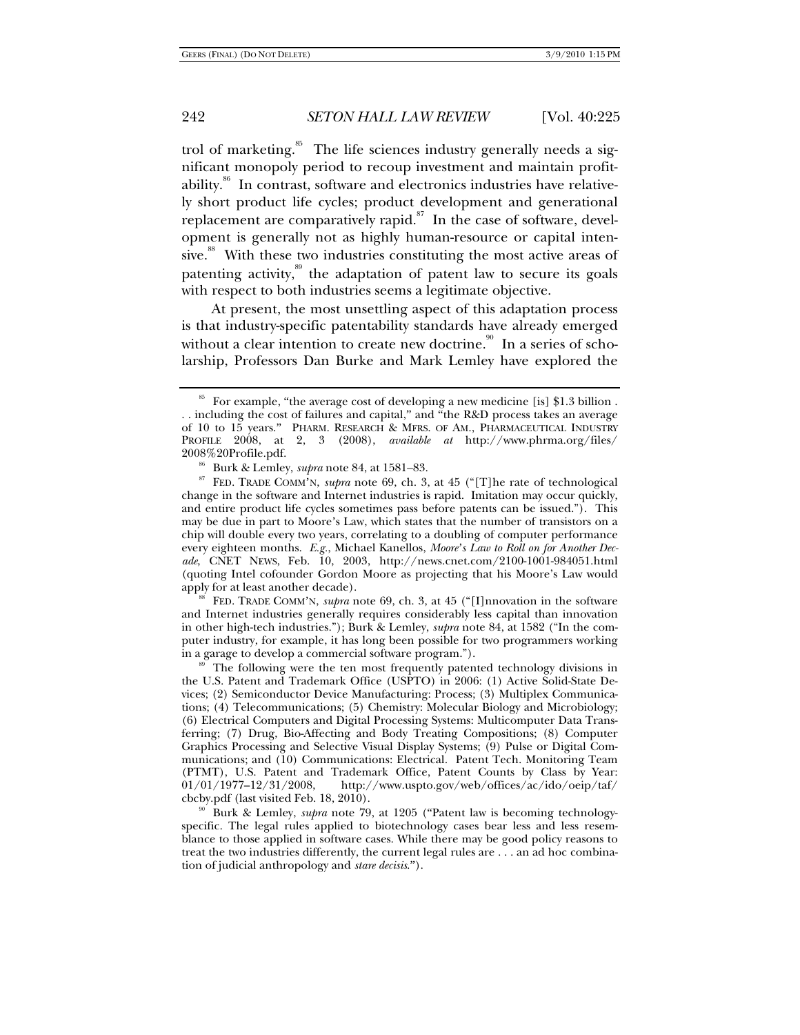trol of marketing.[85] The life sciences industry generally needs a significant monopoly period to recoup investment and maintain profitability.[86] In contrast, software and electronics industries have relatively short product life cycles; product development and generational replacement are comparatively rapid.[87] In the case of software, development is generally not as highly human-resource or capital intensive.[88] With these two industries constituting the most active areas of patenting activity,[89] the adaptation of patent law to secure its goals with respect to both industries seems a legitimate objective.

At present, the most unsettling aspect of this adaptation process is that industry-specific patentability standards have already emerged without a clear intention to create new doctrine.[90] In a series of scholarship, Professors Dan Burke and Mark Lemley have explored the

---

[85] For example, "the average cost of developing a new medicine [is] $1.3 billion . . . including the cost of failures and capital," and "the R&D process takes an average of 10 to 15 years." PHARM. RESEARCH & MFRS. OF AM., PHARMACEUTICAL INDUSTRY PROFILE 2008, at 2, 3 (2008), *available at* http://www.phrma.org/files/2008%20Profile.pdf.

[86] Burk & Lemley, *supra* note 84, at 1581–83.

[87] FED. TRADE COMM'N, *supra* note 69, ch. 3, at 45 ("[T]he rate of technological change in the software and Internet industries is rapid. Imitation may occur quickly, and entire product life cycles sometimes pass before patents can be issued."). This may be due in part to Moore's Law, which states that the number of transistors on a chip will double every two years, correlating to a doubling of computer performance every eighteen months. *E.g.*, Michael Kanellos, *Moore's Law to Roll on for Another Decade*, CNET NEWS, Feb. 10, 2003, http://news.cnet.com/2100-1001-984051.html (quoting Intel cofounder Gordon Moore as projecting that his Moore's Law would apply for at least another decade).

[88] FED. TRADE COMM'N, *supra* note 69, ch. 3, at 45 ("[I]nnovation in the software and Internet industries generally requires considerably less capital than innovation in other high-tech industries."); Burk & Lemley, *supra* note 84, at 1582 ("In the computer industry, for example, it has long been possible for two programmers working in a garage to develop a commercial software program.").

[89] The following were the ten most frequently patented technology divisions in the U.S. Patent and Trademark Office (USPTO) in 2006: (1) Active Solid-State Devices; (2) Semiconductor Device Manufacturing: Process; (3) Multiplex Communications; (4) Telecommunications; (5) Chemistry: Molecular Biology and Microbiology; (6) Electrical Computers and Digital Processing Systems: Multicomputer Data Transferring; (7) Drug, Bio-Affecting and Body Treating Compositions; (8) Computer Graphics Processing and Selective Visual Display Systems; (9) Pulse or Digital Communications; and (10) Communications: Electrical. Patent Tech. Monitoring Team (PTMT), U.S. Patent and Trademark Office, Patent Counts by Class by Year: 01/01/1977–12/31/2008, http://www.uspto.gov/web/offices/ac/ido/oeip/taf/cbcby.pdf (last visited Feb. 18, 2010).

[90] Burk & Lemley, *supra* note 79, at 1205 ("Patent law is becoming technology-specific. The legal rules applied to biotechnology cases bear less and less resemblance to those applied in software cases. While there may be good policy reasons to treat the two industries differently, the current legal rules are . . . an ad hoc combination of judicial anthropology and *stare decisis*.").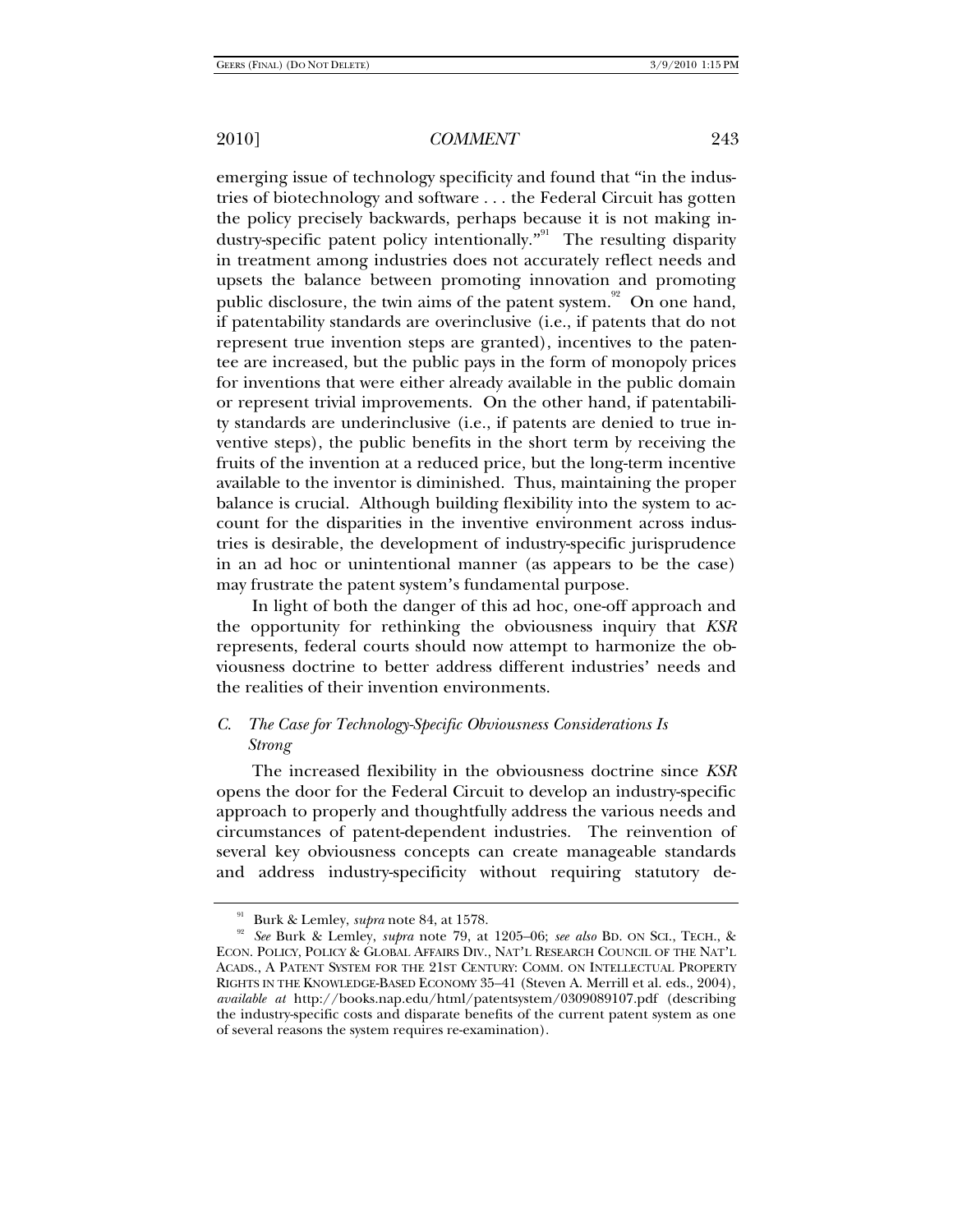emerging issue of technology specificity and found that "in the industries of biotechnology and software . . . the Federal Circuit has gotten the policy precisely backwards, perhaps because it is not making industry-specific patent policy intentionally."[91] The resulting disparity in treatment among industries does not accurately reflect needs and upsets the balance between promoting innovation and promoting public disclosure, the twin aims of the patent system.[92] On one hand, if patentability standards are overinclusive (i.e., if patents that do not represent true invention steps are granted), incentives to the patentee are increased, but the public pays in the form of monopoly prices for inventions that were either already available in the public domain or represent trivial improvements. On the other hand, if patentability standards are underinclusive (i.e., if patents are denied to true inventive steps), the public benefits in the short term by receiving the fruits of the invention at a reduced price, but the long-term incentive available to the inventor is diminished. Thus, maintaining the proper balance is crucial. Although building flexibility into the system to account for the disparities in the inventive environment across industries is desirable, the development of industry-specific jurisprudence in an ad hoc or unintentional manner (as appears to be the case) may frustrate the patent system's fundamental purpose.

In light of both the danger of this ad hoc, one-off approach and the opportunity for rethinking the obviousness inquiry that *KSR* represents, federal courts should now attempt to harmonize the obviousness doctrine to better address different industries' needs and the realities of their invention environments.

### C. *The Case for Technology-Specific Obviousness Considerations Is Strong*

The increased flexibility in the obviousness doctrine since *KSR* opens the door for the Federal Circuit to develop an industry-specific approach to properly and thoughtfully address the various needs and circumstances of patent-dependent industries. The reinvention of several key obviousness concepts can create manageable standards and address industry-specificity without requiring statutory de-

---

[91] Burk & Lemley, *supra* note 84, at 1578.

[92] *See* Burk & Lemley, *supra* note 79, at 1205–06; *see also* BD. ON SCI., TECH., & ECON. POLICY, POLICY & GLOBAL AFFAIRS DIV., NAT'L RESEARCH COUNCIL OF THE NAT'L ACADS., A PATENT SYSTEM FOR THE 21ST CENTURY: COMM. ON INTELLECTUAL PROPERTY RIGHTS IN THE KNOWLEDGE-BASED ECONOMY 35–41 (Steven A. Merrill et al. eds., 2004), *available at* http://books.nap.edu/html/patentsystem/0309089107.pdf (describing the industry-specific costs and disparate benefits of the current patent system as one of several reasons the system requires re-examination).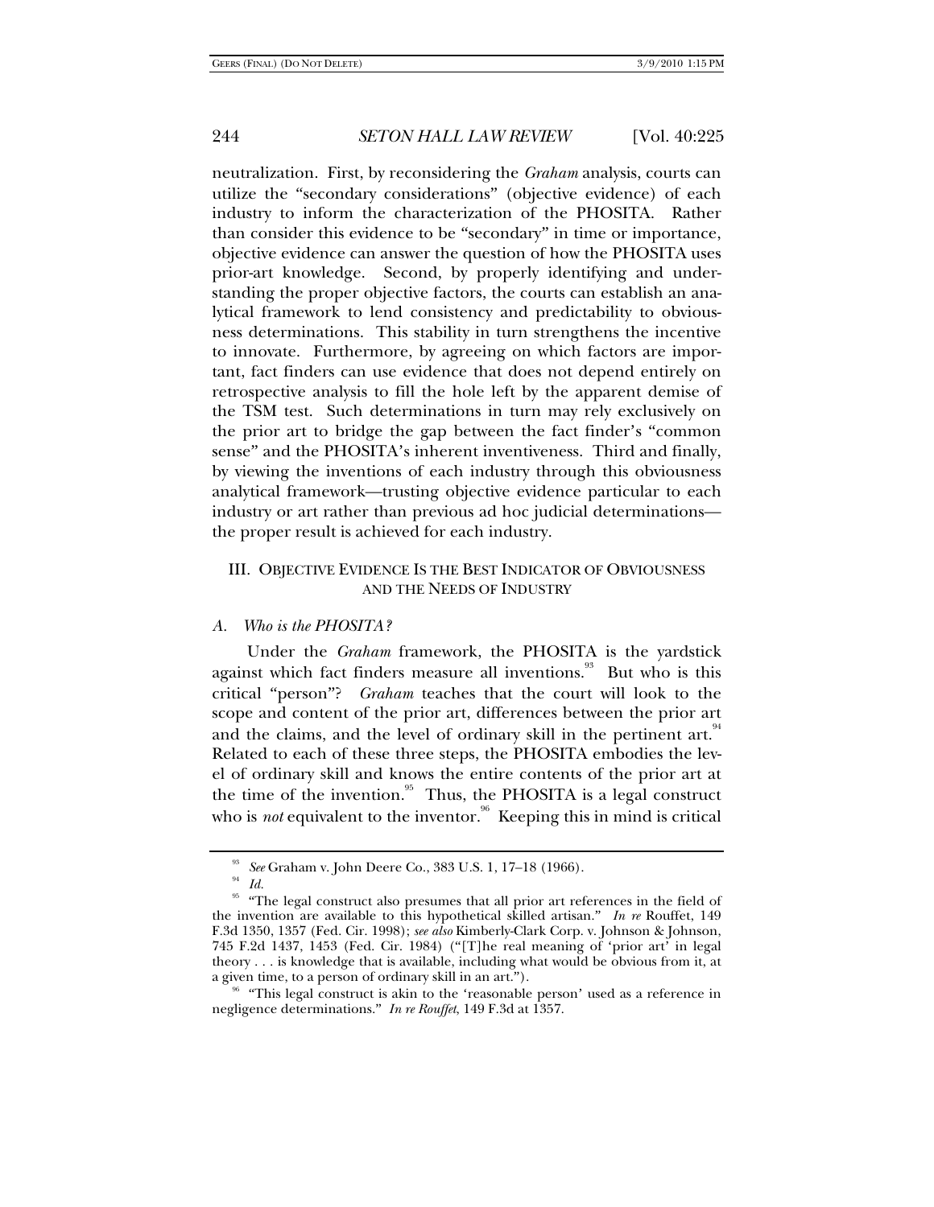neutralization. First, by reconsidering the *Graham* analysis, courts can utilize the "secondary considerations" (objective evidence) of each industry to inform the characterization of the PHOSITA. Rather than consider this evidence to be "secondary" in time or importance, objective evidence can answer the question of how the PHOSITA uses prior-art knowledge. Second, by properly identifying and understanding the proper objective factors, the courts can establish an analytical framework to lend consistency and predictability to obviousness determinations. This stability in turn strengthens the incentive to innovate. Furthermore, by agreeing on which factors are important, fact finders can use evidence that does not depend entirely on retrospective analysis to fill the hole left by the apparent demise of the TSM test. Such determinations in turn may rely exclusively on the prior art to bridge the gap between the fact finder's "common sense" and the PHOSITA's inherent inventiveness. Third and finally, by viewing the inventions of each industry through this obviousness analytical framework—trusting objective evidence particular to each industry or art rather than previous ad hoc judicial determinations—the proper result is achieved for each industry.

## III. OBJECTIVE EVIDENCE IS THE BEST INDICATOR OF OBVIOUSNESS AND THE NEEDS OF INDUSTRY

### *A. Who is the PHOSITA?*

Under the *Graham* framework, the PHOSITA is the yardstick against which fact finders measure all inventions.[93] But who is this critical "person"? *Graham* teaches that the court will look to the scope and content of the prior art, differences between the prior art and the claims, and the level of ordinary skill in the pertinent art.[94] Related to each of these three steps, the PHOSITA embodies the level of ordinary skill and knows the entire contents of the prior art at the time of the invention.[95] Thus, the PHOSITA is a legal construct who is *not* equivalent to the inventor.[96] Keeping this in mind is critical

---

[93] *See* Graham v. John Deere Co., 383 U.S. 1, 17–18 (1966).

[94] *Id.*

[95] "The legal construct also presumes that all prior art references in the field of the invention are available to this hypothetical skilled artisan." *In re* Rouffet, 149 F.3d 1350, 1357 (Fed. Cir. 1998); *see also* Kimberly-Clark Corp. v. Johnson & Johnson, 745 F.2d 1437, 1453 (Fed. Cir. 1984) ("[T]he real meaning of 'prior art' in legal theory . . . is knowledge that is available, including what would be obvious from it, at a given time, to a person of ordinary skill in an art.").

[96] "This legal construct is akin to the 'reasonable person' used as a reference in negligence determinations." *In re Rouffet*, 149 F.3d at 1357.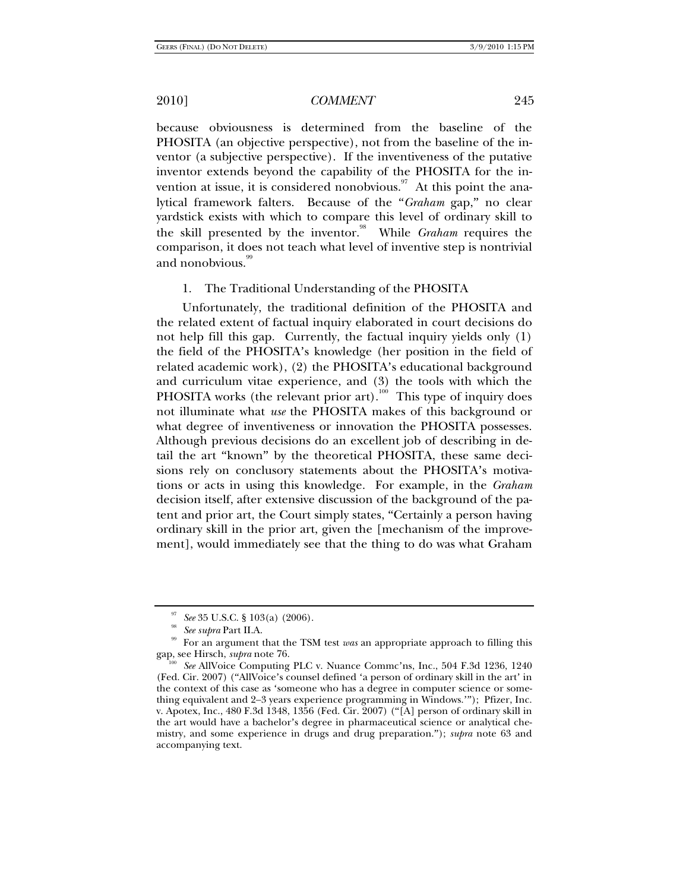because obviousness is determined from the baseline of the PHOSITA (an objective perspective), not from the baseline of the inventor (a subjective perspective). If the inventiveness of the putative inventor extends beyond the capability of the PHOSITA for the invention at issue, it is considered nonobvious.[97] At this point the analytical framework falters. Because of the "*Graham* gap," no clear yardstick exists with which to compare this level of ordinary skill to the skill presented by the inventor.[98] While *Graham* requires the comparison, it does not teach what level of inventive step is nontrivial and nonobvious.[99]

### 1. The Traditional Understanding of the PHOSITA

Unfortunately, the traditional definition of the PHOSITA and the related extent of factual inquiry elaborated in court decisions do not help fill this gap. Currently, the factual inquiry yields only (1) the field of the PHOSITA's knowledge (her position in the field of related academic work), (2) the PHOSITA's educational background and curriculum vitae experience, and (3) the tools with which the PHOSITA works (the relevant prior art).[100] This type of inquiry does not illuminate what *use* the PHOSITA makes of this background or what degree of inventiveness or innovation the PHOSITA possesses. Although previous decisions do an excellent job of describing in detail the art "known" by the theoretical PHOSITA, these same decisions rely on conclusory statements about the PHOSITA's motivations or acts in using this knowledge. For example, in the *Graham* decision itself, after extensive discussion of the background of the patent and prior art, the Court simply states, "Certainly a person having ordinary skill in the prior art, given the [mechanism of the improvement], would immediately see that the thing to do was what Graham

---

[97] *See* 35 U.S.C. § 103(a) (2006).

[98] *See supra* Part II.A.

[99] For an argument that the TSM test *was* an appropriate approach to filling this gap, see Hirsch, *supra* note 76.

[100] *See* AllVoice Computing PLC v. Nuance Commc'ns, Inc., 504 F.3d 1236, 1240 (Fed. Cir. 2007) ("AllVoice's counsel defined 'a person of ordinary skill in the art' in the context of this case as 'someone who has a degree in computer science or something equivalent and 2–3 years experience programming in Windows.'"); Pfizer, Inc. v. Apotex, Inc., 480 F.3d 1348, 1356 (Fed. Cir. 2007) ("[A] person of ordinary skill in the art would have a bachelor's degree in pharmaceutical science or analytical chemistry, and some experience in drugs and drug preparation."); *supra* note 63 and accompanying text.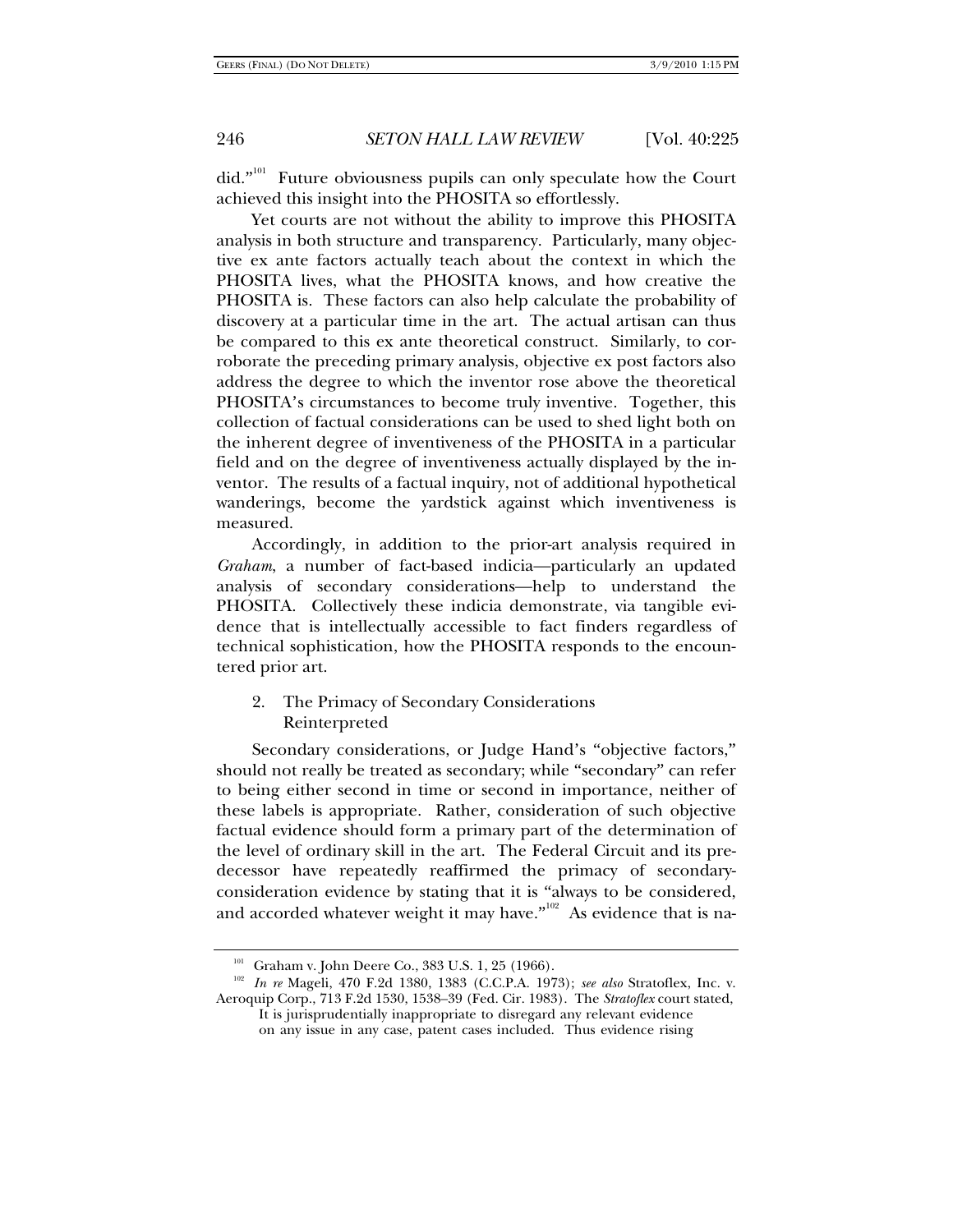did."[101] Future obviousness pupils can only speculate how the Court achieved this insight into the PHOSITA so effortlessly.

Yet courts are not without the ability to improve this PHOSITA analysis in both structure and transparency. Particularly, many objective ex ante factors actually teach about the context in which the PHOSITA lives, what the PHOSITA knows, and how creative the PHOSITA is. These factors can also help calculate the probability of discovery at a particular time in the art. The actual artisan can thus be compared to this ex ante theoretical construct. Similarly, to corroborate the preceding primary analysis, objective ex post factors also address the degree to which the inventor rose above the theoretical PHOSITA's circumstances to become truly inventive. Together, this collection of factual considerations can be used to shed light both on the inherent degree of inventiveness of the PHOSITA in a particular field and on the degree of inventiveness actually displayed by the inventor. The results of a factual inquiry, not of additional hypothetical wanderings, become the yardstick against which inventiveness is measured.

Accordingly, in addition to the prior-art analysis required in *Graham*, a number of fact-based indicia—particularly an updated analysis of secondary considerations—help to understand the PHOSITA. Collectively these indicia demonstrate, via tangible evidence that is intellectually accessible to fact finders regardless of technical sophistication, how the PHOSITA responds to the encountered prior art.

### 2. The Primacy of Secondary Considerations Reinterpreted

Secondary considerations, or Judge Hand's "objective factors," should not really be treated as secondary; while "secondary" can refer to being either second in time or second in importance, neither of these labels is appropriate. Rather, consideration of such objective factual evidence should form a primary part of the determination of the level of ordinary skill in the art. The Federal Circuit and its predecessor have repeatedly reaffirmed the primacy of secondary-consideration evidence by stating that it is "always to be considered, and accorded whatever weight it may have."[102] As evidence that is na-

---

[101] Graham v. John Deere Co., 383 U.S. 1, 25 (1966).

[102] *In re* Mageli, 470 F.2d 1380, 1383 (C.C.P.A. 1973); *see also* Stratoflex, Inc. v. Aeroquip Corp., 713 F.2d 1530, 1538–39 (Fed. Cir. 1983). The *Stratoflex* court stated,

> It is jurisprudentially inappropriate to disregard any relevant evidence on any issue in any case, patent cases included. Thus evidence rising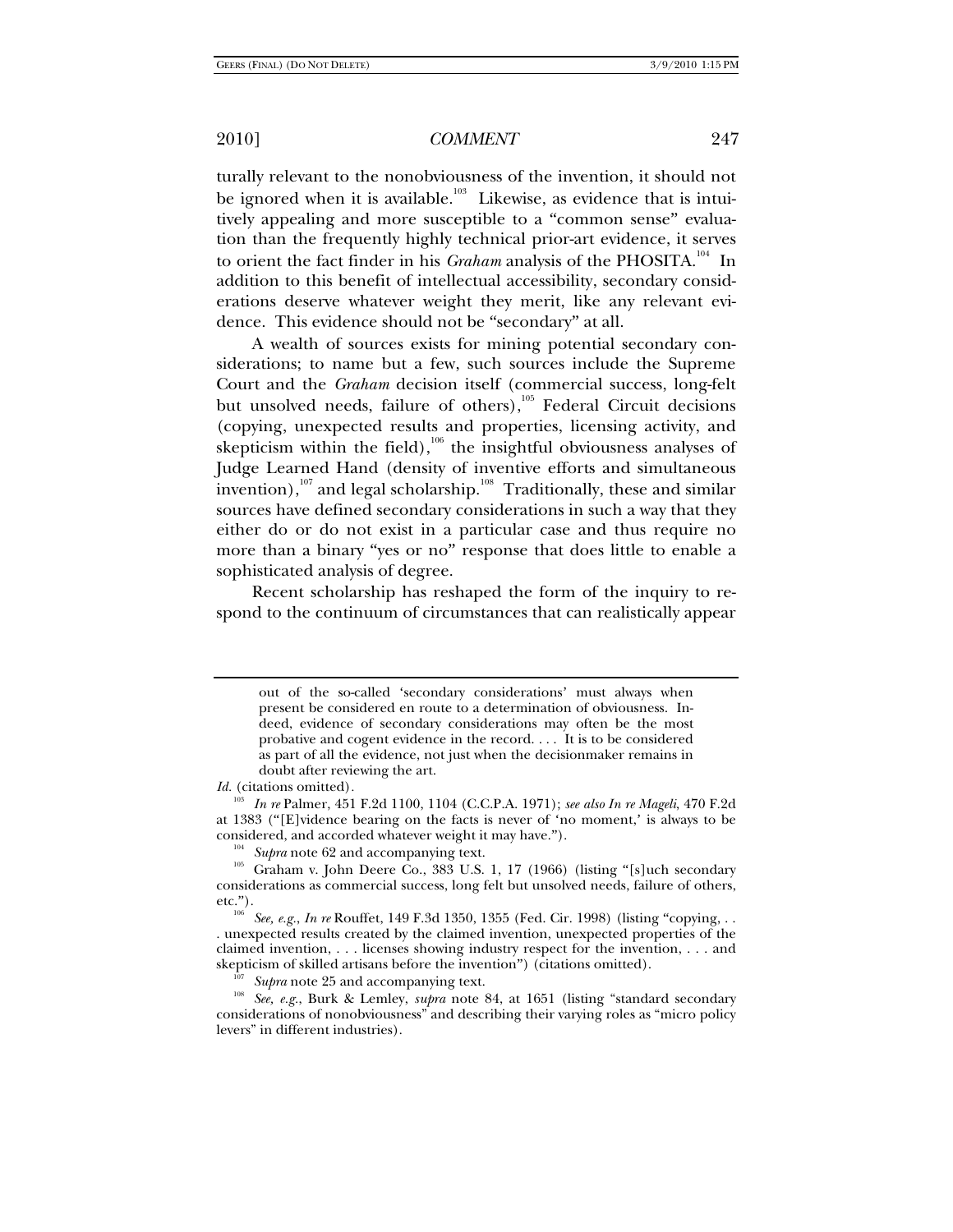turally relevant to the nonobviousness of the invention, it should not be ignored when it is available.[103] Likewise, as evidence that is intuitively appealing and more susceptible to a "common sense" evaluation than the frequently highly technical prior-art evidence, it serves to orient the fact finder in his *Graham* analysis of the PHOSITA.[104] In addition to this benefit of intellectual accessibility, secondary considerations deserve whatever weight they merit, like any relevant evidence. This evidence should not be "secondary" at all.

A wealth of sources exists for mining potential secondary considerations; to name but a few, such sources include the Supreme Court and the *Graham* decision itself (commercial success, long-felt but unsolved needs, failure of others),[105] Federal Circuit decisions (copying, unexpected results and properties, licensing activity, and skepticism within the field),[106] the insightful obviousness analyses of Judge Learned Hand (density of inventive efforts and simultaneous invention),[107] and legal scholarship.[108] Traditionally, these and similar sources have defined secondary considerations in such a way that they either do or do not exist in a particular case and thus require no more than a binary "yes or no" response that does little to enable a sophisticated analysis of degree.

Recent scholarship has reshaped the form of the inquiry to respond to the continuum of circumstances that can realistically appear

---

> out of the so-called 'secondary considerations' must always when present be considered en route to a determination of obviousness. Indeed, evidence of secondary considerations may often be the most probative and cogent evidence in the record. . . . It is to be considered as part of all the evidence, not just when the decisionmaker remains in doubt after reviewing the art.

*Id.* (citations omitted).

[103] *In re* Palmer, 451 F.2d 1100, 1104 (C.C.P.A. 1971); *see also In re Mageli*, 470 F.2d at 1383 ("[E]vidence bearing on the facts is never of 'no moment,' is always to be considered, and accorded whatever weight it may have.").

[104] *Supra* note 62 and accompanying text.

[105] Graham v. John Deere Co., 383 U.S. 1, 17 (1966) (listing "[s]uch secondary considerations as commercial success, long felt but unsolved needs, failure of others, etc.").

[106] *See, e.g.*, *In re* Rouffet, 149 F.3d 1350, 1355 (Fed. Cir. 1998) (listing "copying, . . . unexpected results created by the claimed invention, unexpected properties of the claimed invention, . . . licenses showing industry respect for the invention, . . . and skepticism of skilled artisans before the invention") (citations omitted).

[107] *Supra* note 25 and accompanying text.

[108] *See, e.g.*, Burk & Lemley, *supra* note 84, at 1651 (listing "standard secondary considerations of nonobviousness" and describing their varying roles as "micro policy levers" in different industries).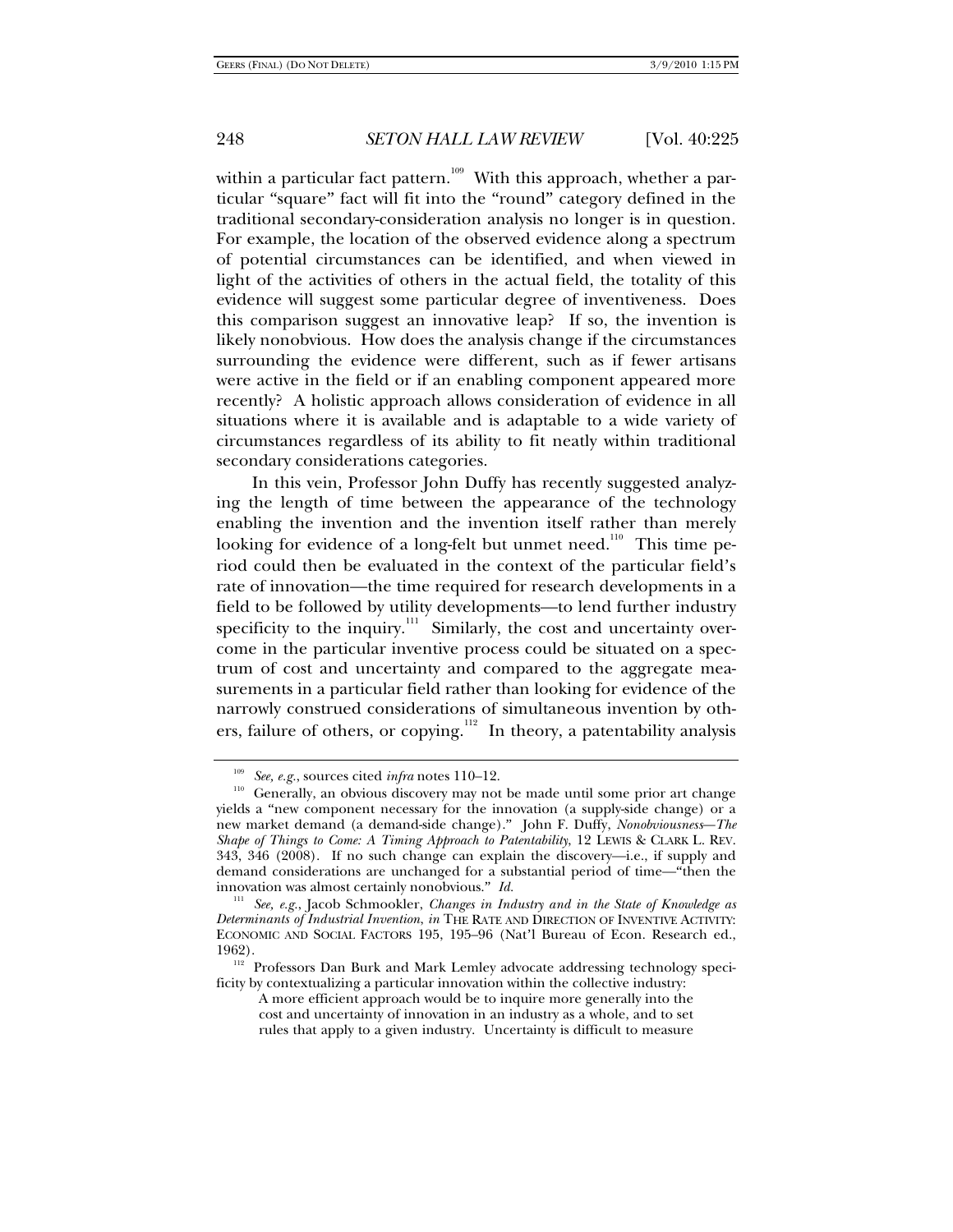within a particular fact pattern.[109] With this approach, whether a particular "square" fact will fit into the "round" category defined in the traditional secondary-consideration analysis no longer is in question. For example, the location of the observed evidence along a spectrum of potential circumstances can be identified, and when viewed in light of the activities of others in the actual field, the totality of this evidence will suggest some particular degree of inventiveness. Does this comparison suggest an innovative leap? If so, the invention is likely nonobvious. How does the analysis change if the circumstances surrounding the evidence were different, such as if fewer artisans were active in the field or if an enabling component appeared more recently? A holistic approach allows consideration of evidence in all situations where it is available and is adaptable to a wide variety of circumstances regardless of its ability to fit neatly within traditional secondary considerations categories.

In this vein, Professor John Duffy has recently suggested analyzing the length of time between the appearance of the technology enabling the invention and the invention itself rather than merely looking for evidence of a long-felt but unmet need.[110] This time period could then be evaluated in the context of the particular field's rate of innovation—the time required for research developments in a field to be followed by utility developments—to lend further industry specificity to the inquiry.[111] Similarly, the cost and uncertainty overcome in the particular inventive process could be situated on a spectrum of cost and uncertainty and compared to the aggregate measurements in a particular field rather than looking for evidence of the narrowly construed considerations of simultaneous invention by others, failure of others, or copying.[112] In theory, a patentability analysis

---

[109] *See, e.g.*, sources cited *infra* notes 110–12.

[110] Generally, an obvious discovery may not be made until some prior art change yields a "new component necessary for the innovation (a supply-side change) or a new market demand (a demand-side change)." John F. Duffy, *Nonobviousness—The Shape of Things to Come: A Timing Approach to Patentability*, 12 LEWIS & CLARK L. REV. 343, 346 (2008). If no such change can explain the discovery—i.e., if supply and demand considerations are unchanged for a substantial period of time—"then the innovation was almost certainly nonobvious." *Id.*

[111] *See, e.g.*, Jacob Schmookler, *Changes in Industry and in the State of Knowledge as Determinants of Industrial Invention*, *in* THE RATE AND DIRECTION OF INVENTIVE ACTIVITY: ECONOMIC AND SOCIAL FACTORS 195, 195–96 (Nat'l Bureau of Econ. Research ed., 1962).

[112] Professors Dan Burk and Mark Lemley advocate addressing technology specificity by contextualizing a particular innovation within the collective industry:

> A more efficient approach would be to inquire more generally into the cost and uncertainty of innovation in an industry as a whole, and to set rules that apply to a given industry. Uncertainty is difficult to measure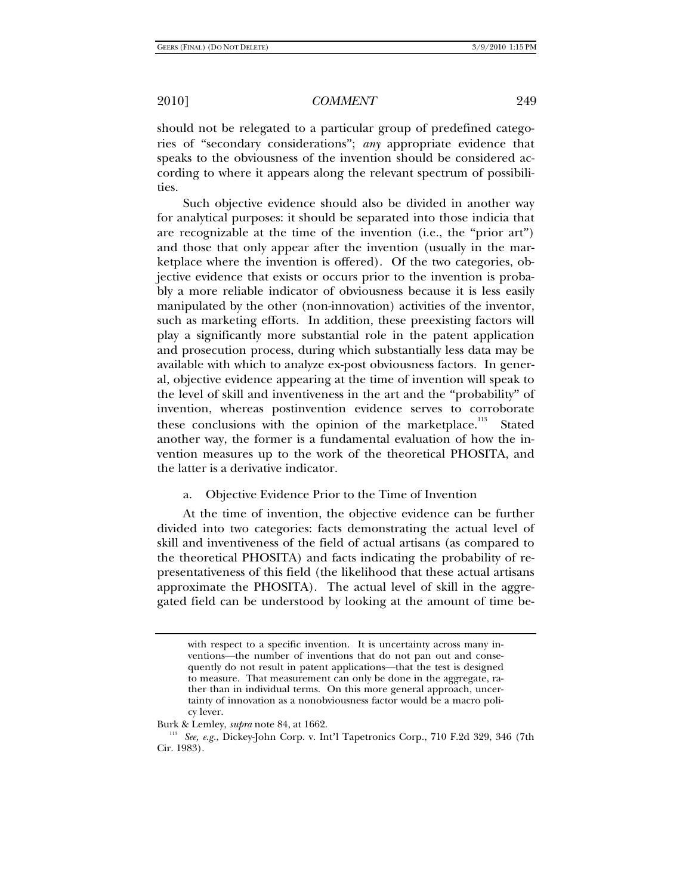should not be relegated to a particular group of predefined categories of "secondary considerations"; *any* appropriate evidence that speaks to the obviousness of the invention should be considered according to where it appears along the relevant spectrum of possibilities.

Such objective evidence should also be divided in another way for analytical purposes: it should be separated into those indicia that are recognizable at the time of the invention (i.e., the "prior art") and those that only appear after the invention (usually in the marketplace where the invention is offered). Of the two categories, objective evidence that exists or occurs prior to the invention is probably a more reliable indicator of obviousness because it is less easily manipulated by the other (non-innovation) activities of the inventor, such as marketing efforts. In addition, these preexisting factors will play a significantly more substantial role in the patent application and prosecution process, during which substantially less data may be available with which to analyze ex-post obviousness factors. In general, objective evidence appearing at the time of invention will speak to the level of skill and inventiveness in the art and the "probability" of invention, whereas postinvention evidence serves to corroborate these conclusions with the opinion of the marketplace.[113] Stated another way, the former is a fundamental evaluation of how the invention measures up to the work of the theoretical PHOSITA, and the latter is a derivative indicator.

a. Objective Evidence Prior to the Time of Invention

At the time of invention, the objective evidence can be further divided into two categories: facts demonstrating the actual level of skill and inventiveness of the field of actual artisans (as compared to the theoretical PHOSITA) and facts indicating the probability of representativeness of this field (the likelihood that these actual artisans approximate the PHOSITA). The actual level of skill in the aggregated field can be understood by looking at the amount of time be-

---

> with respect to a specific invention. It is uncertainty across many inventions—the number of inventions that do not pan out and consequently do not result in patent applications—that the test is designed to measure. That measurement can only be done in the aggregate, rather than in individual terms. On this more general approach, uncertainty of innovation as a nonobviousness factor would be a macro policy lever.

Burk & Lemley, *supra* note 84, at 1662.

[113] *See, e.g.*, Dickey-John Corp. v. Int'l Tapetronics Corp., 710 F.2d 329, 346 (7th Cir. 1983).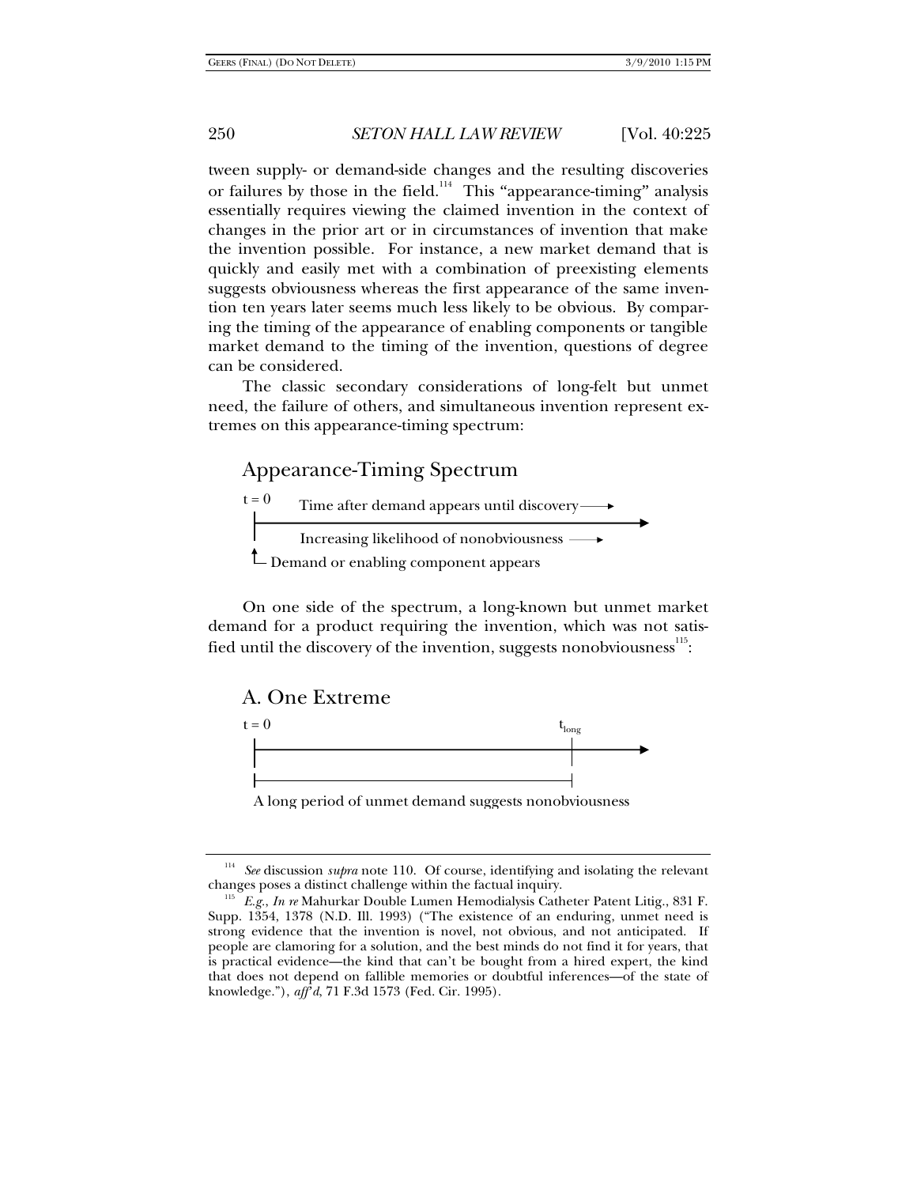tween supply- or demand-side changes and the resulting discoveries or failures by those in the field.[114] This "appearance-timing" analysis essentially requires viewing the claimed invention in the context of changes in the prior art or in circumstances of invention that make the invention possible. For instance, a new market demand that is quickly and easily met with a combination of preexisting elements suggests obviousness whereas the first appearance of the same invention ten years later seems much less likely to be obvious. By comparing the timing of the appearance of enabling components or tangible market demand to the timing of the invention, questions of degree can be considered.

The classic secondary considerations of long-felt but unmet need, the failure of others, and simultaneous invention represent extremes on this appearance-timing spectrum:

Appearance-Timing Spectrum

$t = 0$ Time after demand appears until discovery ⟶

Increasing likelihood of nonobviousness ⟶

Demand or enabling component appears

On one side of the spectrum, a long-known but unmet market demand for a product requiring the invention, which was not satisfied until the discovery of the invention, suggests nonobviousness[115]:

A. One Extreme

$t = 0$ $t_{long}$

A long period of unmet demand suggests nonobviousness

---

[114] *See* discussion *supra* note 110. Of course, identifying and isolating the relevant changes poses a distinct challenge within the factual inquiry.

[115] *E.g.*, *In re* Mahurkar Double Lumen Hemodialysis Catheter Patent Litig., 831 F. Supp. 1354, 1378 (N.D. Ill. 1993) ("The existence of an enduring, unmet need is strong evidence that the invention is novel, not obvious, and not anticipated. If people are clamoring for a solution, and the best minds do not find it for years, that is practical evidence—the kind that can't be bought from a hired expert, the kind that does not depend on fallible memories or doubtful inferences—of the state of knowledge."), *aff'd*, 71 F.3d 1573 (Fed. Cir. 1995).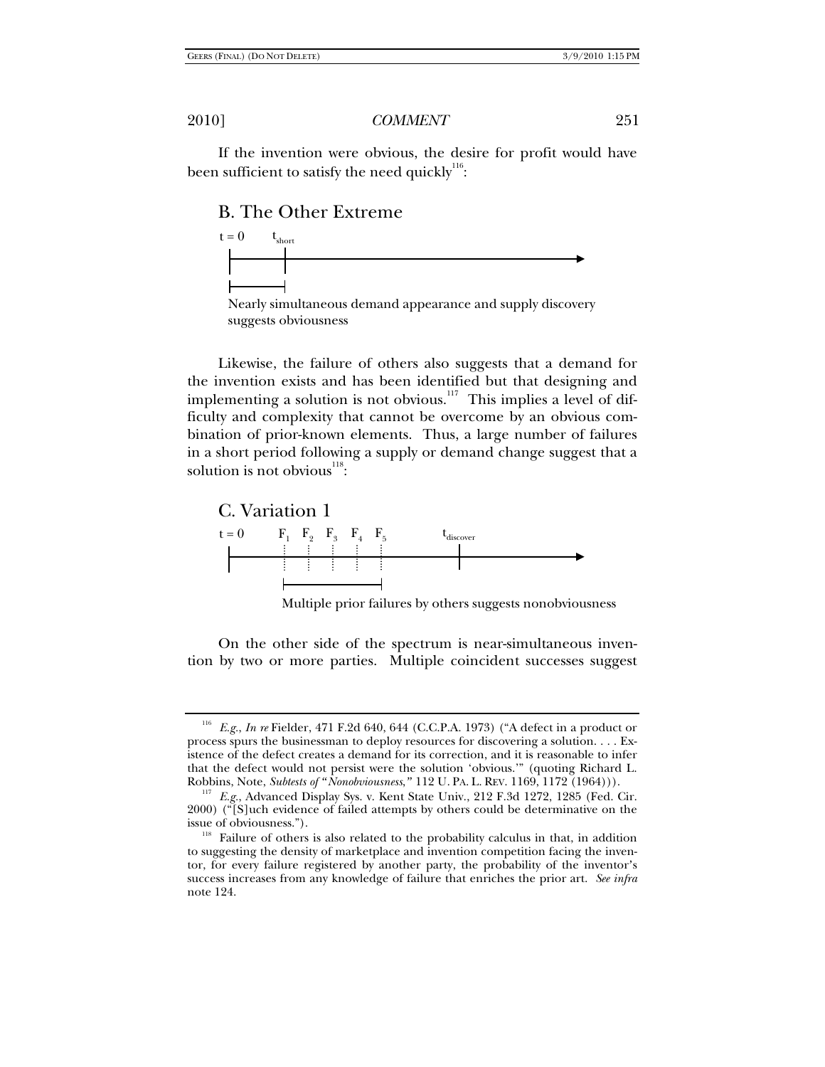If the invention were obvious, the desire for profit would have been sufficient to satisfy the need quickly[116]:

## B. The Other Extreme

$t = 0$ $t_{short}$

Nearly simultaneous demand appearance and supply discovery suggests obviousness

Likewise, the failure of others also suggests that a demand for the invention exists and has been identified but that designing and implementing a solution is not obvious.[117] This implies a level of difficulty and complexity that cannot be overcome by an obvious combination of prior-known elements. Thus, a large number of failures in a short period following a supply or demand change suggest that a solution is not obvious[118]:

## C. Variation 1

$t = 0$ $F_1$ $F_2$ $F_3$ $F_4$ $F_5$ $t_{discover}$

Multiple prior failures by others suggests nonobviousness

On the other side of the spectrum is near-simultaneous invention by two or more parties. Multiple coincident successes suggest

---

[116] *E.g.*, *In re* Fielder, 471 F.2d 640, 644 (C.C.P.A. 1973) ("A defect in a product or process spurs the businessman to deploy resources for discovering a solution. . . . Existence of the defect creates a demand for its correction, and it is reasonable to infer that the defect would not persist were the solution 'obvious.'" (quoting Richard L. Robbins, Note, *Subtests of "Nonobviousness*,*"* 112 U. PA. L. REV. 1169, 1172 (1964))).

[117] *E.g.*, Advanced Display Sys. v. Kent State Univ., 212 F.3d 1272, 1285 (Fed. Cir. 2000) ("[S]uch evidence of failed attempts by others could be determinative on the issue of obviousness.").

[118] Failure of others is also related to the probability calculus in that, in addition to suggesting the density of marketplace and invention competition facing the inventor, for every failure registered by another party, the probability of the inventor's success increases from any knowledge of failure that enriches the prior art. *See infra* note 124.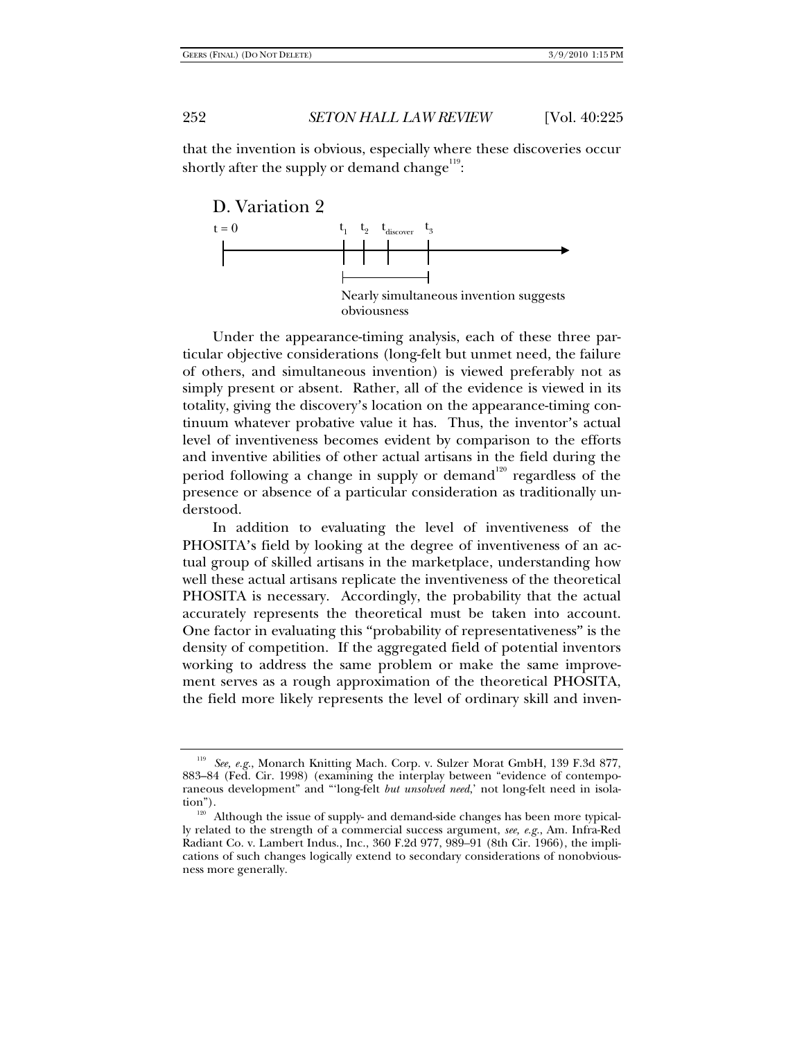that the invention is obvious, especially where these discoveries occur shortly after the supply or demand change[119]:

D. Variation 2

$t = 0$ $t_1$ $t_2$ $t_{discover}$ $t_3$

Nearly simultaneous invention suggests obviousness

Under the appearance-timing analysis, each of these three particular objective considerations (long-felt but unmet need, the failure of others, and simultaneous invention) is viewed preferably not as simply present or absent. Rather, all of the evidence is viewed in its totality, giving the discovery's location on the appearance-timing continuum whatever probative value it has. Thus, the inventor's actual level of inventiveness becomes evident by comparison to the efforts and inventive abilities of other actual artisans in the field during the period following a change in supply or demand[120] regardless of the presence or absence of a particular consideration as traditionally understood.

In addition to evaluating the level of inventiveness of the PHOSITA's field by looking at the degree of inventiveness of an actual group of skilled artisans in the marketplace, understanding how well these actual artisans replicate the inventiveness of the theoretical PHOSITA is necessary. Accordingly, the probability that the actual accurately represents the theoretical must be taken into account. One factor in evaluating this "probability of representativeness" is the density of competition. If the aggregated field of potential inventors working to address the same problem or make the same improvement serves as a rough approximation of the theoretical PHOSITA, the field more likely represents the level of ordinary skill and inven-

---

[119] *See, e.g.*, Monarch Knitting Mach. Corp. v. Sulzer Morat GmbH, 139 F.3d 877, 883–84 (Fed. Cir. 1998) (examining the interplay between "evidence of contemporaneous development" and "'long-felt *but unsolved need*,' not long-felt need in isolation").

[120] Although the issue of supply- and demand-side changes has been more typically related to the strength of a commercial success argument, *see, e.g.*, Am. Infra-Red Radiant Co. v. Lambert Indus., Inc., 360 F.2d 977, 989–91 (8th Cir. 1966), the implications of such changes logically extend to secondary considerations of nonobviousness more generally.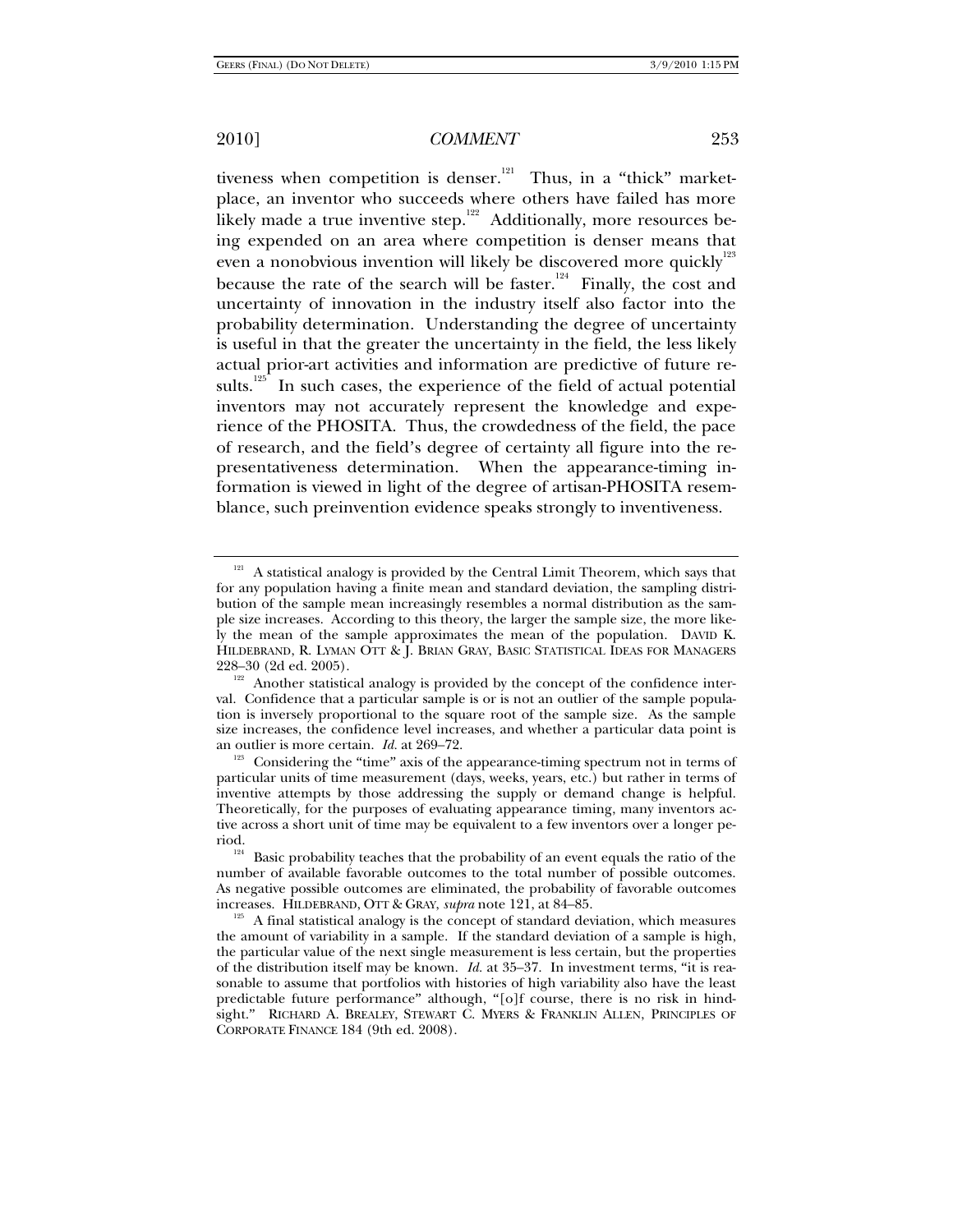tiveness when competition is denser.[121] Thus, in a "thick" marketplace, an inventor who succeeds where others have failed has more likely made a true inventive step.[122] Additionally, more resources being expended on an area where competition is denser means that even a nonobvious invention will likely be discovered more quickly[123] because the rate of the search will be faster.[124] Finally, the cost and uncertainty of innovation in the industry itself also factor into the probability determination. Understanding the degree of uncertainty is useful in that the greater the uncertainty in the field, the less likely actual prior-art activities and information are predictive of future results.[125] In such cases, the experience of the field of actual potential inventors may not accurately represent the knowledge and experience of the PHOSITA. Thus, the crowdedness of the field, the pace of research, and the field's degree of certainty all figure into the representativeness determination. When the appearance-timing information is viewed in light of the degree of artisan-PHOSITA resemblance, such preinvention evidence speaks strongly to inventiveness.

---

[121] A statistical analogy is provided by the Central Limit Theorem, which says that for any population having a finite mean and standard deviation, the sampling distribution of the sample mean increasingly resembles a normal distribution as the sample size increases. According to this theory, the larger the sample size, the more likely the mean of the sample approximates the mean of the population. DAVID K. HILDEBRAND, R. LYMAN OTT & J. BRIAN GRAY, BASIC STATISTICAL IDEAS FOR MANAGERS 228–30 (2d ed. 2005).

[122] Another statistical analogy is provided by the concept of the confidence interval. Confidence that a particular sample is or is not an outlier of the sample population is inversely proportional to the square root of the sample size. As the sample size increases, the confidence level increases, and whether a particular data point is an outlier is more certain. *Id.* at 269–72.

[123] Considering the "time" axis of the appearance-timing spectrum not in terms of particular units of time measurement (days, weeks, years, etc.) but rather in terms of inventive attempts by those addressing the supply or demand change is helpful. Theoretically, for the purposes of evaluating appearance timing, many inventors active across a short unit of time may be equivalent to a few inventors over a longer period.

[124] Basic probability teaches that the probability of an event equals the ratio of the number of available favorable outcomes to the total number of possible outcomes. As negative possible outcomes are eliminated, the probability of favorable outcomes increases. HILDEBRAND, OTT & GRAY, *supra* note 121, at 84–85.

[125] A final statistical analogy is the concept of standard deviation, which measures the amount of variability in a sample. If the standard deviation of a sample is high, the particular value of the next single measurement is less certain, but the properties of the distribution itself may be known. *Id.* at 35–37. In investment terms, "it is reasonable to assume that portfolios with histories of high variability also have the least predictable future performance" although, "[o]f course, there is no risk in hindsight." RICHARD A. BREALEY, STEWART C. MYERS & FRANKLIN ALLEN, PRINCIPLES OF CORPORATE FINANCE 184 (9th ed. 2008).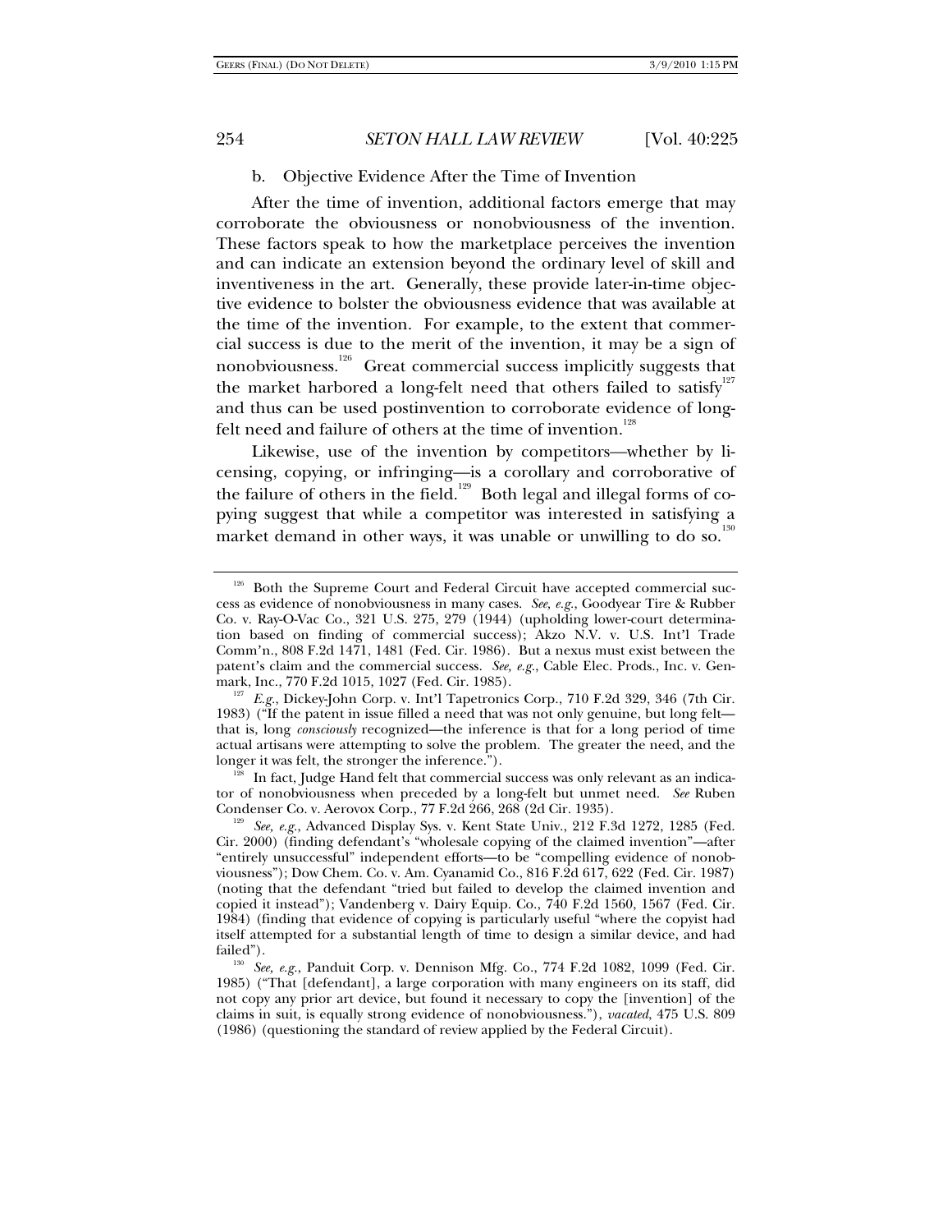b. Objective Evidence After the Time of Invention

After the time of invention, additional factors emerge that may corroborate the obviousness or nonobviousness of the invention. These factors speak to how the marketplace perceives the invention and can indicate an extension beyond the ordinary level of skill and inventiveness in the art. Generally, these provide later-in-time objective evidence to bolster the obviousness evidence that was available at the time of the invention. For example, to the extent that commercial success is due to the merit of the invention, it may be a sign of nonobviousness.[126] Great commercial success implicitly suggests that the market harbored a long-felt need that others failed to satisfy[127] and thus can be used postinvention to corroborate evidence of long-felt need and failure of others at the time of invention.[128]

Likewise, use of the invention by competitors—whether by licensing, copying, or infringing—is a corollary and corroborative of the failure of others in the field.[129] Both legal and illegal forms of copying suggest that while a competitor was interested in satisfying a market demand in other ways, it was unable or unwilling to do so.[130]

---

[126] Both the Supreme Court and Federal Circuit have accepted commercial success as evidence of nonobviousness in many cases. *See, e.g.*, Goodyear Tire & Rubber Co. v. Ray-O-Vac Co., 321 U.S. 275, 279 (1944) (upholding lower-court determination based on finding of commercial success); Akzo N.V. v. U.S. Int'l Trade Comm'n., 808 F.2d 1471, 1481 (Fed. Cir. 1986). But a nexus must exist between the patent's claim and the commercial success. *See, e.g.*, Cable Elec. Prods., Inc. v. Genmark, Inc., 770 F.2d 1015, 1027 (Fed. Cir. 1985).

[127] *E.g.*, Dickey-John Corp. v. Int'l Tapetronics Corp., 710 F.2d 329, 346 (7th Cir. 1983) ("If the patent in issue filled a need that was not only genuine, but long felt—that is, long *consciously* recognized—the inference is that for a long period of time actual artisans were attempting to solve the problem. The greater the need, and the longer it was felt, the stronger the inference.").

[128] In fact, Judge Hand felt that commercial success was only relevant as an indicator of nonobviousness when preceded by a long-felt but unmet need. *See* Ruben Condenser Co. v. Aerovox Corp., 77 F.2d 266, 268 (2d Cir. 1935).

[129] *See, e.g.*, Advanced Display Sys. v. Kent State Univ., 212 F.3d 1272, 1285 (Fed. Cir. 2000) (finding defendant's "wholesale copying of the claimed invention"—after "entirely unsuccessful" independent efforts—to be "compelling evidence of nonobviousness"); Dow Chem. Co. v. Am. Cyanamid Co., 816 F.2d 617, 622 (Fed. Cir. 1987) (noting that the defendant "tried but failed to develop the claimed invention and copied it instead"); Vandenberg v. Dairy Equip. Co., 740 F.2d 1560, 1567 (Fed. Cir. 1984) (finding that evidence of copying is particularly useful "where the copyist had itself attempted for a substantial length of time to design a similar device, and had failed").

[130] *See, e.g.*, Panduit Corp. v. Dennison Mfg. Co., 774 F.2d 1082, 1099 (Fed. Cir. 1985) ("That [defendant], a large corporation with many engineers on its staff, did not copy any prior art device, but found it necessary to copy the [invention] of the claims in suit, is equally strong evidence of nonobviousness."), *vacated*, 475 U.S. 809 (1986) (questioning the standard of review applied by the Federal Circuit).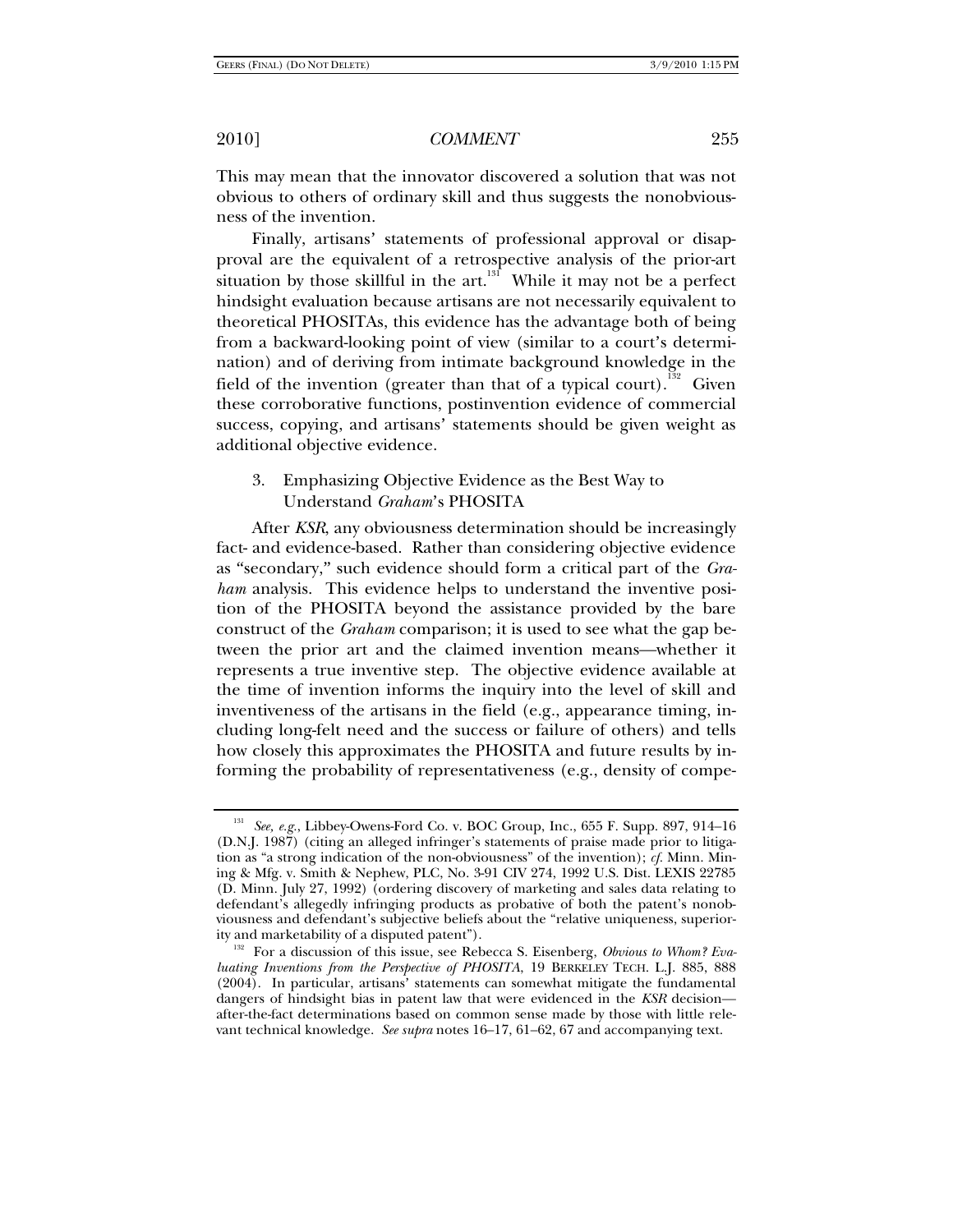This may mean that the innovator discovered a solution that was not obvious to others of ordinary skill and thus suggests the nonobviousness of the invention.

Finally, artisans' statements of professional approval or disapproval are the equivalent of a retrospective analysis of the prior-art situation by those skillful in the art.[131] While it may not be a perfect hindsight evaluation because artisans are not necessarily equivalent to theoretical PHOSITAs, this evidence has the advantage both of being from a backward-looking point of view (similar to a court's determination) and of deriving from intimate background knowledge in the field of the invention (greater than that of a typical court).[132] Given these corroborative functions, postinvention evidence of commercial success, copying, and artisans' statements should be given weight as additional objective evidence.

### 3. Emphasizing Objective Evidence as the Best Way to Understand *Graham*'s PHOSITA

After *KSR*, any obviousness determination should be increasingly fact- and evidence-based. Rather than considering objective evidence as "secondary," such evidence should form a critical part of the *Graham* analysis. This evidence helps to understand the inventive position of the PHOSITA beyond the assistance provided by the bare construct of the *Graham* comparison; it is used to see what the gap between the prior art and the claimed invention means—whether it represents a true inventive step. The objective evidence available at the time of invention informs the inquiry into the level of skill and inventiveness of the artisans in the field (e.g., appearance timing, including long-felt need and the success or failure of others) and tells how closely this approximates the PHOSITA and future results by informing the probability of representativeness (e.g., density of compe-

---

[131] *See, e.g.*, Libbey-Owens-Ford Co. v. BOC Group, Inc., 655 F. Supp. 897, 914–16 (D.N.J. 1987) (citing an alleged infringer's statements of praise made prior to litigation as "a strong indication of the non-obviousness" of the invention); *cf.* Minn. Mining & Mfg. v. Smith & Nephew, PLC, No. 3-91 CIV 274, 1992 U.S. Dist. LEXIS 22785 (D. Minn. July 27, 1992) (ordering discovery of marketing and sales data relating to defendant's allegedly infringing products as probative of both the patent's nonobviousness and defendant's subjective beliefs about the "relative uniqueness, superiority and marketability of a disputed patent").

[132] For a discussion of this issue, see Rebecca S. Eisenberg, *Obvious to Whom? Evaluating Inventions from the Perspective of PHOSITA*, 19 BERKELEY TECH. L.J. 885, 888 (2004). In particular, artisans' statements can somewhat mitigate the fundamental dangers of hindsight bias in patent law that were evidenced in the *KSR* decision—after-the-fact determinations based on common sense made by those with little relevant technical knowledge. *See supra* notes 16–17, 61–62, 67 and accompanying text.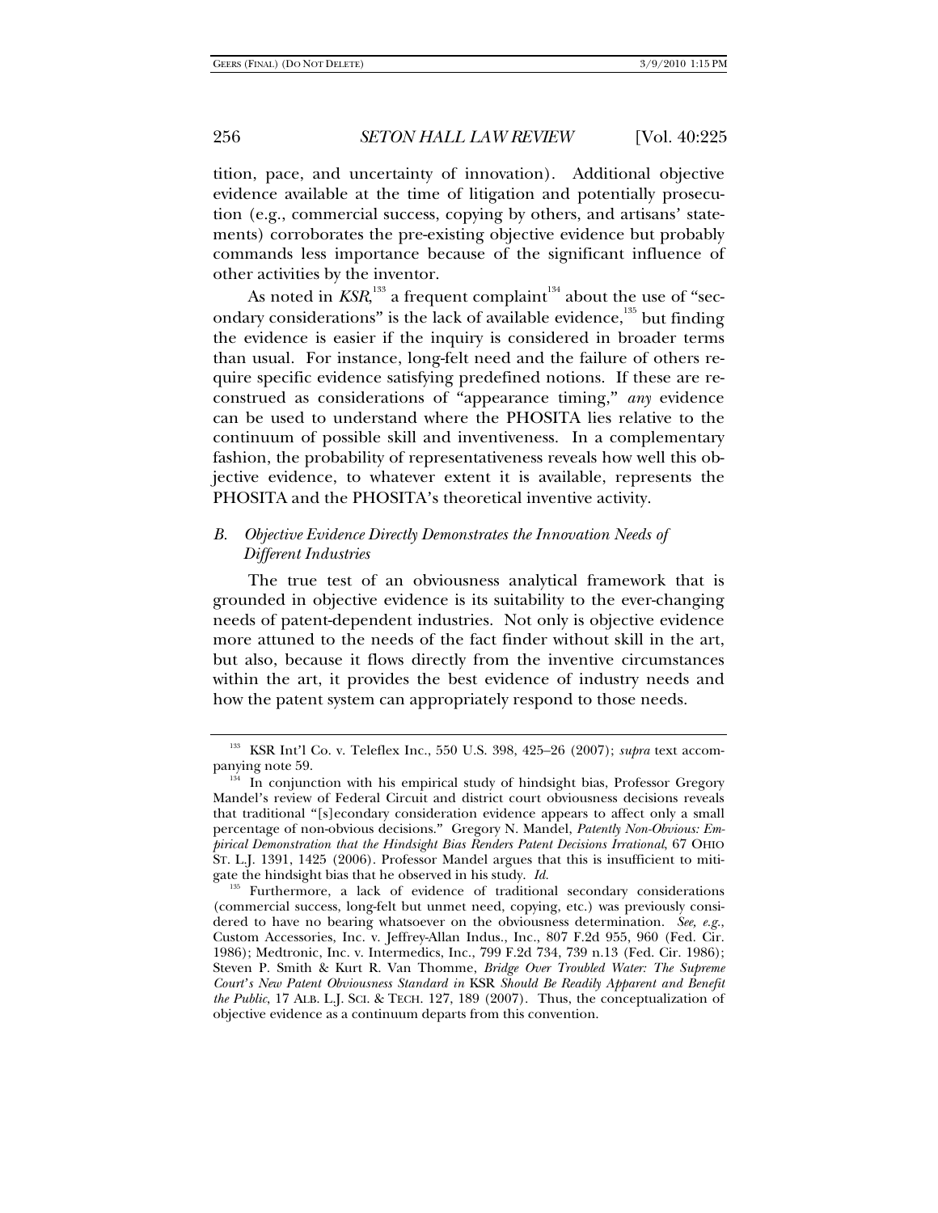tition, pace, and uncertainty of innovation). Additional objective evidence available at the time of litigation and potentially prosecution (e.g., commercial success, copying by others, and artisans' statements) corroborates the pre-existing objective evidence but probably commands less importance because of the significant influence of other activities by the inventor.

As noted in *KSR*,[133] a frequent complaint[134] about the use of "secondary considerations" is the lack of available evidence,[135] but finding the evidence is easier if the inquiry is considered in broader terms than usual. For instance, long-felt need and the failure of others require specific evidence satisfying predefined notions. If these are reconstrued as considerations of "appearance timing," *any* evidence can be used to understand where the PHOSITA lies relative to the continuum of possible skill and inventiveness. In a complementary fashion, the probability of representativeness reveals how well this objective evidence, to whatever extent it is available, represents the PHOSITA and the PHOSITA's theoretical inventive activity.

### *B. Objective Evidence Directly Demonstrates the Innovation Needs of Different Industries*

The true test of an obviousness analytical framework that is grounded in objective evidence is its suitability to the ever-changing needs of patent-dependent industries. Not only is objective evidence more attuned to the needs of the fact finder without skill in the art, but also, because it flows directly from the inventive circumstances within the art, it provides the best evidence of industry needs and how the patent system can appropriately respond to those needs.

---

[133] KSR Int'l Co. v. Teleflex Inc., 550 U.S. 398, 425–26 (2007); *supra* text accompanying note 59.

[134] In conjunction with his empirical study of hindsight bias, Professor Gregory Mandel's review of Federal Circuit and district court obviousness decisions reveals that traditional "[s]econdary consideration evidence appears to affect only a small percentage of non-obvious decisions." Gregory N. Mandel, *Patently Non-Obvious: Empirical Demonstration that the Hindsight Bias Renders Patent Decisions Irrational*, 67 OHIO ST. L.J. 1391, 1425 (2006). Professor Mandel argues that this is insufficient to mitigate the hindsight bias that he observed in his study. *Id.*

[135] Furthermore, a lack of evidence of traditional secondary considerations (commercial success, long-felt but unmet need, copying, etc.) was previously considered to have no bearing whatsoever on the obviousness determination. *See, e.g.*, Custom Accessories, Inc. v. Jeffrey-Allan Indus., Inc., 807 F.2d 955, 960 (Fed. Cir. 1986); Medtronic, Inc. v. Intermedics, Inc., 799 F.2d 734, 739 n.13 (Fed. Cir. 1986); Steven P. Smith & Kurt R. Van Thomme, *Bridge Over Troubled Water: The Supreme Court's New Patent Obviousness Standard in* KSR *Should Be Readily Apparent and Benefit the Public*, 17 ALB. L.J. SCI. & TECH. 127, 189 (2007). Thus, the conceptualization of objective evidence as a continuum departs from this convention.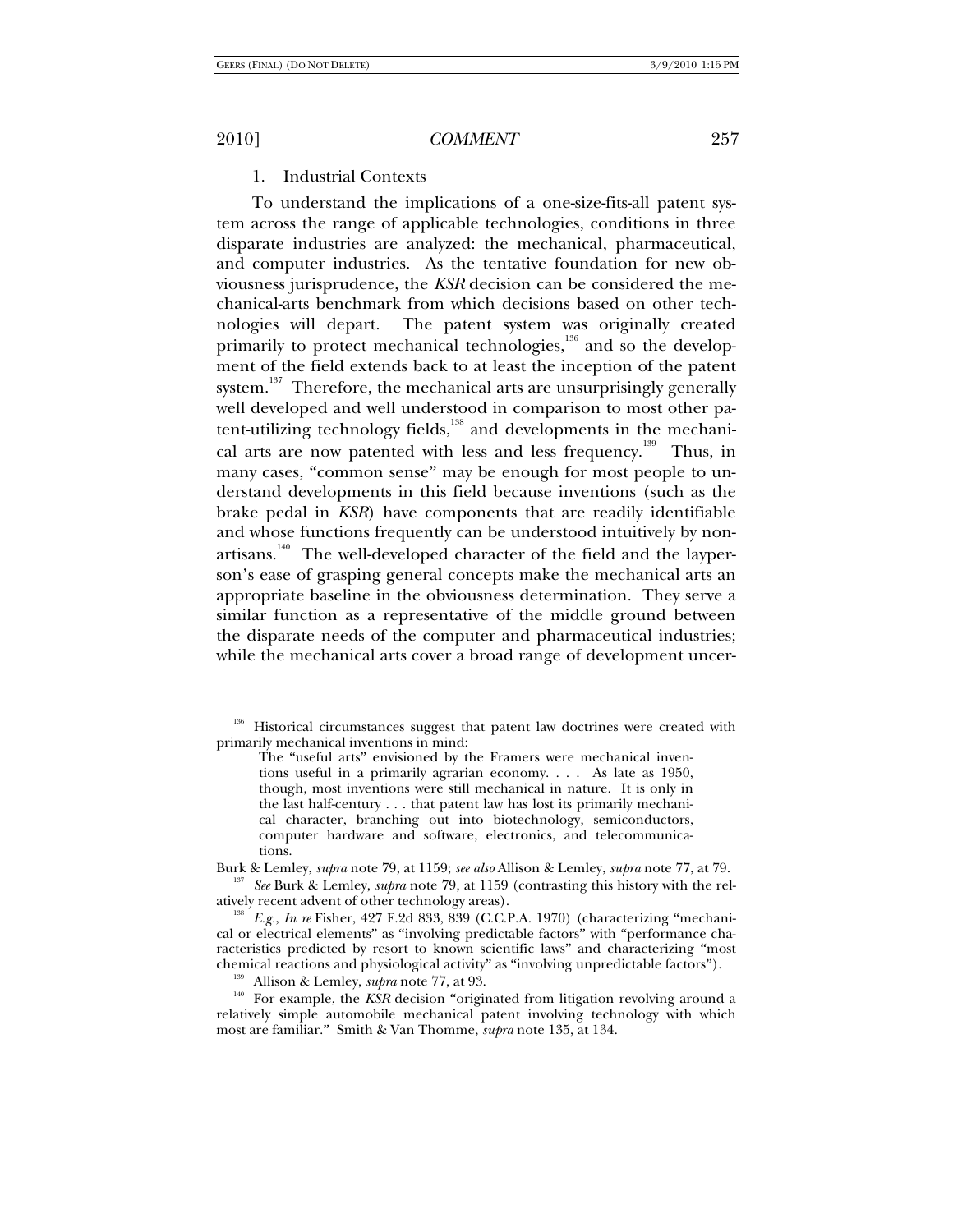### 1. Industrial Contexts

To understand the implications of a one-size-fits-all patent system across the range of applicable technologies, conditions in three disparate industries are analyzed: the mechanical, pharmaceutical, and computer industries. As the tentative foundation for new obviousness jurisprudence, the *KSR* decision can be considered the mechanical-arts benchmark from which decisions based on other technologies will depart. The patent system was originally created primarily to protect mechanical technologies,[136] and so the development of the field extends back to at least the inception of the patent system.[137] Therefore, the mechanical arts are unsurprisingly generally well developed and well understood in comparison to most other patent-utilizing technology fields,[138] and developments in the mechanical arts are now patented with less and less frequency.[139] Thus, in many cases, "common sense" may be enough for most people to understand developments in this field because inventions (such as the brake pedal in *KSR*) have components that are readily identifiable and whose functions frequently can be understood intuitively by non-artisans.[140] The well-developed character of the field and the layperson's ease of grasping general concepts make the mechanical arts an appropriate baseline in the obviousness determination. They serve a similar function as a representative of the middle ground between the disparate needs of the computer and pharmaceutical industries; while the mechanical arts cover a broad range of development uncer-

---

[136] Historical circumstances suggest that patent law doctrines were created with primarily mechanical inventions in mind:

> The "useful arts" envisioned by the Framers were mechanical inventions useful in a primarily agrarian economy. . . . As late as 1950, though, most inventions were still mechanical in nature. It is only in the last half-century . . . that patent law has lost its primarily mechanical character, branching out into biotechnology, semiconductors, computer hardware and software, electronics, and telecommunications.

Burk & Lemley, *supra* note 79, at 1159; *see also* Allison & Lemley, *supra* note 77, at 79.

[137] *See* Burk & Lemley, *supra* note 79, at 1159 (contrasting this history with the relatively recent advent of other technology areas).

[138] *E.g.*, *In re* Fisher, 427 F.2d 833, 839 (C.C.P.A. 1970) (characterizing "mechanical or electrical elements" as "involving predictable factors" with "performance characteristics predicted by resort to known scientific laws" and characterizing "most chemical reactions and physiological activity" as "involving unpredictable factors").

[139] Allison & Lemley, *supra* note 77, at 93.

[140] For example, the *KSR* decision "originated from litigation revolving around a relatively simple automobile mechanical patent involving technology with which most are familiar." Smith & Van Thomme, *supra* note 135, at 134.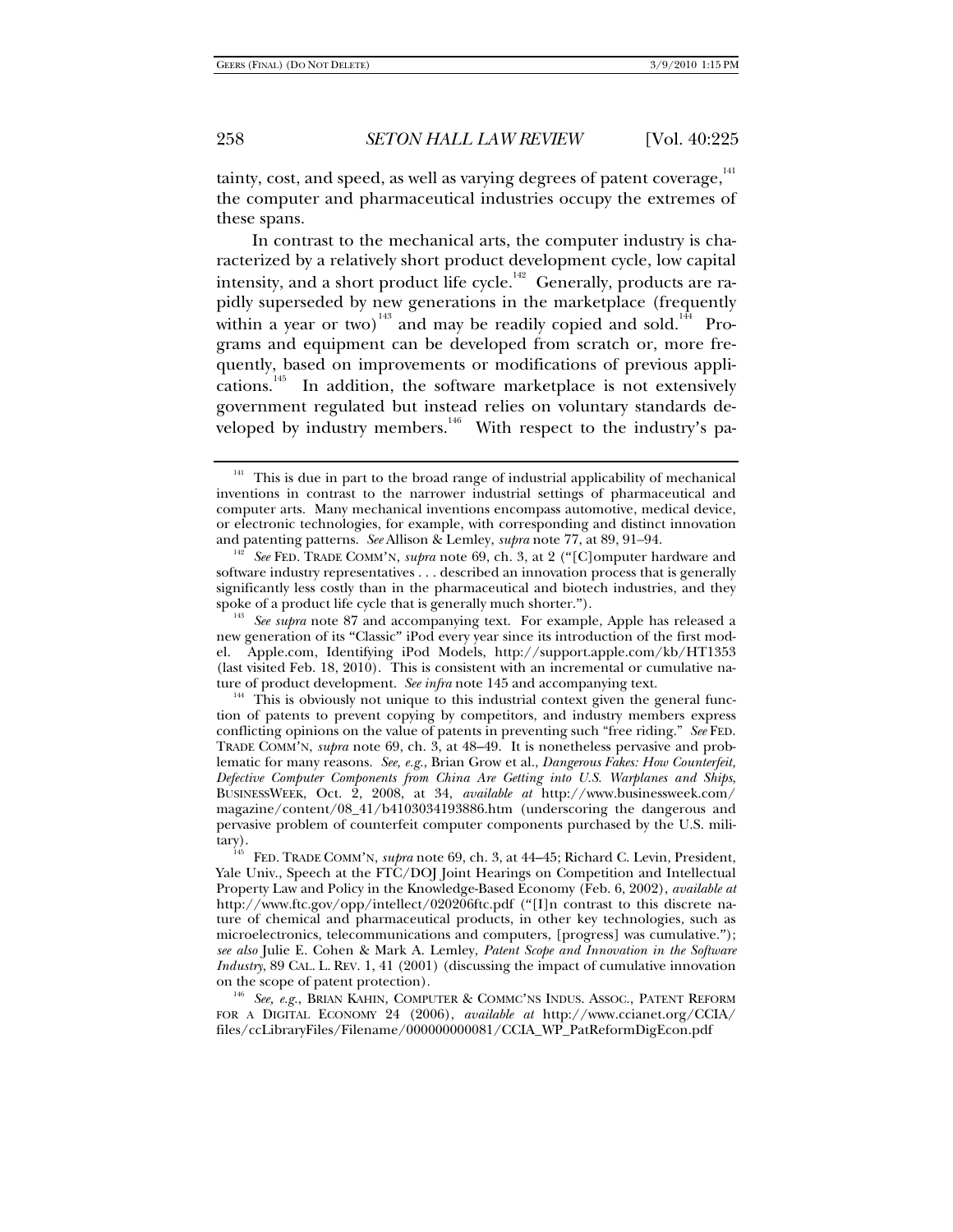tainty, cost, and speed, as well as varying degrees of patent coverage,[141] the computer and pharmaceutical industries occupy the extremes of these spans.

In contrast to the mechanical arts, the computer industry is characterized by a relatively short product development cycle, low capital intensity, and a short product life cycle.[142] Generally, products are rapidly superseded by new generations in the marketplace (frequently within a year or two)[143] and may be readily copied and sold.[144] Programs and equipment can be developed from scratch or, more frequently, based on improvements or modifications of previous applications.[145] In addition, the software marketplace is not extensively government regulated but instead relies on voluntary standards developed by industry members.[146] With respect to the industry's pa-

---

[141] This is due in part to the broad range of industrial applicability of mechanical inventions in contrast to the narrower industrial settings of pharmaceutical and computer arts. Many mechanical inventions encompass automotive, medical device, or electronic technologies, for example, with corresponding and distinct innovation and patenting patterns. *See* Allison & Lemley, *supra* note 77, at 89, 91–94.

[142] *See* FED. TRADE COMM'N, *supra* note 69, ch. 3, at 2 ("[C]omputer hardware and software industry representatives . . . described an innovation process that is generally significantly less costly than in the pharmaceutical and biotech industries, and they spoke of a product life cycle that is generally much shorter.").

[143] *See supra* note 87 and accompanying text. For example, Apple has released a new generation of its "Classic" iPod every year since its introduction of the first model. Apple.com, Identifying iPod Models, http://support.apple.com/kb/HT1353 (last visited Feb. 18, 2010). This is consistent with an incremental or cumulative nature of product development. *See infra* note 145 and accompanying text.

[144] This is obviously not unique to this industrial context given the general function of patents to prevent copying by competitors, and industry members express conflicting opinions on the value of patents in preventing such "free riding." *See* FED. TRADE COMM'N, *supra* note 69, ch. 3, at 48–49. It is nonetheless pervasive and problematic for many reasons. *See, e.g.*, Brian Grow et al., *Dangerous Fakes: How Counterfeit, Defective Computer Components from China Are Getting into U.S. Warplanes and Ships*, BUSINESSWEEK, Oct. 2, 2008, at 34, *available at* http://www.businessweek.com/magazine/content/08_41/b4103034193886.htm (underscoring the dangerous and pervasive problem of counterfeit computer components purchased by the U.S. military).

[145] FED. TRADE COMM'N, *supra* note 69, ch. 3, at 44–45; Richard C. Levin, President, Yale Univ., Speech at the FTC/DOJ Joint Hearings on Competition and Intellectual Property Law and Policy in the Knowledge-Based Economy (Feb. 6, 2002), *available at* http://www.ftc.gov/opp/intellect/020206ftc.pdf ("[I]n contrast to this discrete nature of chemical and pharmaceutical products, in other key technologies, such as microelectronics, telecommunications and computers, [progress] was cumulative."); *see also* Julie E. Cohen & Mark A. Lemley, *Patent Scope and Innovation in the Software Industry*, 89 CAL. L. REV. 1, 41 (2001) (discussing the impact of cumulative innovation on the scope of patent protection).

[146] *See, e.g.*, BRIAN KAHIN, COMPUTER & COMMC'NS INDUS. ASSOC., PATENT REFORM FOR A DIGITAL ECONOMY 24 (2006), *available at* http://www.ccianet.org/CCIA/files/ccLibraryFiles/Filename/000000000081/CCIA_WP_PatReformDigEcon.pdf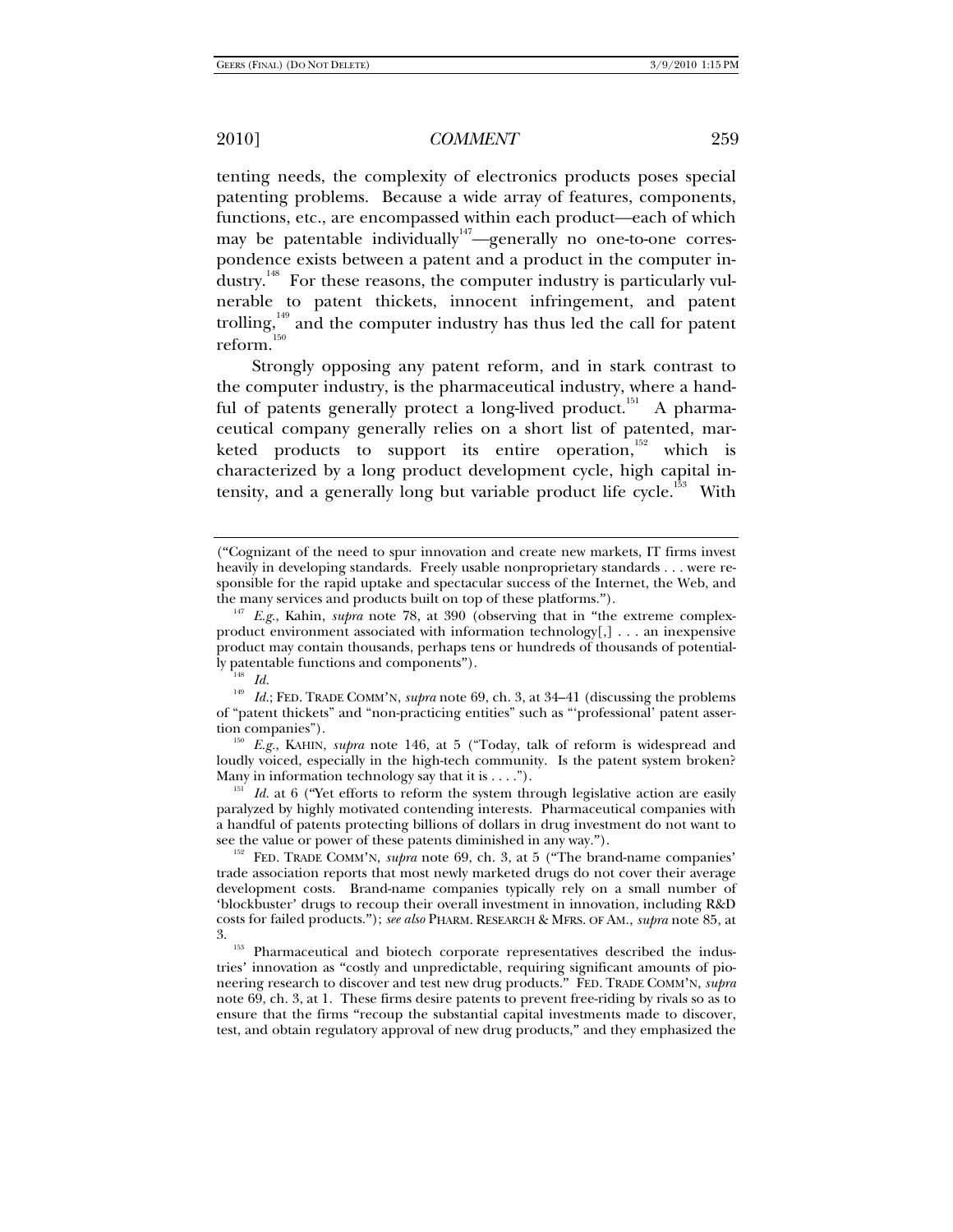tenting needs, the complexity of electronics products poses special patenting problems. Because a wide array of features, components, functions, etc., are encompassed within each product—each of which may be patentable individually[147]—generally no one-to-one correspondence exists between a patent and a product in the computer industry.[148] For these reasons, the computer industry is particularly vulnerable to patent thickets, innocent infringement, and patent trolling,[149] and the computer industry has thus led the call for patent reform.[150]

Strongly opposing any patent reform, and in stark contrast to the computer industry, is the pharmaceutical industry, where a handful of patents generally protect a long-lived product.[151] A pharmaceutical company generally relies on a short list of patented, marketed products to support its entire operation,[152] which is characterized by a long product development cycle, high capital intensity, and a generally long but variable product life cycle.[153] With

---

("Cognizant of the need to spur innovation and create new markets, IT firms invest heavily in developing standards. Freely usable nonproprietary standards . . . were responsible for the rapid uptake and spectacular success of the Internet, the Web, and the many services and products built on top of these platforms.").

[147] *E.g.*, Kahin, *supra* note 78, at 390 (observing that in "the extreme complex-product environment associated with information technology[,] . . . an inexpensive product may contain thousands, perhaps tens or hundreds of thousands of potentially patentable functions and components").

[148] *Id.*

[149] *Id.*; FED. TRADE COMM'N, *supra* note 69, ch. 3, at 34–41 (discussing the problems of "patent thickets" and "non-practicing entities" such as "'professional' patent assertion companies").

[150] *E.g.*, KAHIN, *supra* note 146, at 5 ("Today, talk of reform is widespread and loudly voiced, especially in the high-tech community. Is the patent system broken? Many in information technology say that it is . . . .").

[151] *Id.* at 6 ("Yet efforts to reform the system through legislative action are easily paralyzed by highly motivated contending interests. Pharmaceutical companies with a handful of patents protecting billions of dollars in drug investment do not want to see the value or power of these patents diminished in any way.").

[152] FED. TRADE COMM'N, *supra* note 69, ch. 3, at 5 ("The brand-name companies' trade association reports that most newly marketed drugs do not cover their average development costs. Brand-name companies typically rely on a small number of 'blockbuster' drugs to recoup their overall investment in innovation, including R&D costs for failed products."); *see also* PHARM. RESEARCH & MFRS. OF AM., *supra* note 85, at 3.

[153] Pharmaceutical and biotech corporate representatives described the industries' innovation as "costly and unpredictable, requiring significant amounts of pioneering research to discover and test new drug products." FED. TRADE COMM'N, *supra* note 69, ch. 3, at 1. These firms desire patents to prevent free-riding by rivals so as to ensure that the firms "recoup the substantial capital investments made to discover, test, and obtain regulatory approval of new drug products," and they emphasized the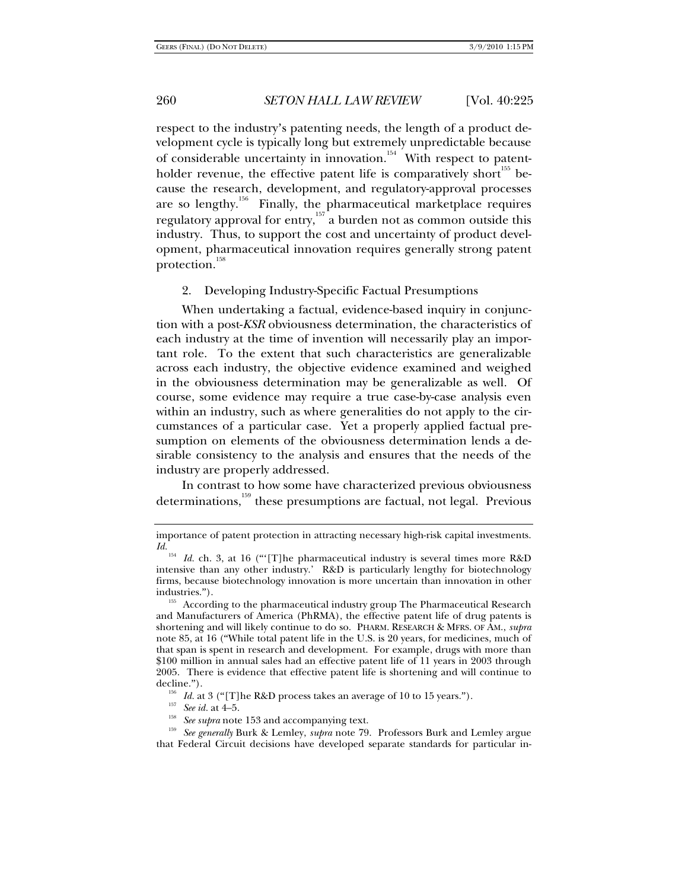respect to the industry's patenting needs, the length of a product development cycle is typically long but extremely unpredictable because of considerable uncertainty in innovation.[154] With respect to patent-holder revenue, the effective patent life is comparatively short[155] because the research, development, and regulatory-approval processes are so lengthy.[156] Finally, the pharmaceutical marketplace requires regulatory approval for entry,[157] a burden not as common outside this industry. Thus, to support the cost and uncertainty of product development, pharmaceutical innovation requires generally strong patent protection.[158]

### 2. Developing Industry-Specific Factual Presumptions

When undertaking a factual, evidence-based inquiry in conjunction with a post-*KSR* obviousness determination, the characteristics of each industry at the time of invention will necessarily play an important role. To the extent that such characteristics are generalizable across each industry, the objective evidence examined and weighed in the obviousness determination may be generalizable as well. Of course, some evidence may require a true case-by-case analysis even within an industry, such as where generalities do not apply to the circumstances of a particular case. Yet a properly applied factual presumption on elements of the obviousness determination lends a desirable consistency to the analysis and ensures that the needs of the industry are properly addressed.

In contrast to how some have characterized previous obviousness determinations,[159] these presumptions are factual, not legal. Previous

---

importance of patent protection in attracting necessary high-risk capital investments. *Id.*

[154] *Id.* ch. 3, at 16 ("'[T]he pharmaceutical industry is several times more R&D intensive than any other industry.' R&D is particularly lengthy for biotechnology firms, because biotechnology innovation is more uncertain than innovation in other industries.").

[155] According to the pharmaceutical industry group The Pharmaceutical Research and Manufacturers of America (PhRMA), the effective patent life of drug patents is shortening and will likely continue to do so. PHARM. RESEARCH & MFRS. OF AM., *supra* note 85, at 16 ("While total patent life in the U.S. is 20 years, for medicines, much of that span is spent in research and development. For example, drugs with more than \$100 million in annual sales had an effective patent life of 11 years in 2003 through 2005. There is evidence that effective patent life is shortening and will continue to decline.").

[156] *Id.* at 3 ("[T]he R&D process takes an average of 10 to 15 years.").

[157] *See id.* at 4–5.

[158] *See supra* note 153 and accompanying text.

[159] *See generally* Burk & Lemley, *supra* note 79. Professors Burk and Lemley argue that Federal Circuit decisions have developed separate standards for particular in-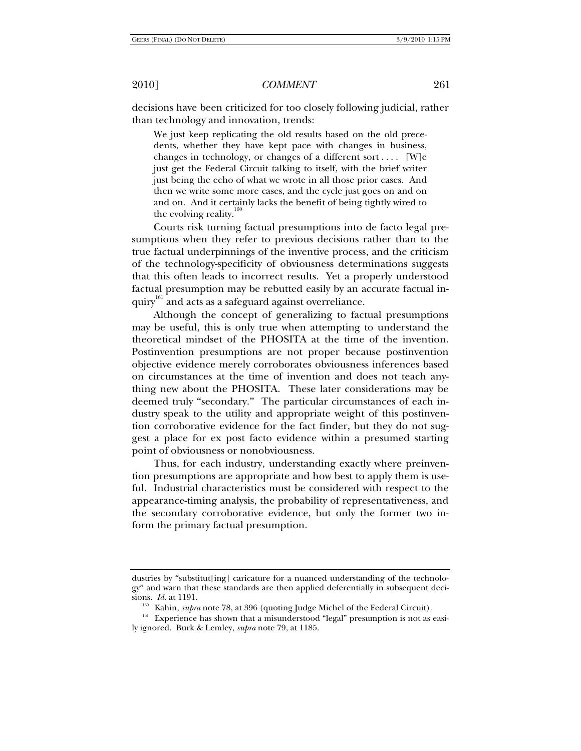decisions have been criticized for too closely following judicial, rather than technology and innovation, trends:

> We just keep replicating the old results based on the old precedents, whether they have kept pace with changes in business, changes in technology, or changes of a different sort . . . . [W]e just get the Federal Circuit talking to itself, with the brief writer just being the echo of what we wrote in all those prior cases. And then we write some more cases, and the cycle just goes on and on and on. And it certainly lacks the benefit of being tightly wired to the evolving reality.[160]

Courts risk turning factual presumptions into de facto legal presumptions when they refer to previous decisions rather than to the true factual underpinnings of the inventive process, and the criticism of the technology-specificity of obviousness determinations suggests that this often leads to incorrect results. Yet a properly understood factual presumption may be rebutted easily by an accurate factual inquiry[161] and acts as a safeguard against overreliance.

Although the concept of generalizing to factual presumptions may be useful, this is only true when attempting to understand the theoretical mindset of the PHOSITA at the time of the invention. Postinvention presumptions are not proper because postinvention objective evidence merely corroborates obviousness inferences based on circumstances at the time of invention and does not teach anything new about the PHOSITA. These later considerations may be deemed truly "secondary." The particular circumstances of each industry speak to the utility and appropriate weight of this postinvention corroborative evidence for the fact finder, but they do not suggest a place for ex post facto evidence within a presumed starting point of obviousness or nonobviousness.

Thus, for each industry, understanding exactly where preinvention presumptions are appropriate and how best to apply them is useful. Industrial characteristics must be considered with respect to the appearance-timing analysis, the probability of representativeness, and the secondary corroborative evidence, but only the former two inform the primary factual presumption.

---

dustries by "substitut[ing] caricature for a nuanced understanding of the technology" and warn that these standards are then applied deferentially in subsequent decisions. *Id.* at 1191.

[160] Kahin, *supra* note 78, at 396 (quoting Judge Michel of the Federal Circuit).

[161] Experience has shown that a misunderstood "legal" presumption is not as easily ignored. Burk & Lemley, *supra* note 79, at 1185.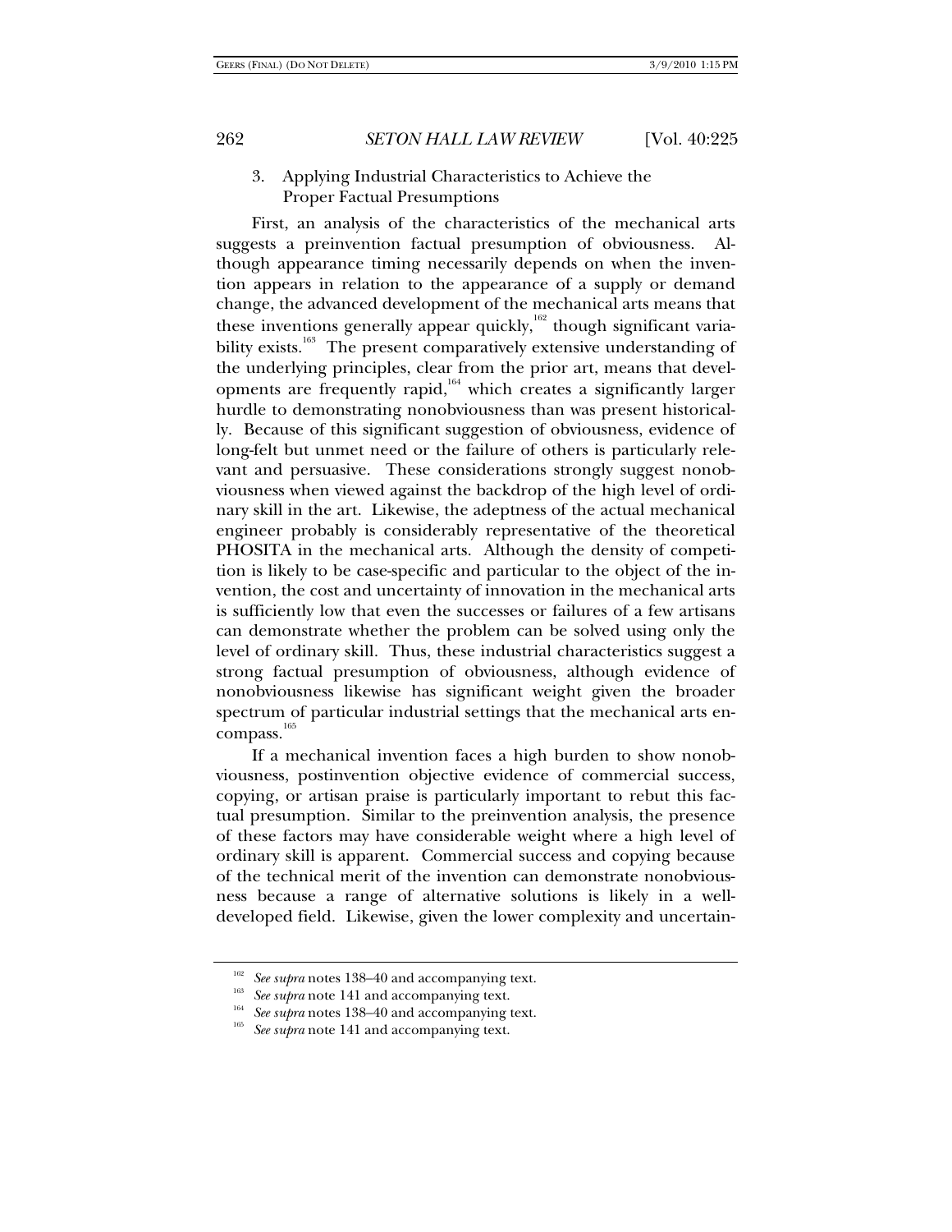### 3. Applying Industrial Characteristics to Achieve the Proper Factual Presumptions

First, an analysis of the characteristics of the mechanical arts suggests a preinvention factual presumption of obviousness. Although appearance timing necessarily depends on when the invention appears in relation to the appearance of a supply or demand change, the advanced development of the mechanical arts means that these inventions generally appear quickly,[162] though significant variability exists.[163] The present comparatively extensive understanding of the underlying principles, clear from the prior art, means that developments are frequently rapid,[164] which creates a significantly larger hurdle to demonstrating nonobviousness than was present historically. Because of this significant suggestion of obviousness, evidence of long-felt but unmet need or the failure of others is particularly relevant and persuasive. These considerations strongly suggest nonobviousness when viewed against the backdrop of the high level of ordinary skill in the art. Likewise, the adeptness of the actual mechanical engineer probably is considerably representative of the theoretical PHOSITA in the mechanical arts. Although the density of competition is likely to be case-specific and particular to the object of the invention, the cost and uncertainty of innovation in the mechanical arts is sufficiently low that even the successes or failures of a few artisans can demonstrate whether the problem can be solved using only the level of ordinary skill. Thus, these industrial characteristics suggest a strong factual presumption of obviousness, although evidence of nonobviousness likewise has significant weight given the broader spectrum of particular industrial settings that the mechanical arts encompass.[165]

If a mechanical invention faces a high burden to show nonobviousness, postinvention objective evidence of commercial success, copying, or artisan praise is particularly important to rebut this factual presumption. Similar to the preinvention analysis, the presence of these factors may have considerable weight where a high level of ordinary skill is apparent. Commercial success and copying because of the technical merit of the invention can demonstrate nonobviousness because a range of alternative solutions is likely in a well-developed field. Likewise, given the lower complexity and uncertain-

---

[162] *See supra* notes 138–40 and accompanying text.

[163] *See supra* note 141 and accompanying text.

[164] *See supra* notes 138–40 and accompanying text.

[165] *See supra* note 141 and accompanying text.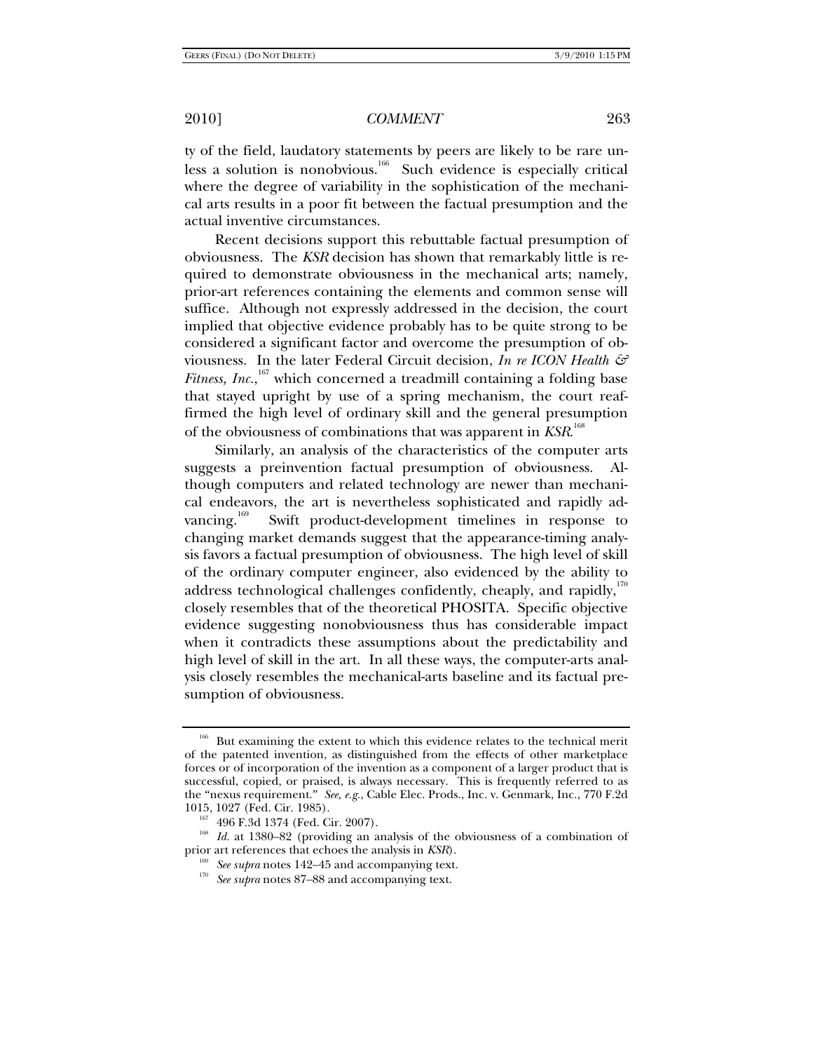ty of the field, laudatory statements by peers are likely to be rare unless a solution is nonobvious.[166] Such evidence is especially critical where the degree of variability in the sophistication of the mechanical arts results in a poor fit between the factual presumption and the actual inventive circumstances.

Recent decisions support this rebuttable factual presumption of obviousness. The *KSR* decision has shown that remarkably little is required to demonstrate obviousness in the mechanical arts; namely, prior-art references containing the elements and common sense will suffice. Although not expressly addressed in the decision, the court implied that objective evidence probably has to be quite strong to be considered a significant factor and overcome the presumption of obviousness. In the later Federal Circuit decision, *In re ICON Health & Fitness, Inc.*,[167] which concerned a treadmill containing a folding base that stayed upright by use of a spring mechanism, the court reaffirmed the high level of ordinary skill and the general presumption of the obviousness of combinations that was apparent in *KSR*.[168]

Similarly, an analysis of the characteristics of the computer arts suggests a preinvention factual presumption of obviousness. Although computers and related technology are newer than mechanical endeavors, the art is nevertheless sophisticated and rapidly advancing.[169] Swift product-development timelines in response to changing market demands suggest that the appearance-timing analysis favors a factual presumption of obviousness. The high level of skill of the ordinary computer engineer, also evidenced by the ability to address technological challenges confidently, cheaply, and rapidly,[170] closely resembles that of the theoretical PHOSITA. Specific objective evidence suggesting nonobviousness thus has considerable impact when it contradicts these assumptions about the predictability and high level of skill in the art. In all these ways, the computer-arts analysis closely resembles the mechanical-arts baseline and its factual presumption of obviousness.

---

[166] But examining the extent to which this evidence relates to the technical merit of the patented invention, as distinguished from the effects of other marketplace forces or of incorporation of the invention as a component of a larger product that is successful, copied, or praised, is always necessary. This is frequently referred to as the "nexus requirement." *See, e.g.*, Cable Elec. Prods., Inc. v. Genmark, Inc., 770 F.2d 1015, 1027 (Fed. Cir. 1985).

[167] 496 F.3d 1374 (Fed. Cir. 2007).

[168] *Id.* at 1380–82 (providing an analysis of the obviousness of a combination of prior art references that echoes the analysis in *KSR*).

[169] *See supra* notes 142–45 and accompanying text.

[170] *See supra* notes 87–88 and accompanying text.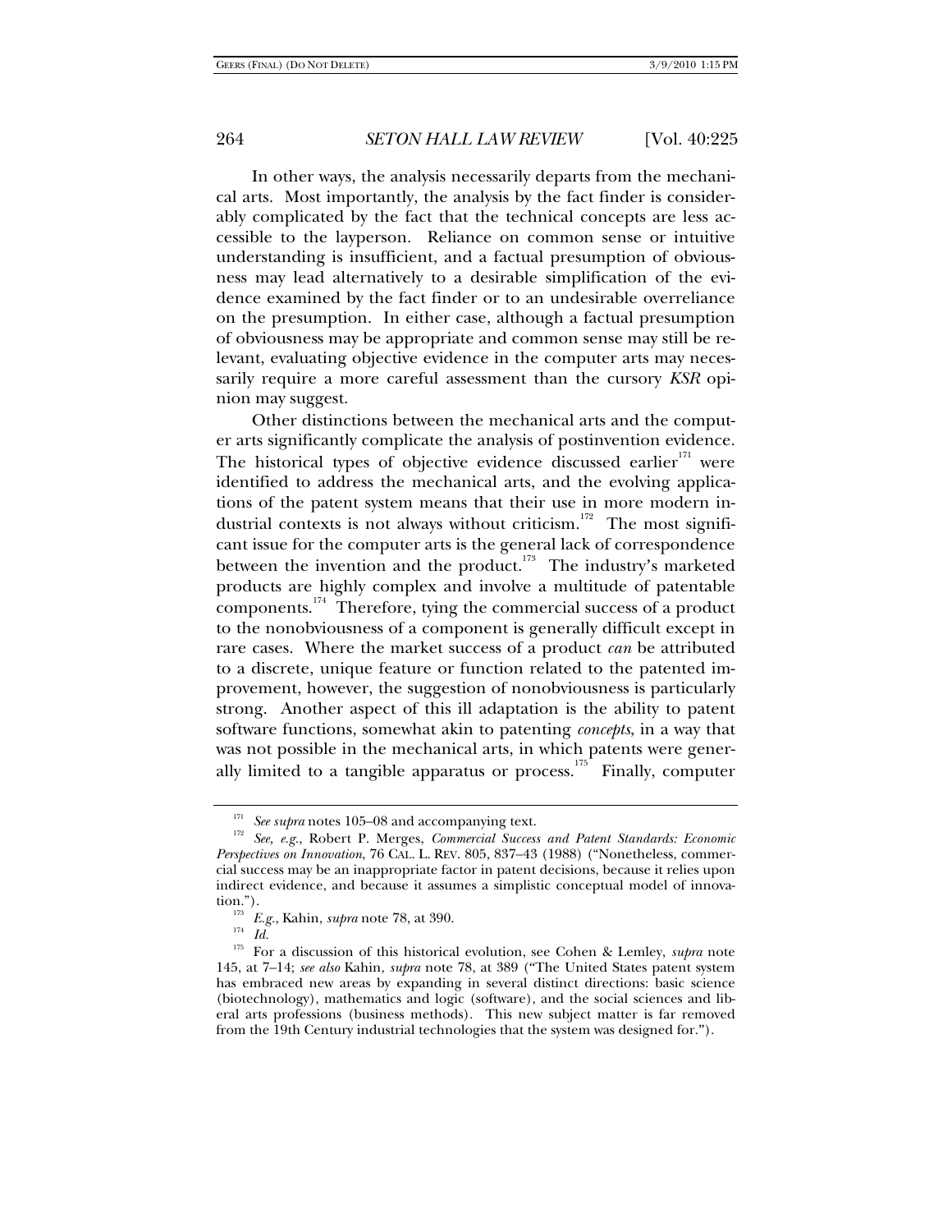In other ways, the analysis necessarily departs from the mechanical arts. Most importantly, the analysis by the fact finder is considerably complicated by the fact that the technical concepts are less accessible to the layperson. Reliance on common sense or intuitive understanding is insufficient, and a factual presumption of obviousness may lead alternatively to a desirable simplification of the evidence examined by the fact finder or to an undesirable overreliance on the presumption. In either case, although a factual presumption of obviousness may be appropriate and common sense may still be relevant, evaluating objective evidence in the computer arts may necessarily require a more careful assessment than the cursory *KSR* opinion may suggest.

Other distinctions between the mechanical arts and the computer arts significantly complicate the analysis of postinvention evidence. The historical types of objective evidence discussed earlier[171] were identified to address the mechanical arts, and the evolving applications of the patent system means that their use in more modern industrial contexts is not always without criticism.[172] The most significant issue for the computer arts is the general lack of correspondence between the invention and the product.[173] The industry's marketed products are highly complex and involve a multitude of patentable components.[174] Therefore, tying the commercial success of a product to the nonobviousness of a component is generally difficult except in rare cases. Where the market success of a product *can* be attributed to a discrete, unique feature or function related to the patented improvement, however, the suggestion of nonobviousness is particularly strong. Another aspect of this ill adaptation is the ability to patent software functions, somewhat akin to patenting *concepts*, in a way that was not possible in the mechanical arts, in which patents were generally limited to a tangible apparatus or process.[175] Finally, computer

---

[171] *See supra* notes 105–08 and accompanying text.

[172] *See, e.g.*, Robert P. Merges, *Commercial Success and Patent Standards: Economic Perspectives on Innovation*, 76 CAL. L. REV. 805, 837–43 (1988) ("Nonetheless, commercial success may be an inappropriate factor in patent decisions, because it relies upon indirect evidence, and because it assumes a simplistic conceptual model of innovation.").

[173] *E.g.*, Kahin, *supra* note 78, at 390.

[174] *Id.*

[175] For a discussion of this historical evolution, see Cohen & Lemley, *supra* note 145, at 7–14; *see also* Kahin, *supra* note 78, at 389 ("The United States patent system has embraced new areas by expanding in several distinct directions: basic science (biotechnology), mathematics and logic (software), and the social sciences and liberal arts professions (business methods). This new subject matter is far removed from the 19th Century industrial technologies that the system was designed for.").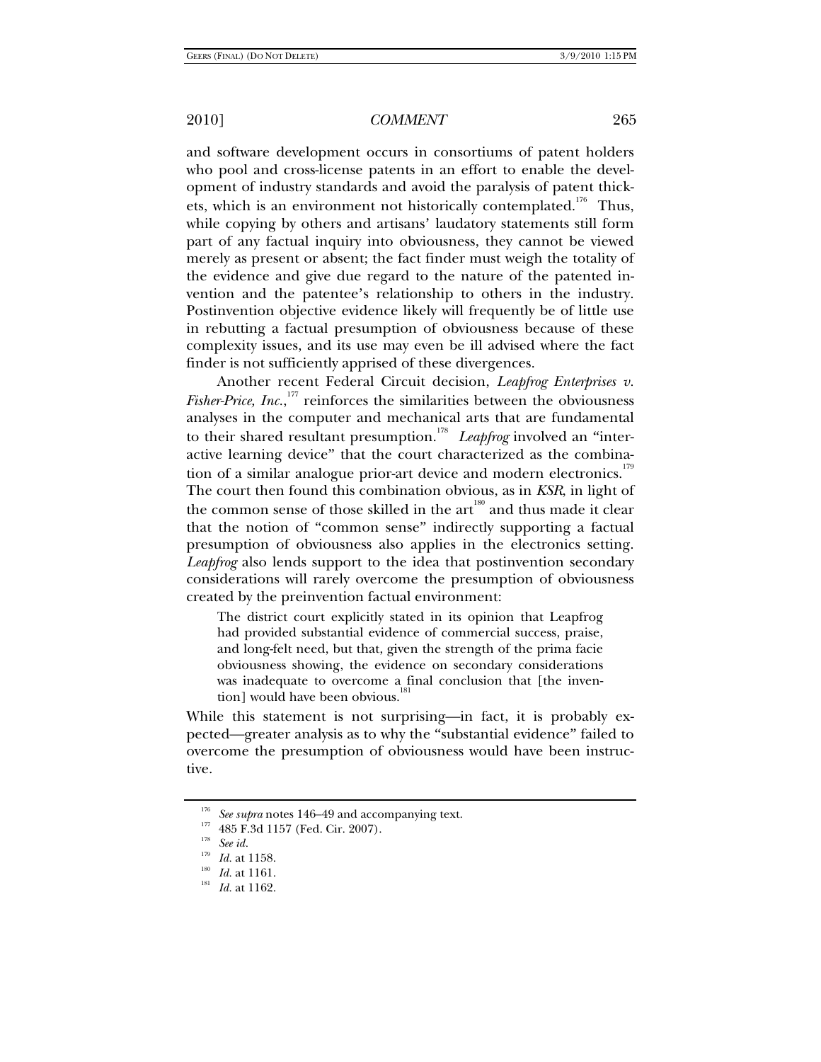and software development occurs in consortiums of patent holders who pool and cross-license patents in an effort to enable the development of industry standards and avoid the paralysis of patent thickets, which is an environment not historically contemplated.[176] Thus, while copying by others and artisans' laudatory statements still form part of any factual inquiry into obviousness, they cannot be viewed merely as present or absent; the fact finder must weigh the totality of the evidence and give due regard to the nature of the patented invention and the patentee's relationship to others in the industry. Postinvention objective evidence likely will frequently be of little use in rebutting a factual presumption of obviousness because of these complexity issues, and its use may even be ill advised where the fact finder is not sufficiently apprised of these divergences.

Another recent Federal Circuit decision, *Leapfrog Enterprises v. Fisher-Price, Inc.*,[177] reinforces the similarities between the obviousness analyses in the computer and mechanical arts that are fundamental to their shared resultant presumption.[178] *Leapfrog* involved an "interactive learning device" that the court characterized as the combination of a similar analogue prior-art device and modern electronics.[179] The court then found this combination obvious, as in *KSR*, in light of the common sense of those skilled in the art[180] and thus made it clear that the notion of "common sense" indirectly supporting a factual presumption of obviousness also applies in the electronics setting. *Leapfrog* also lends support to the idea that postinvention secondary considerations will rarely overcome the presumption of obviousness created by the preinvention factual environment:

> The district court explicitly stated in its opinion that Leapfrog had provided substantial evidence of commercial success, praise, and long-felt need, but that, given the strength of the prima facie obviousness showing, the evidence on secondary considerations was inadequate to overcome a final conclusion that [the invention] would have been obvious.[181]

While this statement is not surprising—in fact, it is probably expected—greater analysis as to why the "substantial evidence" failed to overcome the presumption of obviousness would have been instructive.

---

[176] *See supra* notes 146–49 and accompanying text.

[177] 485 F.3d 1157 (Fed. Cir. 2007).

[178] *See id.*

[179] *Id.* at 1158.

[180] *Id.* at 1161.

[181] *Id.* at 1162.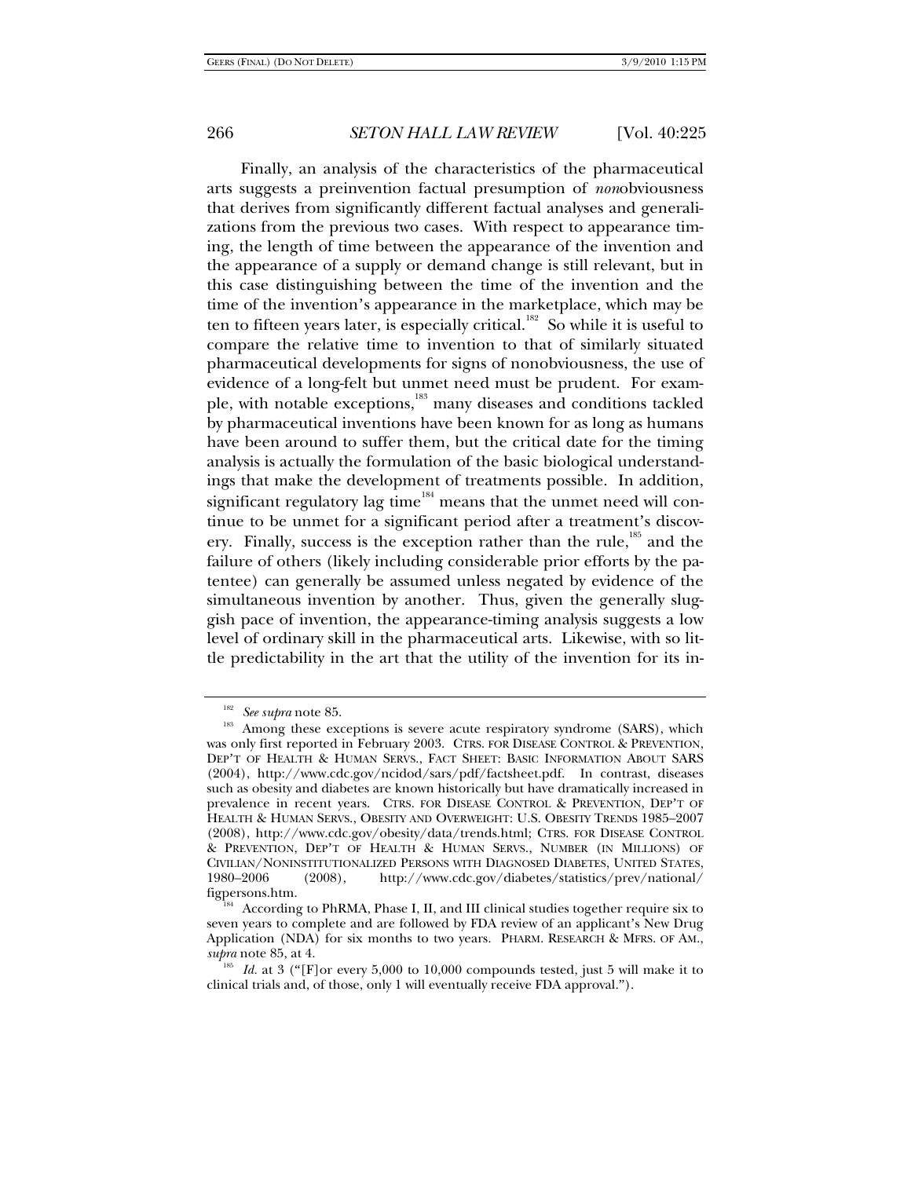Finally, an analysis of the characteristics of the pharmaceutical arts suggests a preinvention factual presumption of *non*obviousness that derives from significantly different factual analyses and generalizations from the previous two cases. With respect to appearance timing, the length of time between the appearance of the invention and the appearance of a supply or demand change is still relevant, but in this case distinguishing between the time of the invention and the time of the invention's appearance in the marketplace, which may be ten to fifteen years later, is especially critical.[182] So while it is useful to compare the relative time to invention to that of similarly situated pharmaceutical developments for signs of nonobviousness, the use of evidence of a long-felt but unmet need must be prudent. For example, with notable exceptions,[183] many diseases and conditions tackled by pharmaceutical inventions have been known for as long as humans have been around to suffer them, but the critical date for the timing analysis is actually the formulation of the basic biological understandings that make the development of treatments possible. In addition, significant regulatory lag time[184] means that the unmet need will continue to be unmet for a significant period after a treatment's discovery. Finally, success is the exception rather than the rule,[185] and the failure of others (likely including considerable prior efforts by the patentee) can generally be assumed unless negated by evidence of the simultaneous invention by another. Thus, given the generally sluggish pace of invention, the appearance-timing analysis suggests a low level of ordinary skill in the pharmaceutical arts. Likewise, with so little predictability in the art that the utility of the invention for its in-

---

[182] *See supra* note 85.

[183] Among these exceptions is severe acute respiratory syndrome (SARS), which was only first reported in February 2003. CTRS. FOR DISEASE CONTROL & PREVENTION, DEP'T OF HEALTH & HUMAN SERVS., FACT SHEET: BASIC INFORMATION ABOUT SARS (2004), http://www.cdc.gov/ncidod/sars/pdf/factsheet.pdf. In contrast, diseases such as obesity and diabetes are known historically but have dramatically increased in prevalence in recent years. CTRS. FOR DISEASE CONTROL & PREVENTION, DEP'T OF HEALTH & HUMAN SERVS., OBESITY AND OVERWEIGHT: U.S. OBESITY TRENDS 1985–2007 (2008), http://www.cdc.gov/obesity/data/trends.html; CTRS. FOR DISEASE CONTROL & PREVENTION, DEP'T OF HEALTH & HUMAN SERVS., NUMBER (IN MILLIONS) OF CIVILIAN/NONINSTITUTIONALIZED PERSONS WITH DIAGNOSED DIABETES, UNITED STATES, 1980–2006 (2008), http://www.cdc.gov/diabetes/statistics/prev/national/figpersons.htm.

[184] According to PhRMA, Phase I, II, and III clinical studies together require six to seven years to complete and are followed by FDA review of an applicant's New Drug Application (NDA) for six months to two years. PHARM. RESEARCH & MFRS. OF AM., *supra* note 85, at 4.

[185] *Id.* at 3 ("[F]or every 5,000 to 10,000 compounds tested, just 5 will make it to clinical trials and, of those, only 1 will eventually receive FDA approval.").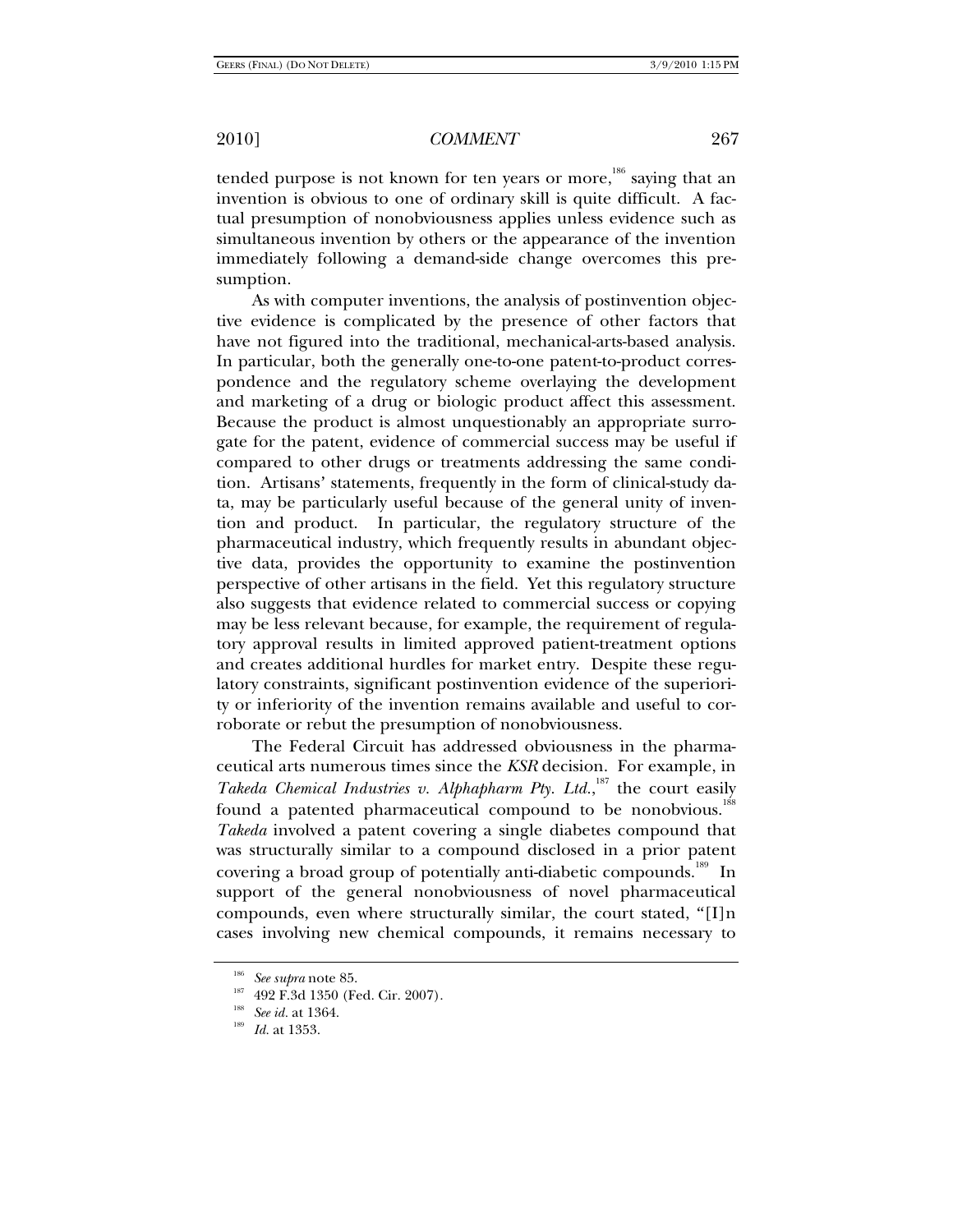tended purpose is not known for ten years or more,[186] saying that an invention is obvious to one of ordinary skill is quite difficult. A factual presumption of nonobviousness applies unless evidence such as simultaneous invention by others or the appearance of the invention immediately following a demand-side change overcomes this presumption.

As with computer inventions, the analysis of postinvention objective evidence is complicated by the presence of other factors that have not figured into the traditional, mechanical-arts-based analysis. In particular, both the generally one-to-one patent-to-product correspondence and the regulatory scheme overlaying the development and marketing of a drug or biologic product affect this assessment. Because the product is almost unquestionably an appropriate surrogate for the patent, evidence of commercial success may be useful if compared to other drugs or treatments addressing the same condition. Artisans' statements, frequently in the form of clinical-study data, may be particularly useful because of the general unity of invention and product. In particular, the regulatory structure of the pharmaceutical industry, which frequently results in abundant objective data, provides the opportunity to examine the postinvention perspective of other artisans in the field. Yet this regulatory structure also suggests that evidence related to commercial success or copying may be less relevant because, for example, the requirement of regulatory approval results in limited approved patient-treatment options and creates additional hurdles for market entry. Despite these regulatory constraints, significant postinvention evidence of the superiority or inferiority of the invention remains available and useful to corroborate or rebut the presumption of nonobviousness.

The Federal Circuit has addressed obviousness in the pharmaceutical arts numerous times since the *KSR* decision. For example, in *Takeda Chemical Industries v. Alphapharm Pty. Ltd.*,[187] the court easily found a patented pharmaceutical compound to be nonobvious.[188] *Takeda* involved a patent covering a single diabetes compound that was structurally similar to a compound disclosed in a prior patent covering a broad group of potentially anti-diabetic compounds.[189] In support of the general nonobviousness of novel pharmaceutical compounds, even where structurally similar, the court stated, "[I]n cases involving new chemical compounds, it remains necessary to

---

[186] *See supra* note 85.

[187] 492 F.3d 1350 (Fed. Cir. 2007).

[188] *See id.* at 1364.

[189] *Id.* at 1353.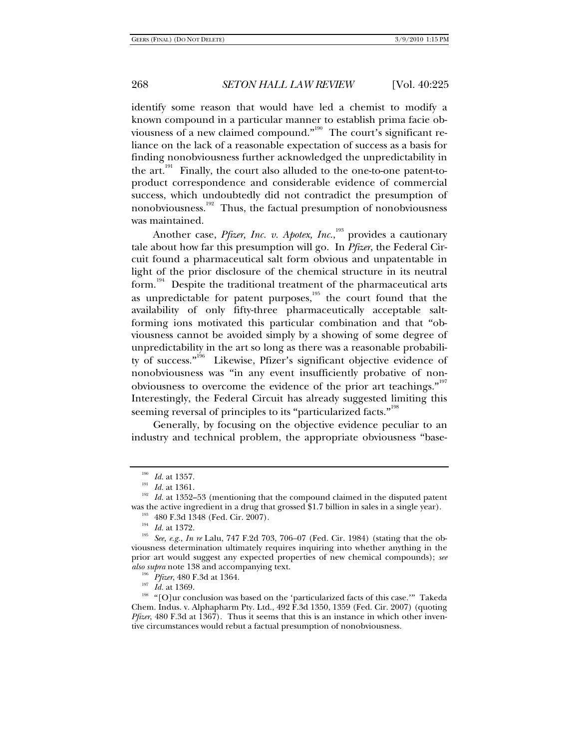identify some reason that would have led a chemist to modify a known compound in a particular manner to establish prima facie obviousness of a new claimed compound."[190] The court's significant reliance on the lack of a reasonable expectation of success as a basis for finding nonobviousness further acknowledged the unpredictability in the art.[191] Finally, the court also alluded to the one-to-one patent-to-product correspondence and considerable evidence of commercial success, which undoubtedly did not contradict the presumption of nonobviousness.[192] Thus, the factual presumption of nonobviousness was maintained.

Another case, *Pfizer, Inc. v. Apotex, Inc.*,[193] provides a cautionary tale about how far this presumption will go. In *Pfizer*, the Federal Circuit found a pharmaceutical salt form obvious and unpatentable in light of the prior disclosure of the chemical structure in its neutral form.[194] Despite the traditional treatment of the pharmaceutical arts as unpredictable for patent purposes,[195] the court found that the availability of only fifty-three pharmaceutically acceptable salt-forming ions motivated this particular combination and that "obviousness cannot be avoided simply by a showing of some degree of unpredictability in the art so long as there was a reasonable probability of success."[196] Likewise, Pfizer's significant objective evidence of nonobviousness was "in any event insufficiently probative of nonobviousness to overcome the evidence of the prior art teachings."[197] Interestingly, the Federal Circuit has already suggested limiting this seeming reversal of principles to its "particularized facts."[198]

Generally, by focusing on the objective evidence peculiar to an industry and technical problem, the appropriate obviousness "base-

---

[190] *Id.* at 1357.

[191] *Id.* at 1361.

[192] *Id.* at 1352–53 (mentioning that the compound claimed in the disputed patent was the active ingredient in a drug that grossed $1.7 billion in sales in a single year).

[193] 480 F.3d 1348 (Fed. Cir. 2007).

[194] *Id.* at 1372.

[195] *See, e.g.*, *In re* Lalu, 747 F.2d 703, 706–07 (Fed. Cir. 1984) (stating that the obviousness determination ultimately requires inquiring into whether anything in the prior art would suggest any expected properties of new chemical compounds); *see also supra* note 138 and accompanying text.

[196] *Pfizer*, 480 F.3d at 1364.

[197] *Id.* at 1369.

[198] "[O]ur conclusion was based on the 'particularized facts of this case.'" Takeda Chem. Indus. v. Alphapharm Pty. Ltd., 492 F.3d 1350, 1359 (Fed. Cir. 2007) (quoting *Pfizer*, 480 F.3d at 1367). Thus it seems that this is an instance in which other inventive circumstances would rebut a factual presumption of nonobviousness.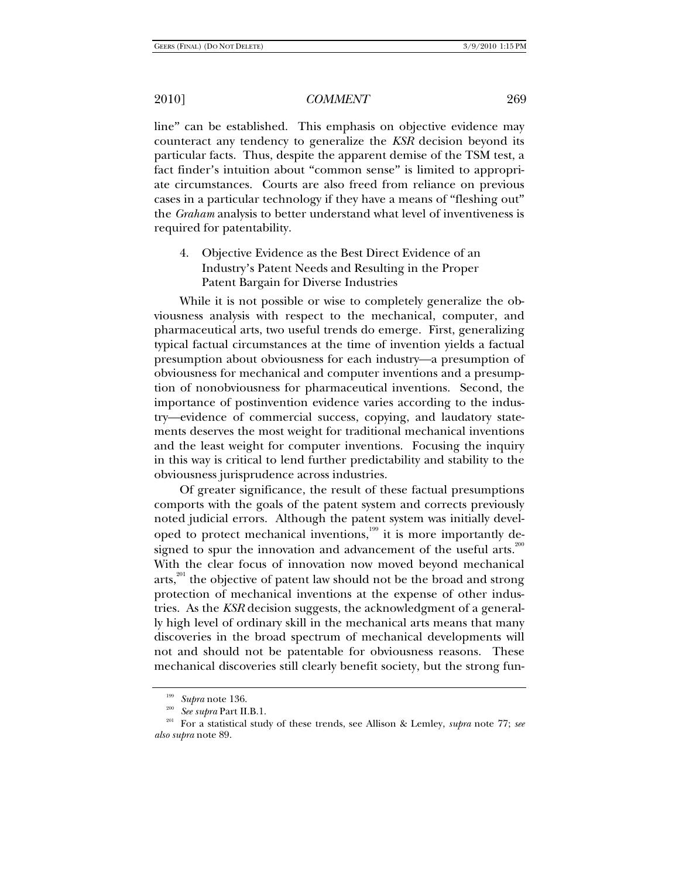line" can be established. This emphasis on objective evidence may counteract any tendency to generalize the *KSR* decision beyond its particular facts. Thus, despite the apparent demise of the TSM test, a fact finder's intuition about "common sense" is limited to appropriate circumstances. Courts are also freed from reliance on previous cases in a particular technology if they have a means of "fleshing out" the *Graham* analysis to better understand what level of inventiveness is required for patentability.

### 4. Objective Evidence as the Best Direct Evidence of an Industry's Patent Needs and Resulting in the Proper Patent Bargain for Diverse Industries

While it is not possible or wise to completely generalize the obviousness analysis with respect to the mechanical, computer, and pharmaceutical arts, two useful trends do emerge. First, generalizing typical factual circumstances at the time of invention yields a factual presumption about obviousness for each industry—a presumption of obviousness for mechanical and computer inventions and a presumption of nonobviousness for pharmaceutical inventions. Second, the importance of postinvention evidence varies according to the industry—evidence of commercial success, copying, and laudatory statements deserves the most weight for traditional mechanical inventions and the least weight for computer inventions. Focusing the inquiry in this way is critical to lend further predictability and stability to the obviousness jurisprudence across industries.

Of greater significance, the result of these factual presumptions comports with the goals of the patent system and corrects previously noted judicial errors. Although the patent system was initially developed to protect mechanical inventions,[199] it is more importantly designed to spur the innovation and advancement of the useful arts.[200] With the clear focus of innovation now moved beyond mechanical arts,[201] the objective of patent law should not be the broad and strong protection of mechanical inventions at the expense of other industries. As the *KSR* decision suggests, the acknowledgment of a generally high level of ordinary skill in the mechanical arts means that many discoveries in the broad spectrum of mechanical developments will not and should not be patentable for obviousness reasons. These mechanical discoveries still clearly benefit society, but the strong fun-

---

[199] *Supra* note 136.

[200] *See supra* Part II.B.1.

[201] For a statistical study of these trends, see Allison & Lemley, *supra* note 77; *see also supra* note 89.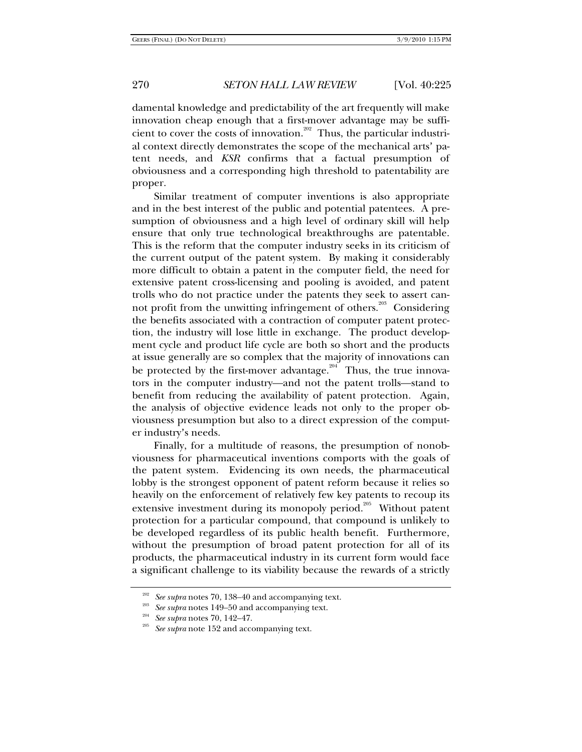damental knowledge and predictability of the art frequently will make innovation cheap enough that a first-mover advantage may be sufficient to cover the costs of innovation.[202] Thus, the particular industrial context directly demonstrates the scope of the mechanical arts' patent needs, and *KSR* confirms that a factual presumption of obviousness and a corresponding high threshold to patentability are proper.

Similar treatment of computer inventions is also appropriate and in the best interest of the public and potential patentees. A presumption of obviousness and a high level of ordinary skill will help ensure that only true technological breakthroughs are patentable. This is the reform that the computer industry seeks in its criticism of the current output of the patent system. By making it considerably more difficult to obtain a patent in the computer field, the need for extensive patent cross-licensing and pooling is avoided, and patent trolls who do not practice under the patents they seek to assert cannot profit from the unwitting infringement of others.[203] Considering the benefits associated with a contraction of computer patent protection, the industry will lose little in exchange. The product development cycle and product life cycle are both so short and the products at issue generally are so complex that the majority of innovations can be protected by the first-mover advantage.[204] Thus, the true innovators in the computer industry—and not the patent trolls—stand to benefit from reducing the availability of patent protection. Again, the analysis of objective evidence leads not only to the proper obviousness presumption but also to a direct expression of the computer industry's needs.

Finally, for a multitude of reasons, the presumption of nonobviousness for pharmaceutical inventions comports with the goals of the patent system. Evidencing its own needs, the pharmaceutical lobby is the strongest opponent of patent reform because it relies so heavily on the enforcement of relatively few key patents to recoup its extensive investment during its monopoly period.[205] Without patent protection for a particular compound, that compound is unlikely to be developed regardless of its public health benefit. Furthermore, without the presumption of broad patent protection for all of its products, the pharmaceutical industry in its current form would face a significant challenge to its viability because the rewards of a strictly

---

[202] *See supra* notes 70, 138–40 and accompanying text.

[203] *See supra* notes 149–50 and accompanying text.

[204] *See supra* notes 70, 142–47.

[205] *See supra* note 152 and accompanying text.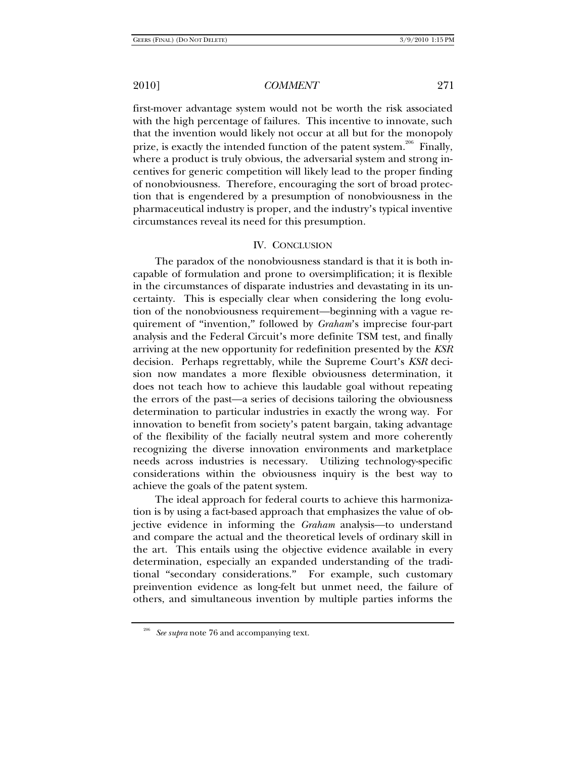first-mover advantage system would not be worth the risk associated with the high percentage of failures. This incentive to innovate, such that the invention would likely not occur at all but for the monopoly prize, is exactly the intended function of the patent system.[206] Finally, where a product is truly obvious, the adversarial system and strong incentives for generic competition will likely lead to the proper finding of nonobviousness. Therefore, encouraging the sort of broad protection that is engendered by a presumption of nonobviousness in the pharmaceutical industry is proper, and the industry's typical inventive circumstances reveal its need for this presumption.

## IV. CONCLUSION

The paradox of the nonobviousness standard is that it is both incapable of formulation and prone to oversimplification; it is flexible in the circumstances of disparate industries and devastating in its uncertainty. This is especially clear when considering the long evolution of the nonobviousness requirement—beginning with a vague requirement of "invention," followed by *Graham*'s imprecise four-part analysis and the Federal Circuit's more definite TSM test, and finally arriving at the new opportunity for redefinition presented by the *KSR* decision. Perhaps regrettably, while the Supreme Court's *KSR* decision now mandates a more flexible obviousness determination, it does not teach how to achieve this laudable goal without repeating the errors of the past—a series of decisions tailoring the obviousness determination to particular industries in exactly the wrong way. For innovation to benefit from society's patent bargain, taking advantage of the flexibility of the facially neutral system and more coherently recognizing the diverse innovation environments and marketplace needs across industries is necessary. Utilizing technology-specific considerations within the obviousness inquiry is the best way to achieve the goals of the patent system.

The ideal approach for federal courts to achieve this harmonization is by using a fact-based approach that emphasizes the value of objective evidence in informing the *Graham* analysis—to understand and compare the actual and the theoretical levels of ordinary skill in the art. This entails using the objective evidence available in every determination, especially an expanded understanding of the traditional "secondary considerations." For example, such customary preinvention evidence as long-felt but unmet need, the failure of others, and simultaneous invention by multiple parties informs the

[206] *See supra* note 76 and accompanying text.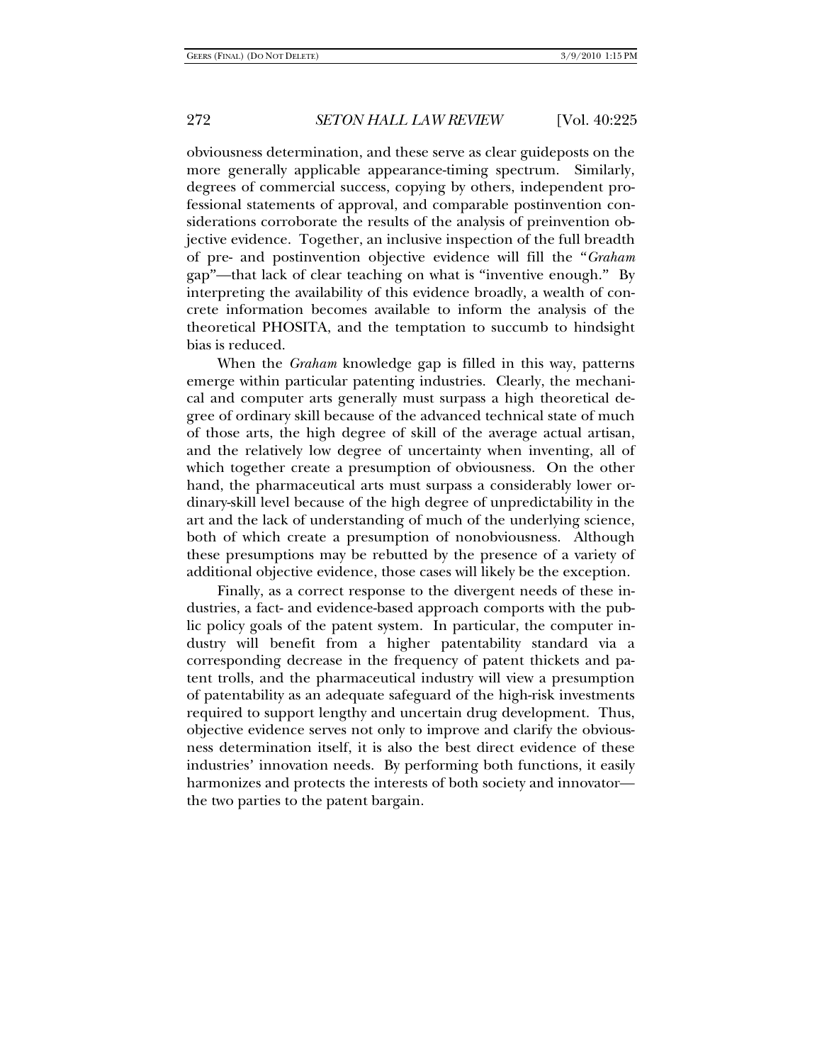obviousness determination, and these serve as clear guideposts on the more generally applicable appearance-timing spectrum. Similarly, degrees of commercial success, copying by others, independent professional statements of approval, and comparable postinvention considerations corroborate the results of the analysis of preinvention objective evidence. Together, an inclusive inspection of the full breadth of pre- and postinvention objective evidence will fill the "*Graham* gap"—that lack of clear teaching on what is "inventive enough." By interpreting the availability of this evidence broadly, a wealth of concrete information becomes available to inform the analysis of the theoretical PHOSITA, and the temptation to succumb to hindsight bias is reduced.

When the *Graham* knowledge gap is filled in this way, patterns emerge within particular patenting industries. Clearly, the mechanical and computer arts generally must surpass a high theoretical degree of ordinary skill because of the advanced technical state of much of those arts, the high degree of skill of the average actual artisan, and the relatively low degree of uncertainty when inventing, all of which together create a presumption of obviousness. On the other hand, the pharmaceutical arts must surpass a considerably lower ordinary-skill level because of the high degree of unpredictability in the art and the lack of understanding of much of the underlying science, both of which create a presumption of nonobviousness. Although these presumptions may be rebutted by the presence of a variety of additional objective evidence, those cases will likely be the exception.

Finally, as a correct response to the divergent needs of these industries, a fact- and evidence-based approach comports with the public policy goals of the patent system. In particular, the computer industry will benefit from a higher patentability standard via a corresponding decrease in the frequency of patent thickets and patent trolls, and the pharmaceutical industry will view a presumption of patentability as an adequate safeguard of the high-risk investments required to support lengthy and uncertain drug development. Thus, objective evidence serves not only to improve and clarify the obviousness determination itself, it is also the best direct evidence of these industries' innovation needs. By performing both functions, it easily harmonizes and protects the interests of both society and innovator—the two parties to the patent bargain.